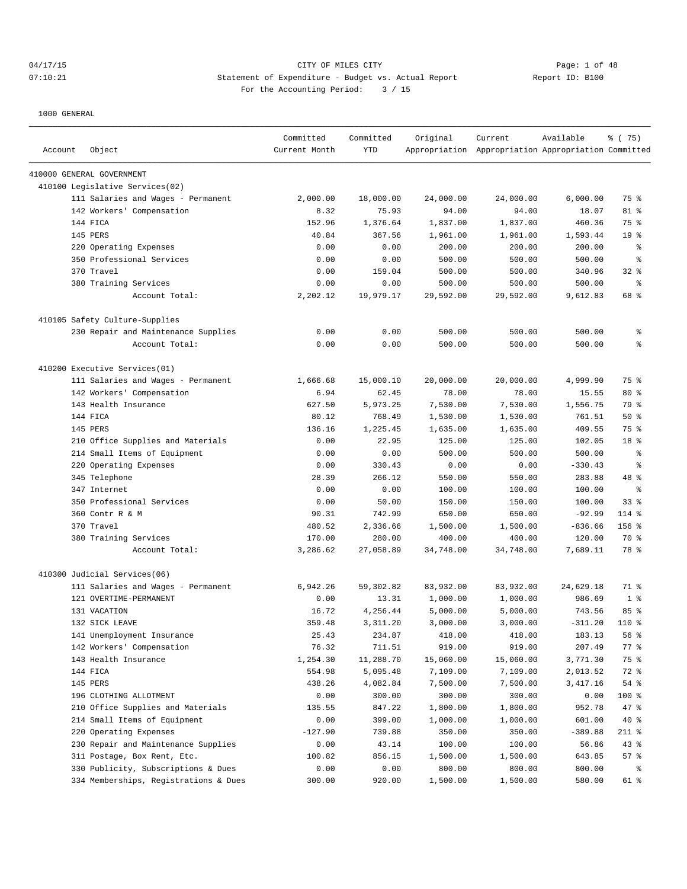CITY OF MILES CITY

Statement of Expenditure - Budget vs. Actual Report

For the Accounting Period: 3 / 15

04/17/15 07:10:21 Report ID: B100

1000 GENERAL

| Account | Object | Committed Current Month | Committed YTD | Original Appropriation | Current Appropriation | Available Appropriation | % ( 75) Committed |
|---|---|---|---|---|---|---|---|
| 410000 GENERAL GOVERNMENT | | | | | | | |
| 410100 Legislative Services(02) | | | | | | | |
| | 111 Salaries and Wages - Permanent | 2,000.00 | 18,000.00 | 24,000.00 | 24,000.00 | 6,000.00 | 75 % |
| | 142 Workers' Compensation | 8.32 | 75.93 | 94.00 | 94.00 | 18.07 | 81 % |
| | 144 FICA | 152.96 | 1,376.64 | 1,837.00 | 1,837.00 | 460.36 | 75 % |
| | 145 PERS | 40.84 | 367.56 | 1,961.00 | 1,961.00 | 1,593.44 | 19 % |
| | 220 Operating Expenses | 0.00 | 0.00 | 200.00 | 200.00 | 200.00 | % |
| | 350 Professional Services | 0.00 | 0.00 | 500.00 | 500.00 | 500.00 | % |
| | 370 Travel | 0.00 | 159.04 | 500.00 | 500.00 | 340.96 | 32 % |
| | 380 Training Services | 0.00 | 0.00 | 500.00 | 500.00 | 500.00 | % |
| | Account Total: | 2,202.12 | 19,979.17 | 29,592.00 | 29,592.00 | 9,612.83 | 68 % |
| 410105 Safety Culture-Supplies | | | | | | | |
| | 230 Repair and Maintenance Supplies | 0.00 | 0.00 | 500.00 | 500.00 | 500.00 | % |
| | Account Total: | 0.00 | 0.00 | 500.00 | 500.00 | 500.00 | % |
| 410200 Executive Services(01) | | | | | | | |
| | 111 Salaries and Wages - Permanent | 1,666.68 | 15,000.10 | 20,000.00 | 20,000.00 | 4,999.90 | 75 % |
| | 142 Workers' Compensation | 6.94 | 62.45 | 78.00 | 78.00 | 15.55 | 80 % |
| | 143 Health Insurance | 627.50 | 5,973.25 | 7,530.00 | 7,530.00 | 1,556.75 | 79 % |
| | 144 FICA | 80.12 | 768.49 | 1,530.00 | 1,530.00 | 761.51 | 50 % |
| | 145 PERS | 136.16 | 1,225.45 | 1,635.00 | 1,635.00 | 409.55 | 75 % |
| | 210 Office Supplies and Materials | 0.00 | 22.95 | 125.00 | 125.00 | 102.05 | 18 % |
| | 214 Small Items of Equipment | 0.00 | 0.00 | 500.00 | 500.00 | 500.00 | % |
| | 220 Operating Expenses | 0.00 | 330.43 | 0.00 | 0.00 | -330.43 | % |
| | 345 Telephone | 28.39 | 266.12 | 550.00 | 550.00 | 283.88 | 48 % |
| | 347 Internet | 0.00 | 0.00 | 100.00 | 100.00 | 100.00 | % |
| | 350 Professional Services | 0.00 | 50.00 | 150.00 | 150.00 | 100.00 | 33 % |
| | 360 Contr R & M | 90.31 | 742.99 | 650.00 | 650.00 | -92.99 | 114 % |
| | 370 Travel | 480.52 | 2,336.66 | 1,500.00 | 1,500.00 | -836.66 | 156 % |
| | 380 Training Services | 170.00 | 280.00 | 400.00 | 400.00 | 120.00 | 70 % |
| | Account Total: | 3,286.62 | 27,058.89 | 34,748.00 | 34,748.00 | 7,689.11 | 78 % |
| 410300 Judicial Services(06) | | | | | | | |
| | 111 Salaries and Wages - Permanent | 6,942.26 | 59,302.82 | 83,932.00 | 83,932.00 | 24,629.18 | 71 % |
| | 121 OVERTIME-PERMANENT | 0.00 | 13.31 | 1,000.00 | 1,000.00 | 986.69 | 1 % |
| | 131 VACATION | 16.72 | 4,256.44 | 5,000.00 | 5,000.00 | 743.56 | 85 % |
| | 132 SICK LEAVE | 359.48 | 3,311.20 | 3,000.00 | 3,000.00 | -311.20 | 110 % |
| | 141 Unemployment Insurance | 25.43 | 234.87 | 418.00 | 418.00 | 183.13 | 56 % |
| | 142 Workers' Compensation | 76.32 | 711.51 | 919.00 | 919.00 | 207.49 | 77 % |
| | 143 Health Insurance | 1,254.30 | 11,288.70 | 15,060.00 | 15,060.00 | 3,771.30 | 75 % |
| | 144 FICA | 554.98 | 5,095.48 | 7,109.00 | 7,109.00 | 2,013.52 | 72 % |
| | 145 PERS | 438.26 | 4,082.84 | 7,500.00 | 7,500.00 | 3,417.16 | 54 % |
| | 196 CLOTHING ALLOTMENT | 0.00 | 300.00 | 300.00 | 300.00 | 0.00 | 100 % |
| | 210 Office Supplies and Materials | 135.55 | 847.22 | 1,800.00 | 1,800.00 | 952.78 | 47 % |
| | 214 Small Items of Equipment | 0.00 | 399.00 | 1,000.00 | 1,000.00 | 601.00 | 40 % |
| | 220 Operating Expenses | -127.90 | 739.88 | 350.00 | 350.00 | -389.88 | 211 % |
| | 230 Repair and Maintenance Supplies | 0.00 | 43.14 | 100.00 | 100.00 | 56.86 | 43 % |
| | 311 Postage, Box Rent, Etc. | 100.82 | 856.15 | 1,500.00 | 1,500.00 | 643.85 | 57 % |
| | 330 Publicity, Subscriptions & Dues | 0.00 | 0.00 | 800.00 | 800.00 | 800.00 | % |
| | 334 Memberships, Registrations & Dues | 300.00 | 920.00 | 1,500.00 | 1,500.00 | 580.00 | 61 % |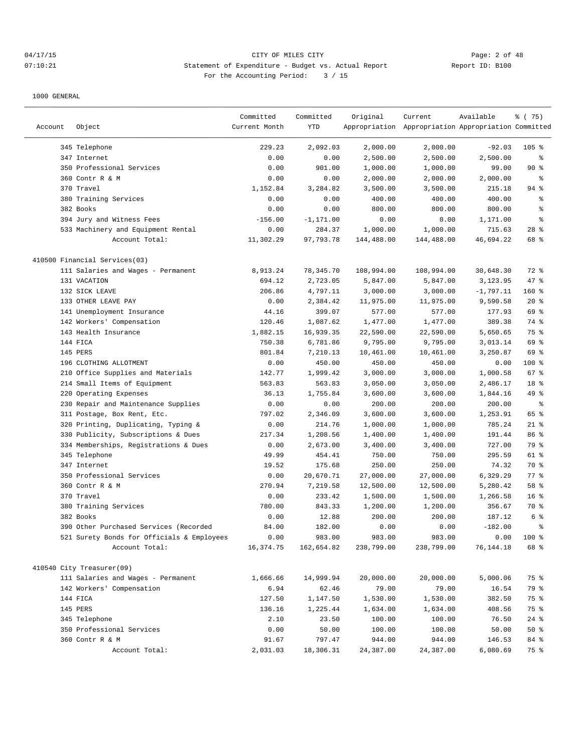04/17/15 CITY OF MILES CITY
07:10:21 Statement of Expenditure - Budget vs. Actual Report Report ID: B100
For the Accounting Period: 3 / 15

1000 GENERAL

| Account | Object | Committed Current Month | Committed YTD | Original Appropriation | Current Appropriation | Available Appropriation | % ( 75) Committed |
|---|---|---|---|---|---|---|---|
| | 345 Telephone | 229.23 | 2,092.03 | 2,000.00 | 2,000.00 | -92.03 | 105 % |
| | 347 Internet | 0.00 | 0.00 | 2,500.00 | 2,500.00 | 2,500.00 | % |
| | 350 Professional Services | 0.00 | 901.00 | 1,000.00 | 1,000.00 | 99.00 | 90 % |
| | 360 Contr R & M | 0.00 | 0.00 | 2,000.00 | 2,000.00 | 2,000.00 | % |
| | 370 Travel | 1,152.84 | 3,284.82 | 3,500.00 | 3,500.00 | 215.18 | 94 % |
| | 380 Training Services | 0.00 | 0.00 | 400.00 | 400.00 | 400.00 | % |
| | 382 Books | 0.00 | 0.00 | 800.00 | 800.00 | 800.00 | % |
| | 394 Jury and Witness Fees | -156.00 | -1,171.00 | 0.00 | 0.00 | 1,171.00 | % |
| | 533 Machinery and Equipment Rental | 0.00 | 284.37 | 1,000.00 | 1,000.00 | 715.63 | 28 % |
| | Account Total: | 11,302.29 | 97,793.78 | 144,488.00 | 144,488.00 | 46,694.22 | 68 % |
| 410500 Financial Services(03) | | | | | | | |
| | 111 Salaries and Wages - Permanent | 8,913.24 | 78,345.70 | 108,994.00 | 108,994.00 | 30,648.30 | 72 % |
| | 131 VACATION | 694.12 | 2,723.05 | 5,847.00 | 5,847.00 | 3,123.95 | 47 % |
| | 132 SICK LEAVE | 206.86 | 4,797.11 | 3,000.00 | 3,000.00 | -1,797.11 | 160 % |
| | 133 OTHER LEAVE PAY | 0.00 | 2,384.42 | 11,975.00 | 11,975.00 | 9,590.58 | 20 % |
| | 141 Unemployment Insurance | 44.16 | 399.07 | 577.00 | 577.00 | 177.93 | 69 % |
| | 142 Workers' Compensation | 120.46 | 1,087.62 | 1,477.00 | 1,477.00 | 389.38 | 74 % |
| | 143 Health Insurance | 1,882.15 | 16,939.35 | 22,590.00 | 22,590.00 | 5,650.65 | 75 % |
| | 144 FICA | 750.38 | 6,781.86 | 9,795.00 | 9,795.00 | 3,013.14 | 69 % |
| | 145 PERS | 801.84 | 7,210.13 | 10,461.00 | 10,461.00 | 3,250.87 | 69 % |
| | 196 CLOTHING ALLOTMENT | 0.00 | 450.00 | 450.00 | 450.00 | 0.00 | 100 % |
| | 210 Office Supplies and Materials | 142.77 | 1,999.42 | 3,000.00 | 3,000.00 | 1,000.58 | 67 % |
| | 214 Small Items of Equipment | 563.83 | 563.83 | 3,050.00 | 3,050.00 | 2,486.17 | 18 % |
| | 220 Operating Expenses | 36.13 | 1,755.84 | 3,600.00 | 3,600.00 | 1,844.16 | 49 % |
| | 230 Repair and Maintenance Supplies | 0.00 | 0.00 | 200.00 | 200.00 | 200.00 | % |
| | 311 Postage, Box Rent, Etc. | 797.02 | 2,346.09 | 3,600.00 | 3,600.00 | 1,253.91 | 65 % |
| | 320 Printing, Duplicating, Typing & | 0.00 | 214.76 | 1,000.00 | 1,000.00 | 785.24 | 21 % |
| | 330 Publicity, Subscriptions & Dues | 217.34 | 1,208.56 | 1,400.00 | 1,400.00 | 191.44 | 86 % |
| | 334 Memberships, Registrations & Dues | 0.00 | 2,673.00 | 3,400.00 | 3,400.00 | 727.00 | 79 % |
| | 345 Telephone | 49.99 | 454.41 | 750.00 | 750.00 | 295.59 | 61 % |
| | 347 Internet | 19.52 | 175.68 | 250.00 | 250.00 | 74.32 | 70 % |
| | 350 Professional Services | 0.00 | 20,670.71 | 27,000.00 | 27,000.00 | 6,329.29 | 77 % |
| | 360 Contr R & M | 270.94 | 7,219.58 | 12,500.00 | 12,500.00 | 5,280.42 | 58 % |
| | 370 Travel | 0.00 | 233.42 | 1,500.00 | 1,500.00 | 1,266.58 | 16 % |
| | 380 Training Services | 780.00 | 843.33 | 1,200.00 | 1,200.00 | 356.67 | 70 % |
| | 382 Books | 0.00 | 12.88 | 200.00 | 200.00 | 187.12 | 6 % |
| | 390 Other Purchased Services (Recorded | 84.00 | 182.00 | 0.00 | 0.00 | -182.00 | % |
| | 521 Surety Bonds for Officials & Employees | 0.00 | 983.00 | 983.00 | 983.00 | 0.00 | 100 % |
| | Account Total: | 16,374.75 | 162,654.82 | 238,799.00 | 238,799.00 | 76,144.18 | 68 % |
| 410540 City Treasurer(09) | | | | | | | |
| | 111 Salaries and Wages - Permanent | 1,666.66 | 14,999.94 | 20,000.00 | 20,000.00 | 5,000.06 | 75 % |
| | 142 Workers' Compensation | 6.94 | 62.46 | 79.00 | 79.00 | 16.54 | 79 % |
| | 144 FICA | 127.50 | 1,147.50 | 1,530.00 | 1,530.00 | 382.50 | 75 % |
| | 145 PERS | 136.16 | 1,225.44 | 1,634.00 | 1,634.00 | 408.56 | 75 % |
| | 345 Telephone | 2.10 | 23.50 | 100.00 | 100.00 | 76.50 | 24 % |
| | 350 Professional Services | 0.00 | 50.00 | 100.00 | 100.00 | 50.00 | 50 % |
| | 360 Contr R & M | 91.67 | 797.47 | 944.00 | 944.00 | 146.53 | 84 % |
| | Account Total: | 2,031.03 | 18,306.31 | 24,387.00 | 24,387.00 | 6,080.69 | 75 % |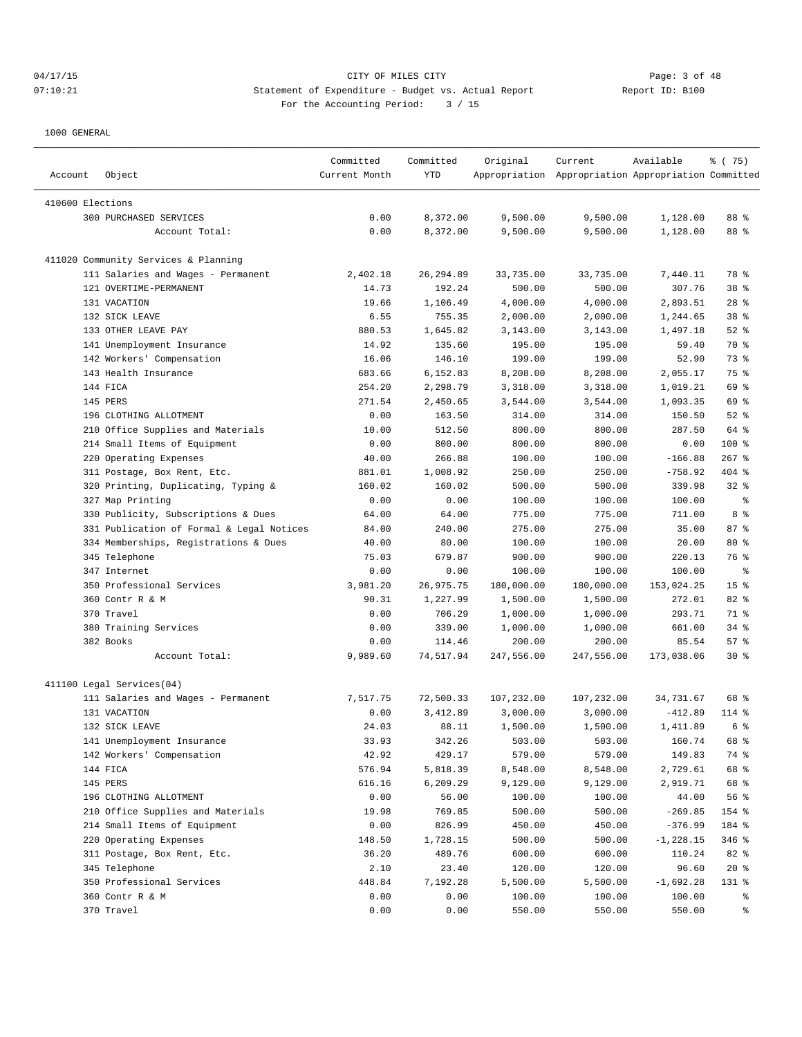CITY OF MILES CITY

Statement of Expenditure - Budget vs. Actual Report

For the Accounting Period: 3 / 15

1000 GENERAL

| Account | Object | Committed Current Month | Committed YTD | Original Appropriation | Current Appropriation | Available Appropriation | % ( 75) Committed |
|---|---|---|---|---|---|---|---|
| 410600 Elections | | | | | | | |
| | 300 PURCHASED SERVICES | 0.00 | 8,372.00 | 9,500.00 | 9,500.00 | 1,128.00 | 88 % |
| | Account Total: | 0.00 | 8,372.00 | 9,500.00 | 9,500.00 | 1,128.00 | 88 % |
| 411020 Community Services & Planning | | | | | | | |
| | 111 Salaries and Wages - Permanent | 2,402.18 | 26,294.89 | 33,735.00 | 33,735.00 | 7,440.11 | 78 % |
| | 121 OVERTIME-PERMANENT | 14.73 | 192.24 | 500.00 | 500.00 | 307.76 | 38 % |
| | 131 VACATION | 19.66 | 1,106.49 | 4,000.00 | 4,000.00 | 2,893.51 | 28 % |
| | 132 SICK LEAVE | 6.55 | 755.35 | 2,000.00 | 2,000.00 | 1,244.65 | 38 % |
| | 133 OTHER LEAVE PAY | 880.53 | 1,645.82 | 3,143.00 | 3,143.00 | 1,497.18 | 52 % |
| | 141 Unemployment Insurance | 14.92 | 135.60 | 195.00 | 195.00 | 59.40 | 70 % |
| | 142 Workers' Compensation | 16.06 | 146.10 | 199.00 | 199.00 | 52.90 | 73 % |
| | 143 Health Insurance | 683.66 | 6,152.83 | 8,208.00 | 8,208.00 | 2,055.17 | 75 % |
| | 144 FICA | 254.20 | 2,298.79 | 3,318.00 | 3,318.00 | 1,019.21 | 69 % |
| | 145 PERS | 271.54 | 2,450.65 | 3,544.00 | 3,544.00 | 1,093.35 | 69 % |
| | 196 CLOTHING ALLOTMENT | 0.00 | 163.50 | 314.00 | 314.00 | 150.50 | 52 % |
| | 210 Office Supplies and Materials | 10.00 | 512.50 | 800.00 | 800.00 | 287.50 | 64 % |
| | 214 Small Items of Equipment | 0.00 | 800.00 | 800.00 | 800.00 | 0.00 | 100 % |
| | 220 Operating Expenses | 40.00 | 266.88 | 100.00 | 100.00 | -166.88 | 267 % |
| | 311 Postage, Box Rent, Etc. | 881.01 | 1,008.92 | 250.00 | 250.00 | -758.92 | 404 % |
| | 320 Printing, Duplicating, Typing & | 160.02 | 160.02 | 500.00 | 500.00 | 339.98 | 32 % |
| | 327 Map Printing | 0.00 | 0.00 | 100.00 | 100.00 | 100.00 | % |
| | 330 Publicity, Subscriptions & Dues | 64.00 | 64.00 | 775.00 | 775.00 | 711.00 | 8 % |
| | 331 Publication of Formal & Legal Notices | 84.00 | 240.00 | 275.00 | 275.00 | 35.00 | 87 % |
| | 334 Memberships, Registrations & Dues | 40.00 | 80.00 | 100.00 | 100.00 | 20.00 | 80 % |
| | 345 Telephone | 75.03 | 679.87 | 900.00 | 900.00 | 220.13 | 76 % |
| | 347 Internet | 0.00 | 0.00 | 100.00 | 100.00 | 100.00 | % |
| | 350 Professional Services | 3,981.20 | 26,975.75 | 180,000.00 | 180,000.00 | 153,024.25 | 15 % |
| | 360 Contr R & M | 90.31 | 1,227.99 | 1,500.00 | 1,500.00 | 272.01 | 82 % |
| | 370 Travel | 0.00 | 706.29 | 1,000.00 | 1,000.00 | 293.71 | 71 % |
| | 380 Training Services | 0.00 | 339.00 | 1,000.00 | 1,000.00 | 661.00 | 34 % |
| | 382 Books | 0.00 | 114.46 | 200.00 | 200.00 | 85.54 | 57 % |
| | Account Total: | 9,989.60 | 74,517.94 | 247,556.00 | 247,556.00 | 173,038.06 | 30 % |
| 411100 Legal Services(04) | | | | | | | |
| | 111 Salaries and Wages - Permanent | 7,517.75 | 72,500.33 | 107,232.00 | 107,232.00 | 34,731.67 | 68 % |
| | 131 VACATION | 0.00 | 3,412.89 | 3,000.00 | 3,000.00 | -412.89 | 114 % |
| | 132 SICK LEAVE | 24.03 | 88.11 | 1,500.00 | 1,500.00 | 1,411.89 | 6 % |
| | 141 Unemployment Insurance | 33.93 | 342.26 | 503.00 | 503.00 | 160.74 | 68 % |
| | 142 Workers' Compensation | 42.92 | 429.17 | 579.00 | 579.00 | 149.83 | 74 % |
| | 144 FICA | 576.94 | 5,818.39 | 8,548.00 | 8,548.00 | 2,729.61 | 68 % |
| | 145 PERS | 616.16 | 6,209.29 | 9,129.00 | 9,129.00 | 2,919.71 | 68 % |
| | 196 CLOTHING ALLOTMENT | 0.00 | 56.00 | 100.00 | 100.00 | 44.00 | 56 % |
| | 210 Office Supplies and Materials | 19.98 | 769.85 | 500.00 | 500.00 | -269.85 | 154 % |
| | 214 Small Items of Equipment | 0.00 | 826.99 | 450.00 | 450.00 | -376.99 | 184 % |
| | 220 Operating Expenses | 148.50 | 1,728.15 | 500.00 | 500.00 | -1,228.15 | 346 % |
| | 311 Postage, Box Rent, Etc. | 36.20 | 489.76 | 600.00 | 600.00 | 110.24 | 82 % |
| | 345 Telephone | 2.10 | 23.40 | 120.00 | 120.00 | 96.60 | 20 % |
| | 350 Professional Services | 448.84 | 7,192.28 | 5,500.00 | 5,500.00 | -1,692.28 | 131 % |
| | 360 Contr R & M | 0.00 | 0.00 | 100.00 | 100.00 | 100.00 | % |
| | 370 Travel | 0.00 | 0.00 | 550.00 | 550.00 | 550.00 | % |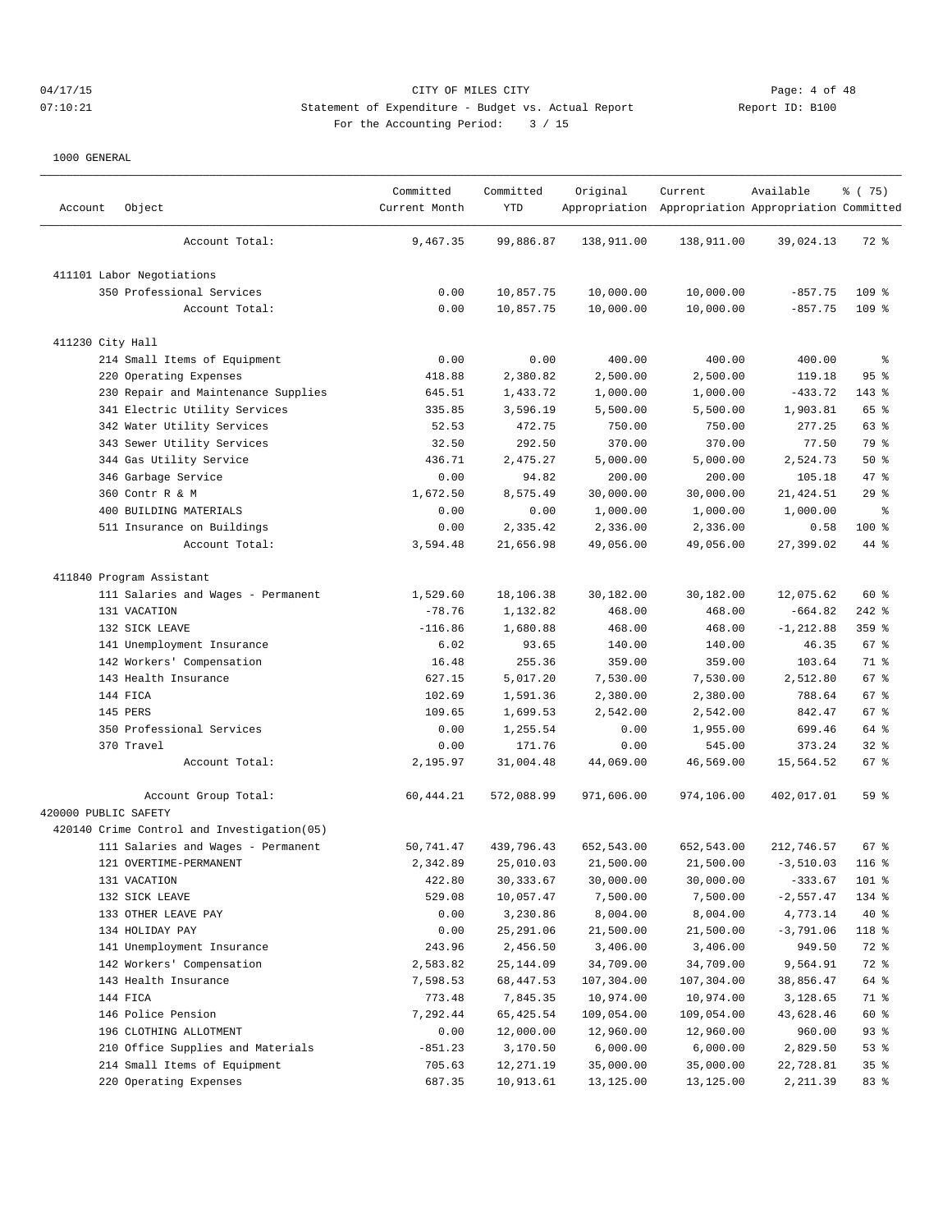CITY OF MILES CITY

Statement of Expenditure - Budget vs. Actual Report

Report ID: B100

For the Accounting Period: 3 / 15

04/17/15
07:10:21

1000 GENERAL

| Account | Object | Committed Current Month | Committed YTD | Original Appropriation | Current Appropriation | Available Appropriation | % ( 75) Committed |
|---|---|---|---|---|---|---|---|
| | Account Total: | 9,467.35 | 99,886.87 | 138,911.00 | 138,911.00 | 39,024.13 | 72 % |
| 411101 Labor Negotiations | | | | | | | |
| | 350 Professional Services | 0.00 | 10,857.75 | 10,000.00 | 10,000.00 | -857.75 | 109 % |
| | Account Total: | 0.00 | 10,857.75 | 10,000.00 | 10,000.00 | -857.75 | 109 % |
| 411230 City Hall | | | | | | | |
| | 214 Small Items of Equipment | 0.00 | 0.00 | 400.00 | 400.00 | 400.00 | % |
| | 220 Operating Expenses | 418.88 | 2,380.82 | 2,500.00 | 2,500.00 | 119.18 | 95 % |
| | 230 Repair and Maintenance Supplies | 645.51 | 1,433.72 | 1,000.00 | 1,000.00 | -433.72 | 143 % |
| | 341 Electric Utility Services | 335.85 | 3,596.19 | 5,500.00 | 5,500.00 | 1,903.81 | 65 % |
| | 342 Water Utility Services | 52.53 | 472.75 | 750.00 | 750.00 | 277.25 | 63 % |
| | 343 Sewer Utility Services | 32.50 | 292.50 | 370.00 | 370.00 | 77.50 | 79 % |
| | 344 Gas Utility Service | 436.71 | 2,475.27 | 5,000.00 | 5,000.00 | 2,524.73 | 50 % |
| | 346 Garbage Service | 0.00 | 94.82 | 200.00 | 200.00 | 105.18 | 47 % |
| | 360 Contr R & M | 1,672.50 | 8,575.49 | 30,000.00 | 30,000.00 | 21,424.51 | 29 % |
| | 400 BUILDING MATERIALS | 0.00 | 0.00 | 1,000.00 | 1,000.00 | 1,000.00 | % |
| | 511 Insurance on Buildings | 0.00 | 2,335.42 | 2,336.00 | 2,336.00 | 0.58 | 100 % |
| | Account Total: | 3,594.48 | 21,656.98 | 49,056.00 | 49,056.00 | 27,399.02 | 44 % |
| 411840 Program Assistant | | | | | | | |
| | 111 Salaries and Wages - Permanent | 1,529.60 | 18,106.38 | 30,182.00 | 30,182.00 | 12,075.62 | 60 % |
| | 131 VACATION | -78.76 | 1,132.82 | 468.00 | 468.00 | -664.82 | 242 % |
| | 132 SICK LEAVE | -116.86 | 1,680.88 | 468.00 | 468.00 | -1,212.88 | 359 % |
| | 141 Unemployment Insurance | 6.02 | 93.65 | 140.00 | 140.00 | 46.35 | 67 % |
| | 142 Workers' Compensation | 16.48 | 255.36 | 359.00 | 359.00 | 103.64 | 71 % |
| | 143 Health Insurance | 627.15 | 5,017.20 | 7,530.00 | 7,530.00 | 2,512.80 | 67 % |
| | 144 FICA | 102.69 | 1,591.36 | 2,380.00 | 2,380.00 | 788.64 | 67 % |
| | 145 PERS | 109.65 | 1,699.53 | 2,542.00 | 2,542.00 | 842.47 | 67 % |
| | 350 Professional Services | 0.00 | 1,255.54 | 0.00 | 1,955.00 | 699.46 | 64 % |
| | 370 Travel | 0.00 | 171.76 | 0.00 | 545.00 | 373.24 | 32 % |
| | Account Total: | 2,195.97 | 31,004.48 | 44,069.00 | 46,569.00 | 15,564.52 | 67 % |
| | Account Group Total: | 60,444.21 | 572,088.99 | 971,606.00 | 974,106.00 | 402,017.01 | 59 % |
| 420000 PUBLIC SAFETY | | | | | | | |
| 420140 Crime Control and Investigation(05) | | | | | | | |
| | 111 Salaries and Wages - Permanent | 50,741.47 | 439,796.43 | 652,543.00 | 652,543.00 | 212,746.57 | 67 % |
| | 121 OVERTIME-PERMANENT | 2,342.89 | 25,010.03 | 21,500.00 | 21,500.00 | -3,510.03 | 116 % |
| | 131 VACATION | 422.80 | 30,333.67 | 30,000.00 | 30,000.00 | -333.67 | 101 % |
| | 132 SICK LEAVE | 529.08 | 10,057.47 | 7,500.00 | 7,500.00 | -2,557.47 | 134 % |
| | 133 OTHER LEAVE PAY | 0.00 | 3,230.86 | 8,004.00 | 8,004.00 | 4,773.14 | 40 % |
| | 134 HOLIDAY PAY | 0.00 | 25,291.06 | 21,500.00 | 21,500.00 | -3,791.06 | 118 % |
| | 141 Unemployment Insurance | 243.96 | 2,456.50 | 3,406.00 | 3,406.00 | 949.50 | 72 % |
| | 142 Workers' Compensation | 2,583.82 | 25,144.09 | 34,709.00 | 34,709.00 | 9,564.91 | 72 % |
| | 143 Health Insurance | 7,598.53 | 68,447.53 | 107,304.00 | 107,304.00 | 38,856.47 | 64 % |
| | 144 FICA | 773.48 | 7,845.35 | 10,974.00 | 10,974.00 | 3,128.65 | 71 % |
| | 146 Police Pension | 7,292.44 | 65,425.54 | 109,054.00 | 109,054.00 | 43,628.46 | 60 % |
| | 196 CLOTHING ALLOTMENT | 0.00 | 12,000.00 | 12,960.00 | 12,960.00 | 960.00 | 93 % |
| | 210 Office Supplies and Materials | -851.23 | 3,170.50 | 6,000.00 | 6,000.00 | 2,829.50 | 53 % |
| | 214 Small Items of Equipment | 705.63 | 12,271.19 | 35,000.00 | 35,000.00 | 22,728.81 | 35 % |
| | 220 Operating Expenses | 687.35 | 10,913.61 | 13,125.00 | 13,125.00 | 2,211.39 | 83 % |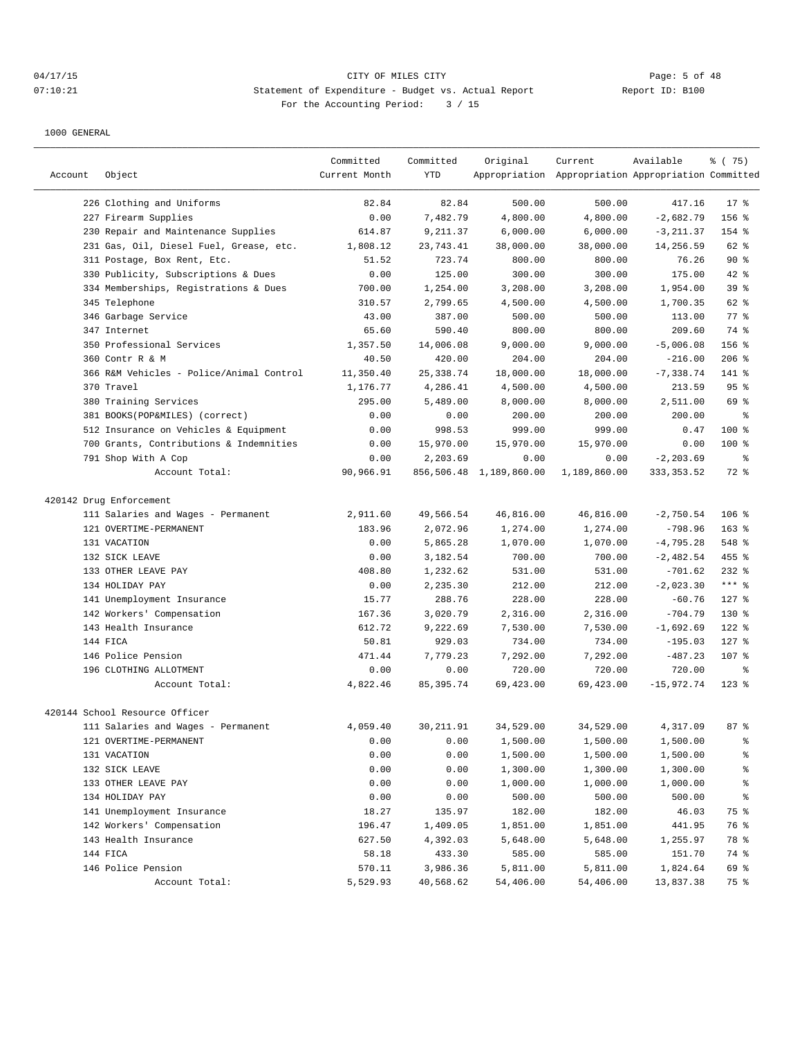04/17/15 CITY OF MILES CITY
07:10:21 Statement of Expenditure - Budget vs. Actual Report Report ID: B100
For the Accounting Period: 3 / 15

1000 GENERAL

| Account | Object | Committed Current Month | Committed YTD | Original Appropriation | Current Appropriation | Available Appropriation | % ( 75) Committed |
|---|---|---|---|---|---|---|---|
| | 226 Clothing and Uniforms | 82.84 | 82.84 | 500.00 | 500.00 | 417.16 | 17 % |
| | 227 Firearm Supplies | 0.00 | 7,482.79 | 4,800.00 | 4,800.00 | -2,682.79 | 156 % |
| | 230 Repair and Maintenance Supplies | 614.87 | 9,211.37 | 6,000.00 | 6,000.00 | -3,211.37 | 154 % |
| | 231 Gas, Oil, Diesel Fuel, Grease, etc. | 1,808.12 | 23,743.41 | 38,000.00 | 38,000.00 | 14,256.59 | 62 % |
| | 311 Postage, Box Rent, Etc. | 51.52 | 723.74 | 800.00 | 800.00 | 76.26 | 90 % |
| | 330 Publicity, Subscriptions & Dues | 0.00 | 125.00 | 300.00 | 300.00 | 175.00 | 42 % |
| | 334 Memberships, Registrations & Dues | 700.00 | 1,254.00 | 3,208.00 | 3,208.00 | 1,954.00 | 39 % |
| | 345 Telephone | 310.57 | 2,799.65 | 4,500.00 | 4,500.00 | 1,700.35 | 62 % |
| | 346 Garbage Service | 43.00 | 387.00 | 500.00 | 500.00 | 113.00 | 77 % |
| | 347 Internet | 65.60 | 590.40 | 800.00 | 800.00 | 209.60 | 74 % |
| | 350 Professional Services | 1,357.50 | 14,006.08 | 9,000.00 | 9,000.00 | -5,006.08 | 156 % |
| | 360 Contr R & M | 40.50 | 420.00 | 204.00 | 204.00 | -216.00 | 206 % |
| | 366 R&M Vehicles - Police/Animal Control | 11,350.40 | 25,338.74 | 18,000.00 | 18,000.00 | -7,338.74 | 141 % |
| | 370 Travel | 1,176.77 | 4,286.41 | 4,500.00 | 4,500.00 | 213.59 | 95 % |
| | 380 Training Services | 295.00 | 5,489.00 | 8,000.00 | 8,000.00 | 2,511.00 | 69 % |
| | 381 BOOKS(POP&MILES) (correct) | 0.00 | 0.00 | 200.00 | 200.00 | 200.00 | % |
| | 512 Insurance on Vehicles & Equipment | 0.00 | 998.53 | 999.00 | 999.00 | 0.47 | 100 % |
| | 700 Grants, Contributions & Indemnities | 0.00 | 15,970.00 | 15,970.00 | 15,970.00 | 0.00 | 100 % |
| | 791 Shop With A Cop | 0.00 | 2,203.69 | 0.00 | 0.00 | -2,203.69 | % |
| | Account Total: | 90,966.91 | 856,506.48 | 1,189,860.00 | 1,189,860.00 | 333,353.52 | 72 % |
| 420142 | Drug Enforcement | | | | | | |
| | 111 Salaries and Wages - Permanent | 2,911.60 | 49,566.54 | 46,816.00 | 46,816.00 | -2,750.54 | 106 % |
| | 121 OVERTIME-PERMANENT | 183.96 | 2,072.96 | 1,274.00 | 1,274.00 | -798.96 | 163 % |
| | 131 VACATION | 0.00 | 5,865.28 | 1,070.00 | 1,070.00 | -4,795.28 | 548 % |
| | 132 SICK LEAVE | 0.00 | 3,182.54 | 700.00 | 700.00 | -2,482.54 | 455 % |
| | 133 OTHER LEAVE PAY | 408.80 | 1,232.62 | 531.00 | 531.00 | -701.62 | 232 % |
| | 134 HOLIDAY PAY | 0.00 | 2,235.30 | 212.00 | 212.00 | -2,023.30 | *** % |
| | 141 Unemployment Insurance | 15.77 | 288.76 | 228.00 | 228.00 | -60.76 | 127 % |
| | 142 Workers' Compensation | 167.36 | 3,020.79 | 2,316.00 | 2,316.00 | -704.79 | 130 % |
| | 143 Health Insurance | 612.72 | 9,222.69 | 7,530.00 | 7,530.00 | -1,692.69 | 122 % |
| | 144 FICA | 50.81 | 929.03 | 734.00 | 734.00 | -195.03 | 127 % |
| | 146 Police Pension | 471.44 | 7,779.23 | 7,292.00 | 7,292.00 | -487.23 | 107 % |
| | 196 CLOTHING ALLOTMENT | 0.00 | 0.00 | 720.00 | 720.00 | 720.00 | % |
| | Account Total: | 4,822.46 | 85,395.74 | 69,423.00 | 69,423.00 | -15,972.74 | 123 % |
| 420144 | School Resource Officer | | | | | | |
| | 111 Salaries and Wages - Permanent | 4,059.40 | 30,211.91 | 34,529.00 | 34,529.00 | 4,317.09 | 87 % |
| | 121 OVERTIME-PERMANENT | 0.00 | 0.00 | 1,500.00 | 1,500.00 | 1,500.00 | % |
| | 131 VACATION | 0.00 | 0.00 | 1,500.00 | 1,500.00 | 1,500.00 | % |
| | 132 SICK LEAVE | 0.00 | 0.00 | 1,300.00 | 1,300.00 | 1,300.00 | % |
| | 133 OTHER LEAVE PAY | 0.00 | 0.00 | 1,000.00 | 1,000.00 | 1,000.00 | % |
| | 134 HOLIDAY PAY | 0.00 | 0.00 | 500.00 | 500.00 | 500.00 | % |
| | 141 Unemployment Insurance | 18.27 | 135.97 | 182.00 | 182.00 | 46.03 | 75 % |
| | 142 Workers' Compensation | 196.47 | 1,409.05 | 1,851.00 | 1,851.00 | 441.95 | 76 % |
| | 143 Health Insurance | 627.50 | 4,392.03 | 5,648.00 | 5,648.00 | 1,255.97 | 78 % |
| | 144 FICA | 58.18 | 433.30 | 585.00 | 585.00 | 151.70 | 74 % |
| | 146 Police Pension | 570.11 | 3,986.36 | 5,811.00 | 5,811.00 | 1,824.64 | 69 % |
| | Account Total: | 5,529.93 | 40,568.62 | 54,406.00 | 54,406.00 | 13,837.38 | 75 % |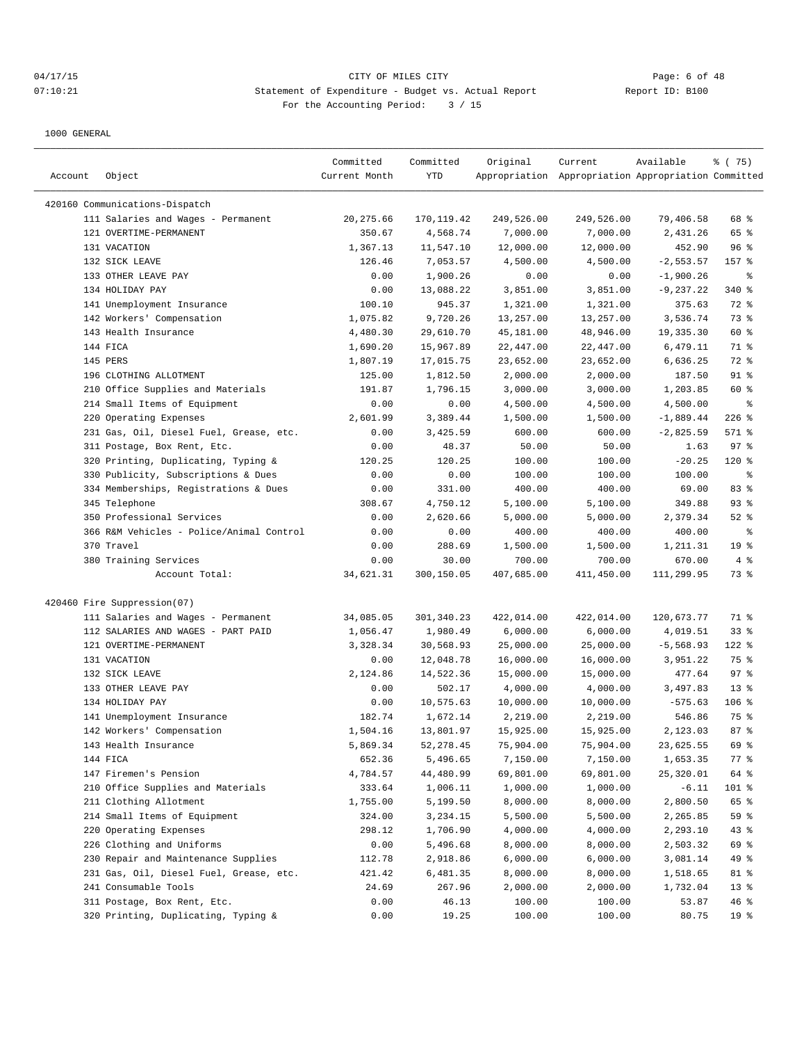CITY OF MILES CITY
Statement of Expenditure - Budget vs. Actual Report
For the Accounting Period: 3 / 15

Report ID: B100

1000 GENERAL

| Account | Object | Committed Current Month | Committed YTD | Original Appropriation | Current Appropriation | Available Appropriation | % ( 75) Committed |
|---|---|---|---|---|---|---|---|
| 420160 Communications-Dispatch | | | | | | | |
| | 111 Salaries and Wages - Permanent | 20,275.66 | 170,119.42 | 249,526.00 | 249,526.00 | 79,406.58 | 68 % |
| | 121 OVERTIME-PERMANENT | 350.67 | 4,568.74 | 7,000.00 | 7,000.00 | 2,431.26 | 65 % |
| | 131 VACATION | 1,367.13 | 11,547.10 | 12,000.00 | 12,000.00 | 452.90 | 96 % |
| | 132 SICK LEAVE | 126.46 | 7,053.57 | 4,500.00 | 4,500.00 | -2,553.57 | 157 % |
| | 133 OTHER LEAVE PAY | 0.00 | 1,900.26 | 0.00 | 0.00 | -1,900.26 | % |
| | 134 HOLIDAY PAY | 0.00 | 13,088.22 | 3,851.00 | 3,851.00 | -9,237.22 | 340 % |
| | 141 Unemployment Insurance | 100.10 | 945.37 | 1,321.00 | 1,321.00 | 375.63 | 72 % |
| | 142 Workers' Compensation | 1,075.82 | 9,720.26 | 13,257.00 | 13,257.00 | 3,536.74 | 73 % |
| | 143 Health Insurance | 4,480.30 | 29,610.70 | 45,181.00 | 48,946.00 | 19,335.30 | 60 % |
| | 144 FICA | 1,690.20 | 15,967.89 | 22,447.00 | 22,447.00 | 6,479.11 | 71 % |
| | 145 PERS | 1,807.19 | 17,015.75 | 23,652.00 | 23,652.00 | 6,636.25 | 72 % |
| | 196 CLOTHING ALLOTMENT | 125.00 | 1,812.50 | 2,000.00 | 2,000.00 | 187.50 | 91 % |
| | 210 Office Supplies and Materials | 191.87 | 1,796.15 | 3,000.00 | 3,000.00 | 1,203.85 | 60 % |
| | 214 Small Items of Equipment | 0.00 | 0.00 | 4,500.00 | 4,500.00 | 4,500.00 | % |
| | 220 Operating Expenses | 2,601.99 | 3,389.44 | 1,500.00 | 1,500.00 | -1,889.44 | 226 % |
| | 231 Gas, Oil, Diesel Fuel, Grease, etc. | 0.00 | 3,425.59 | 600.00 | 600.00 | -2,825.59 | 571 % |
| | 311 Postage, Box Rent, Etc. | 0.00 | 48.37 | 50.00 | 50.00 | 1.63 | 97 % |
| | 320 Printing, Duplicating, Typing & | 120.25 | 120.25 | 100.00 | 100.00 | -20.25 | 120 % |
| | 330 Publicity, Subscriptions & Dues | 0.00 | 0.00 | 100.00 | 100.00 | 100.00 | % |
| | 334 Memberships, Registrations & Dues | 0.00 | 331.00 | 400.00 | 400.00 | 69.00 | 83 % |
| | 345 Telephone | 308.67 | 4,750.12 | 5,100.00 | 5,100.00 | 349.88 | 93 % |
| | 350 Professional Services | 0.00 | 2,620.66 | 5,000.00 | 5,000.00 | 2,379.34 | 52 % |
| | 366 R&M Vehicles - Police/Animal Control | 0.00 | 0.00 | 400.00 | 400.00 | 400.00 | % |
| | 370 Travel | 0.00 | 288.69 | 1,500.00 | 1,500.00 | 1,211.31 | 19 % |
| | 380 Training Services | 0.00 | 30.00 | 700.00 | 700.00 | 670.00 | 4 % |
| | Account Total: | 34,621.31 | 300,150.05 | 407,685.00 | 411,450.00 | 111,299.95 | 73 % |
| 420460 Fire Suppression(07) | | | | | | | |
| | 111 Salaries and Wages - Permanent | 34,085.05 | 301,340.23 | 422,014.00 | 422,014.00 | 120,673.77 | 71 % |
| | 112 SALARIES AND WAGES - PART PAID | 1,056.47 | 1,980.49 | 6,000.00 | 6,000.00 | 4,019.51 | 33 % |
| | 121 OVERTIME-PERMANENT | 3,328.34 | 30,568.93 | 25,000.00 | 25,000.00 | -5,568.93 | 122 % |
| | 131 VACATION | 0.00 | 12,048.78 | 16,000.00 | 16,000.00 | 3,951.22 | 75 % |
| | 132 SICK LEAVE | 2,124.86 | 14,522.36 | 15,000.00 | 15,000.00 | 477.64 | 97 % |
| | 133 OTHER LEAVE PAY | 0.00 | 502.17 | 4,000.00 | 4,000.00 | 3,497.83 | 13 % |
| | 134 HOLIDAY PAY | 0.00 | 10,575.63 | 10,000.00 | 10,000.00 | -575.63 | 106 % |
| | 141 Unemployment Insurance | 182.74 | 1,672.14 | 2,219.00 | 2,219.00 | 546.86 | 75 % |
| | 142 Workers' Compensation | 1,504.16 | 13,801.97 | 15,925.00 | 15,925.00 | 2,123.03 | 87 % |
| | 143 Health Insurance | 5,869.34 | 52,278.45 | 75,904.00 | 75,904.00 | 23,625.55 | 69 % |
| | 144 FICA | 652.36 | 5,496.65 | 7,150.00 | 7,150.00 | 1,653.35 | 77 % |
| | 147 Firemen's Pension | 4,784.57 | 44,480.99 | 69,801.00 | 69,801.00 | 25,320.01 | 64 % |
| | 210 Office Supplies and Materials | 333.64 | 1,006.11 | 1,000.00 | 1,000.00 | -6.11 | 101 % |
| | 211 Clothing Allotment | 1,755.00 | 5,199.50 | 8,000.00 | 8,000.00 | 2,800.50 | 65 % |
| | 214 Small Items of Equipment | 324.00 | 3,234.15 | 5,500.00 | 5,500.00 | 2,265.85 | 59 % |
| | 220 Operating Expenses | 298.12 | 1,706.90 | 4,000.00 | 4,000.00 | 2,293.10 | 43 % |
| | 226 Clothing and Uniforms | 0.00 | 5,496.68 | 8,000.00 | 8,000.00 | 2,503.32 | 69 % |
| | 230 Repair and Maintenance Supplies | 112.78 | 2,918.86 | 6,000.00 | 6,000.00 | 3,081.14 | 49 % |
| | 231 Gas, Oil, Diesel Fuel, Grease, etc. | 421.42 | 6,481.35 | 8,000.00 | 8,000.00 | 1,518.65 | 81 % |
| | 241 Consumable Tools | 24.69 | 267.96 | 2,000.00 | 2,000.00 | 1,732.04 | 13 % |
| | 311 Postage, Box Rent, Etc. | 0.00 | 46.13 | 100.00 | 100.00 | 53.87 | 46 % |
| | 320 Printing, Duplicating, Typing & | 0.00 | 19.25 | 100.00 | 100.00 | 80.75 | 19 % |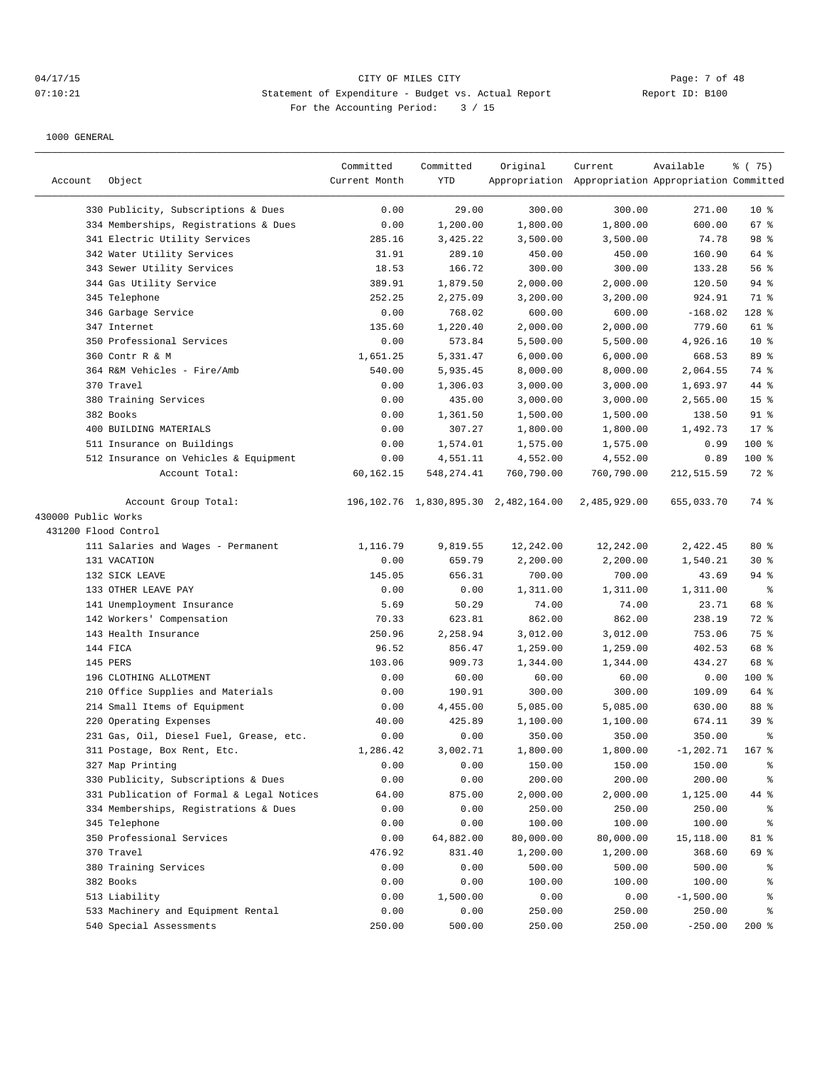CITY OF MILES CITY

Statement of Expenditure - Budget vs. Actual Report

For the Accounting Period: 3 / 15

1000 GENERAL

| Account | Object | Committed Current Month | Committed YTD | Original Appropriation | Current Appropriation | Available Appropriation | % ( 75) Committed |
|---|---|---|---|---|---|---|---|
| | 330 Publicity, Subscriptions & Dues | 0.00 | 29.00 | 300.00 | 300.00 | 271.00 | 10 % |
| | 334 Memberships, Registrations & Dues | 0.00 | 1,200.00 | 1,800.00 | 1,800.00 | 600.00 | 67 % |
| | 341 Electric Utility Services | 285.16 | 3,425.22 | 3,500.00 | 3,500.00 | 74.78 | 98 % |
| | 342 Water Utility Services | 31.91 | 289.10 | 450.00 | 450.00 | 160.90 | 64 % |
| | 343 Sewer Utility Services | 18.53 | 166.72 | 300.00 | 300.00 | 133.28 | 56 % |
| | 344 Gas Utility Service | 389.91 | 1,879.50 | 2,000.00 | 2,000.00 | 120.50 | 94 % |
| | 345 Telephone | 252.25 | 2,275.09 | 3,200.00 | 3,200.00 | 924.91 | 71 % |
| | 346 Garbage Service | 0.00 | 768.02 | 600.00 | 600.00 | -168.02 | 128 % |
| | 347 Internet | 135.60 | 1,220.40 | 2,000.00 | 2,000.00 | 779.60 | 61 % |
| | 350 Professional Services | 0.00 | 573.84 | 5,500.00 | 5,500.00 | 4,926.16 | 10 % |
| | 360 Contr R & M | 1,651.25 | 5,331.47 | 6,000.00 | 6,000.00 | 668.53 | 89 % |
| | 364 R&M Vehicles - Fire/Amb | 540.00 | 5,935.45 | 8,000.00 | 8,000.00 | 2,064.55 | 74 % |
| | 370 Travel | 0.00 | 1,306.03 | 3,000.00 | 3,000.00 | 1,693.97 | 44 % |
| | 380 Training Services | 0.00 | 435.00 | 3,000.00 | 3,000.00 | 2,565.00 | 15 % |
| | 382 Books | 0.00 | 1,361.50 | 1,500.00 | 1,500.00 | 138.50 | 91 % |
| | 400 BUILDING MATERIALS | 0.00 | 307.27 | 1,800.00 | 1,800.00 | 1,492.73 | 17 % |
| | 511 Insurance on Buildings | 0.00 | 1,574.01 | 1,575.00 | 1,575.00 | 0.99 | 100 % |
| | 512 Insurance on Vehicles & Equipment | 0.00 | 4,551.11 | 4,552.00 | 4,552.00 | 0.89 | 100 % |
| | Account Total: | 60,162.15 | 548,274.41 | 760,790.00 | 760,790.00 | 212,515.59 | 72 % |
| | Account Group Total: | 196,102.76 | 1,830,895.30 | 2,482,164.00 | 2,485,929.00 | 655,033.70 | 74 % |
| 430000 Public Works | | | | | | | |
| 431200 Flood Control | | | | | | | |
| | 111 Salaries and Wages - Permanent | 1,116.79 | 9,819.55 | 12,242.00 | 12,242.00 | 2,422.45 | 80 % |
| | 131 VACATION | 0.00 | 659.79 | 2,200.00 | 2,200.00 | 1,540.21 | 30 % |
| | 132 SICK LEAVE | 145.05 | 656.31 | 700.00 | 700.00 | 43.69 | 94 % |
| | 133 OTHER LEAVE PAY | 0.00 | 0.00 | 1,311.00 | 1,311.00 | 1,311.00 | % |
| | 141 Unemployment Insurance | 5.69 | 50.29 | 74.00 | 74.00 | 23.71 | 68 % |
| | 142 Workers' Compensation | 70.33 | 623.81 | 862.00 | 862.00 | 238.19 | 72 % |
| | 143 Health Insurance | 250.96 | 2,258.94 | 3,012.00 | 3,012.00 | 753.06 | 75 % |
| | 144 FICA | 96.52 | 856.47 | 1,259.00 | 1,259.00 | 402.53 | 68 % |
| | 145 PERS | 103.06 | 909.73 | 1,344.00 | 1,344.00 | 434.27 | 68 % |
| | 196 CLOTHING ALLOTMENT | 0.00 | 60.00 | 60.00 | 60.00 | 0.00 | 100 % |
| | 210 Office Supplies and Materials | 0.00 | 190.91 | 300.00 | 300.00 | 109.09 | 64 % |
| | 214 Small Items of Equipment | 0.00 | 4,455.00 | 5,085.00 | 5,085.00 | 630.00 | 88 % |
| | 220 Operating Expenses | 40.00 | 425.89 | 1,100.00 | 1,100.00 | 674.11 | 39 % |
| | 231 Gas, Oil, Diesel Fuel, Grease, etc. | 0.00 | 0.00 | 350.00 | 350.00 | 350.00 | % |
| | 311 Postage, Box Rent, Etc. | 1,286.42 | 3,002.71 | 1,800.00 | 1,800.00 | -1,202.71 | 167 % |
| | 327 Map Printing | 0.00 | 0.00 | 150.00 | 150.00 | 150.00 | % |
| | 330 Publicity, Subscriptions & Dues | 0.00 | 0.00 | 200.00 | 200.00 | 200.00 | % |
| | 331 Publication of Formal & Legal Notices | 64.00 | 875.00 | 2,000.00 | 2,000.00 | 1,125.00 | 44 % |
| | 334 Memberships, Registrations & Dues | 0.00 | 0.00 | 250.00 | 250.00 | 250.00 | % |
| | 345 Telephone | 0.00 | 0.00 | 100.00 | 100.00 | 100.00 | % |
| | 350 Professional Services | 0.00 | 64,882.00 | 80,000.00 | 80,000.00 | 15,118.00 | 81 % |
| | 370 Travel | 476.92 | 831.40 | 1,200.00 | 1,200.00 | 368.60 | 69 % |
| | 380 Training Services | 0.00 | 0.00 | 500.00 | 500.00 | 500.00 | % |
| | 382 Books | 0.00 | 0.00 | 100.00 | 100.00 | 100.00 | % |
| | 513 Liability | 0.00 | 1,500.00 | 0.00 | 0.00 | -1,500.00 | % |
| | 533 Machinery and Equipment Rental | 0.00 | 0.00 | 250.00 | 250.00 | 250.00 | % |
| | 540 Special Assessments | 250.00 | 500.00 | 250.00 | 250.00 | -250.00 | 200 % |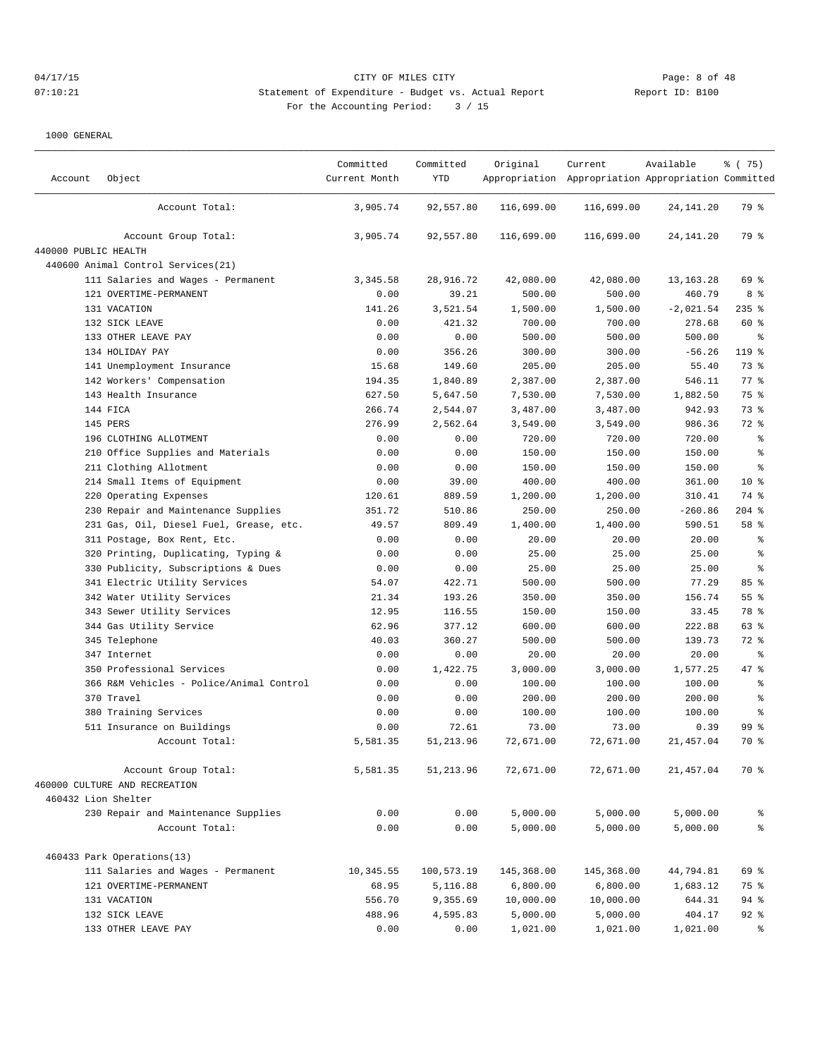CITY OF MILES CITY
Statement of Expenditure - Budget vs. Actual Report
For the Accounting Period: 3 / 15

04/17/15
07:10:21

Report ID: B100

1000 GENERAL

| Account | Object | Committed Current Month | Committed YTD | Original Appropriation | Current Appropriation | Available Appropriation | % ( 75) Committed |
|---|---|---|---|---|---|---|---|
| | Account Total: | 3,905.74 | 92,557.80 | 116,699.00 | 116,699.00 | 24,141.20 | 79 % |
| | Account Group Total: | 3,905.74 | 92,557.80 | 116,699.00 | 116,699.00 | 24,141.20 | 79 % |
| 440000 PUBLIC HEALTH | | | | | | | |
| 440600 Animal Control Services(21) | | | | | | | |
| | 111 Salaries and Wages - Permanent | 3,345.58 | 28,916.72 | 42,080.00 | 42,080.00 | 13,163.28 | 69 % |
| | 121 OVERTIME-PERMANENT | 0.00 | 39.21 | 500.00 | 500.00 | 460.79 | 8 % |
| | 131 VACATION | 141.26 | 3,521.54 | 1,500.00 | 1,500.00 | -2,021.54 | 235 % |
| | 132 SICK LEAVE | 0.00 | 421.32 | 700.00 | 700.00 | 278.68 | 60 % |
| | 133 OTHER LEAVE PAY | 0.00 | 0.00 | 500.00 | 500.00 | 500.00 | % |
| | 134 HOLIDAY PAY | 0.00 | 356.26 | 300.00 | 300.00 | -56.26 | 119 % |
| | 141 Unemployment Insurance | 15.68 | 149.60 | 205.00 | 205.00 | 55.40 | 73 % |
| | 142 Workers' Compensation | 194.35 | 1,840.89 | 2,387.00 | 2,387.00 | 546.11 | 77 % |
| | 143 Health Insurance | 627.50 | 5,647.50 | 7,530.00 | 7,530.00 | 1,882.50 | 75 % |
| | 144 FICA | 266.74 | 2,544.07 | 3,487.00 | 3,487.00 | 942.93 | 73 % |
| | 145 PERS | 276.99 | 2,562.64 | 3,549.00 | 3,549.00 | 986.36 | 72 % |
| | 196 CLOTHING ALLOTMENT | 0.00 | 0.00 | 720.00 | 720.00 | 720.00 | % |
| | 210 Office Supplies and Materials | 0.00 | 0.00 | 150.00 | 150.00 | 150.00 | % |
| | 211 Clothing Allotment | 0.00 | 0.00 | 150.00 | 150.00 | 150.00 | % |
| | 214 Small Items of Equipment | 0.00 | 39.00 | 400.00 | 400.00 | 361.00 | 10 % |
| | 220 Operating Expenses | 120.61 | 889.59 | 1,200.00 | 1,200.00 | 310.41 | 74 % |
| | 230 Repair and Maintenance Supplies | 351.72 | 510.86 | 250.00 | 250.00 | -260.86 | 204 % |
| | 231 Gas, Oil, Diesel Fuel, Grease, etc. | 49.57 | 809.49 | 1,400.00 | 1,400.00 | 590.51 | 58 % |
| | 311 Postage, Box Rent, Etc. | 0.00 | 0.00 | 20.00 | 20.00 | 20.00 | % |
| | 320 Printing, Duplicating, Typing & | 0.00 | 0.00 | 25.00 | 25.00 | 25.00 | % |
| | 330 Publicity, Subscriptions & Dues | 0.00 | 0.00 | 25.00 | 25.00 | 25.00 | % |
| | 341 Electric Utility Services | 54.07 | 422.71 | 500.00 | 500.00 | 77.29 | 85 % |
| | 342 Water Utility Services | 21.34 | 193.26 | 350.00 | 350.00 | 156.74 | 55 % |
| | 343 Sewer Utility Services | 12.95 | 116.55 | 150.00 | 150.00 | 33.45 | 78 % |
| | 344 Gas Utility Service | 62.96 | 377.12 | 600.00 | 600.00 | 222.88 | 63 % |
| | 345 Telephone | 40.03 | 360.27 | 500.00 | 500.00 | 139.73 | 72 % |
| | 347 Internet | 0.00 | 0.00 | 20.00 | 20.00 | 20.00 | % |
| | 350 Professional Services | 0.00 | 1,422.75 | 3,000.00 | 3,000.00 | 1,577.25 | 47 % |
| | 366 R&M Vehicles - Police/Animal Control | 0.00 | 0.00 | 100.00 | 100.00 | 100.00 | % |
| | 370 Travel | 0.00 | 0.00 | 200.00 | 200.00 | 200.00 | % |
| | 380 Training Services | 0.00 | 0.00 | 100.00 | 100.00 | 100.00 | % |
| | 511 Insurance on Buildings | 0.00 | 72.61 | 73.00 | 73.00 | 0.39 | 99 % |
| | Account Total: | 5,581.35 | 51,213.96 | 72,671.00 | 72,671.00 | 21,457.04 | 70 % |
| | Account Group Total: | 5,581.35 | 51,213.96 | 72,671.00 | 72,671.00 | 21,457.04 | 70 % |
| 460000 CULTURE AND RECREATION | | | | | | | |
| 460432 Lion Shelter | | | | | | | |
| | 230 Repair and Maintenance Supplies | 0.00 | 0.00 | 5,000.00 | 5,000.00 | 5,000.00 | % |
| | Account Total: | 0.00 | 0.00 | 5,000.00 | 5,000.00 | 5,000.00 | % |
| 460433 Park Operations(13) | | | | | | | |
| | 111 Salaries and Wages - Permanent | 10,345.55 | 100,573.19 | 145,368.00 | 145,368.00 | 44,794.81 | 69 % |
| | 121 OVERTIME-PERMANENT | 68.95 | 5,116.88 | 6,800.00 | 6,800.00 | 1,683.12 | 75 % |
| | 131 VACATION | 556.70 | 9,355.69 | 10,000.00 | 10,000.00 | 644.31 | 94 % |
| | 132 SICK LEAVE | 488.96 | 4,595.83 | 5,000.00 | 5,000.00 | 404.17 | 92 % |
| | 133 OTHER LEAVE PAY | 0.00 | 0.00 | 1,021.00 | 1,021.00 | 1,021.00 | % |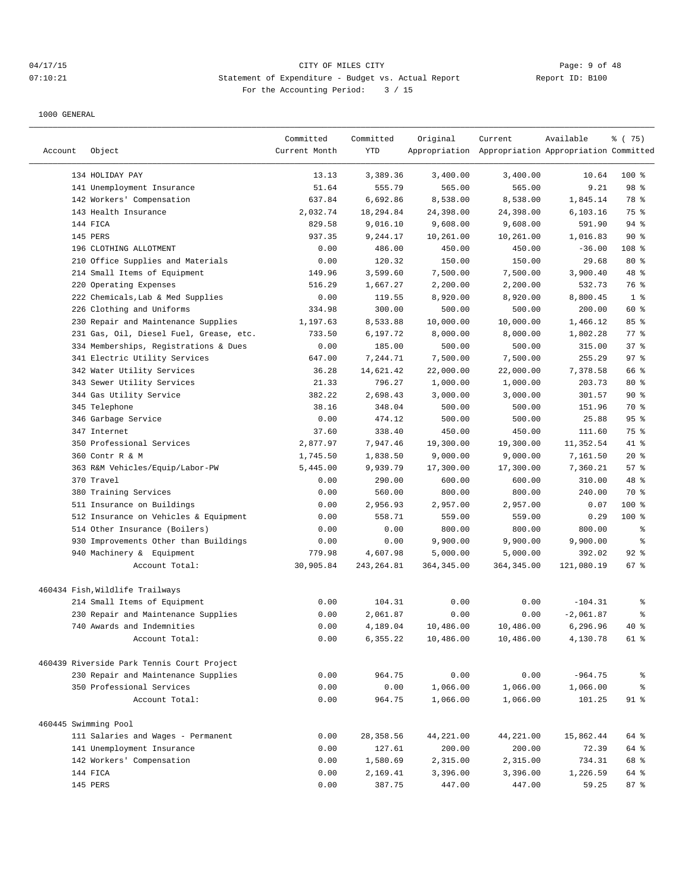CITY OF MILES CITY
Statement of Expenditure - Budget vs. Actual Report
For the Accounting Period: 3 / 15

04/17/15 07:10:21 — Report ID: B100

1000 GENERAL

| Account | Object | Committed Current Month | Committed YTD | Original Appropriation | Current Appropriation | Available Appropriation | % ( 75) Committed |
|---|---|---|---|---|---|---|---|
| | 134 HOLIDAY PAY | 13.13 | 3,389.36 | 3,400.00 | 3,400.00 | 10.64 | 100 % |
| | 141 Unemployment Insurance | 51.64 | 555.79 | 565.00 | 565.00 | 9.21 | 98 % |
| | 142 Workers' Compensation | 637.84 | 6,692.86 | 8,538.00 | 8,538.00 | 1,845.14 | 78 % |
| | 143 Health Insurance | 2,032.74 | 18,294.84 | 24,398.00 | 24,398.00 | 6,103.16 | 75 % |
| | 144 FICA | 829.58 | 9,016.10 | 9,608.00 | 9,608.00 | 591.90 | 94 % |
| | 145 PERS | 937.35 | 9,244.17 | 10,261.00 | 10,261.00 | 1,016.83 | 90 % |
| | 196 CLOTHING ALLOTMENT | 0.00 | 486.00 | 450.00 | 450.00 | -36.00 | 108 % |
| | 210 Office Supplies and Materials | 0.00 | 120.32 | 150.00 | 150.00 | 29.68 | 80 % |
| | 214 Small Items of Equipment | 149.96 | 3,599.60 | 7,500.00 | 7,500.00 | 3,900.40 | 48 % |
| | 220 Operating Expenses | 516.29 | 1,667.27 | 2,200.00 | 2,200.00 | 532.73 | 76 % |
| | 222 Chemicals,Lab & Med Supplies | 0.00 | 119.55 | 8,920.00 | 8,920.00 | 8,800.45 | 1 % |
| | 226 Clothing and Uniforms | 334.98 | 300.00 | 500.00 | 500.00 | 200.00 | 60 % |
| | 230 Repair and Maintenance Supplies | 1,197.63 | 8,533.88 | 10,000.00 | 10,000.00 | 1,466.12 | 85 % |
| | 231 Gas, Oil, Diesel Fuel, Grease, etc. | 733.50 | 6,197.72 | 8,000.00 | 8,000.00 | 1,802.28 | 77 % |
| | 334 Memberships, Registrations & Dues | 0.00 | 185.00 | 500.00 | 500.00 | 315.00 | 37 % |
| | 341 Electric Utility Services | 647.00 | 7,244.71 | 7,500.00 | 7,500.00 | 255.29 | 97 % |
| | 342 Water Utility Services | 36.28 | 14,621.42 | 22,000.00 | 22,000.00 | 7,378.58 | 66 % |
| | 343 Sewer Utility Services | 21.33 | 796.27 | 1,000.00 | 1,000.00 | 203.73 | 80 % |
| | 344 Gas Utility Service | 382.22 | 2,698.43 | 3,000.00 | 3,000.00 | 301.57 | 90 % |
| | 345 Telephone | 38.16 | 348.04 | 500.00 | 500.00 | 151.96 | 70 % |
| | 346 Garbage Service | 0.00 | 474.12 | 500.00 | 500.00 | 25.88 | 95 % |
| | 347 Internet | 37.60 | 338.40 | 450.00 | 450.00 | 111.60 | 75 % |
| | 350 Professional Services | 2,877.97 | 7,947.46 | 19,300.00 | 19,300.00 | 11,352.54 | 41 % |
| | 360 Contr R & M | 1,745.50 | 1,838.50 | 9,000.00 | 9,000.00 | 7,161.50 | 20 % |
| | 363 R&M Vehicles/Equip/Labor-PW | 5,445.00 | 9,939.79 | 17,300.00 | 17,300.00 | 7,360.21 | 57 % |
| | 370 Travel | 0.00 | 290.00 | 600.00 | 600.00 | 310.00 | 48 % |
| | 380 Training Services | 0.00 | 560.00 | 800.00 | 800.00 | 240.00 | 70 % |
| | 511 Insurance on Buildings | 0.00 | 2,956.93 | 2,957.00 | 2,957.00 | 0.07 | 100 % |
| | 512 Insurance on Vehicles & Equipment | 0.00 | 558.71 | 559.00 | 559.00 | 0.29 | 100 % |
| | 514 Other Insurance (Boilers) | 0.00 | 0.00 | 800.00 | 800.00 | 800.00 | % |
| | 930 Improvements Other than Buildings | 0.00 | 0.00 | 9,900.00 | 9,900.00 | 9,900.00 | % |
| | 940 Machinery & Equipment | 779.98 | 4,607.98 | 5,000.00 | 5,000.00 | 392.02 | 92 % |
| | Account Total: | 30,905.84 | 243,264.81 | 364,345.00 | 364,345.00 | 121,080.19 | 67 % |
| 460434 Fish,Wildlife Trailways | | | | | | | |
| | 214 Small Items of Equipment | 0.00 | 104.31 | 0.00 | 0.00 | -104.31 | % |
| | 230 Repair and Maintenance Supplies | 0.00 | 2,061.87 | 0.00 | 0.00 | -2,061.87 | % |
| | 740 Awards and Indemnities | 0.00 | 4,189.04 | 10,486.00 | 10,486.00 | 6,296.96 | 40 % |
| | Account Total: | 0.00 | 6,355.22 | 10,486.00 | 10,486.00 | 4,130.78 | 61 % |
| 460439 Riverside Park Tennis Court Project | | | | | | | |
| | 230 Repair and Maintenance Supplies | 0.00 | 964.75 | 0.00 | 0.00 | -964.75 | % |
| | 350 Professional Services | 0.00 | 0.00 | 1,066.00 | 1,066.00 | 1,066.00 | % |
| | Account Total: | 0.00 | 964.75 | 1,066.00 | 1,066.00 | 101.25 | 91 % |
| 460445 Swimming Pool | | | | | | | |
| | 111 Salaries and Wages - Permanent | 0.00 | 28,358.56 | 44,221.00 | 44,221.00 | 15,862.44 | 64 % |
| | 141 Unemployment Insurance | 0.00 | 127.61 | 200.00 | 200.00 | 72.39 | 64 % |
| | 142 Workers' Compensation | 0.00 | 1,580.69 | 2,315.00 | 2,315.00 | 734.31 | 68 % |
| | 144 FICA | 0.00 | 2,169.41 | 3,396.00 | 3,396.00 | 1,226.59 | 64 % |
| | 145 PERS | 0.00 | 387.75 | 447.00 | 447.00 | 59.25 | 87 % |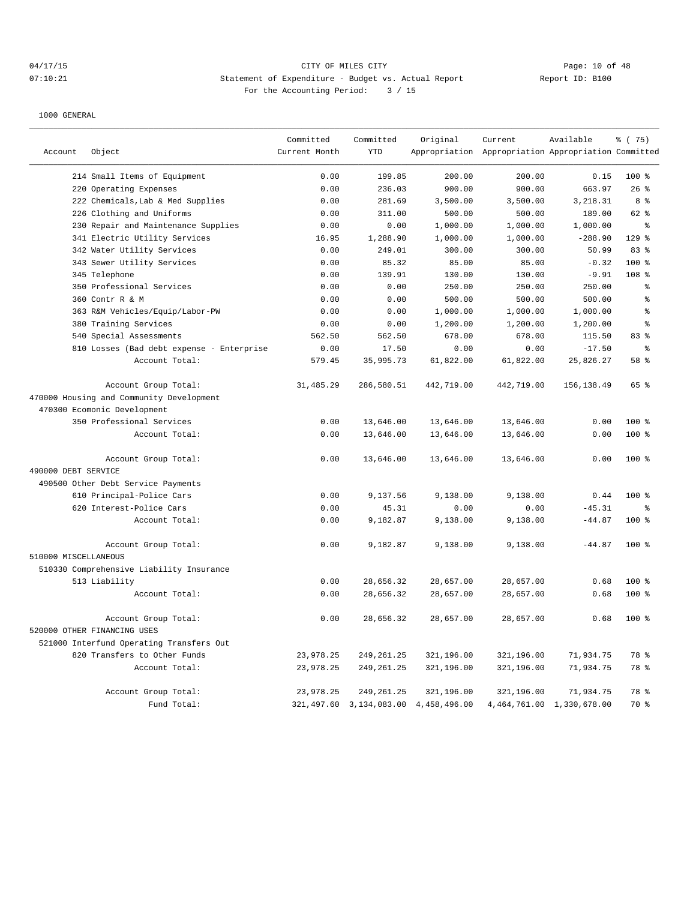CITY OF MILES CITY
Statement of Expenditure - Budget vs. Actual Report
For the Accounting Period: 3 / 15

04/17/15 07:10:21 Report ID: B100

1000 GENERAL

| Account | Object | Committed Current Month | Committed YTD | Original Appropriation | Current Appropriation | Available Appropriation | % ( 75) Committed |
|---|---|---|---|---|---|---|---|
| | 214 Small Items of Equipment | 0.00 | 199.85 | 200.00 | 200.00 | 0.15 | 100 % |
| | 220 Operating Expenses | 0.00 | 236.03 | 900.00 | 900.00 | 663.97 | 26 % |
| | 222 Chemicals,Lab & Med Supplies | 0.00 | 281.69 | 3,500.00 | 3,500.00 | 3,218.31 | 8 % |
| | 226 Clothing and Uniforms | 0.00 | 311.00 | 500.00 | 500.00 | 189.00 | 62 % |
| | 230 Repair and Maintenance Supplies | 0.00 | 0.00 | 1,000.00 | 1,000.00 | 1,000.00 | % |
| | 341 Electric Utility Services | 16.95 | 1,288.90 | 1,000.00 | 1,000.00 | -288.90 | 129 % |
| | 342 Water Utility Services | 0.00 | 249.01 | 300.00 | 300.00 | 50.99 | 83 % |
| | 343 Sewer Utility Services | 0.00 | 85.32 | 85.00 | 85.00 | -0.32 | 100 % |
| | 345 Telephone | 0.00 | 139.91 | 130.00 | 130.00 | -9.91 | 108 % |
| | 350 Professional Services | 0.00 | 0.00 | 250.00 | 250.00 | 250.00 | % |
| | 360 Contr R & M | 0.00 | 0.00 | 500.00 | 500.00 | 500.00 | % |
| | 363 R&M Vehicles/Equip/Labor-PW | 0.00 | 0.00 | 1,000.00 | 1,000.00 | 1,000.00 | % |
| | 380 Training Services | 0.00 | 0.00 | 1,200.00 | 1,200.00 | 1,200.00 | % |
| | 540 Special Assessments | 562.50 | 562.50 | 678.00 | 678.00 | 115.50 | 83 % |
| | 810 Losses (Bad debt expense - Enterprise | 0.00 | 17.50 | 0.00 | 0.00 | -17.50 | % |
| | Account Total: | 579.45 | 35,995.73 | 61,822.00 | 61,822.00 | 25,826.27 | 58 % |
| | Account Group Total: | 31,485.29 | 286,580.51 | 442,719.00 | 442,719.00 | 156,138.49 | 65 % |
| 470000 Housing and Community Development | | | | | | | |
| 470300 Ecomonic Development | | | | | | | |
| | 350 Professional Services | 0.00 | 13,646.00 | 13,646.00 | 13,646.00 | 0.00 | 100 % |
| | Account Total: | 0.00 | 13,646.00 | 13,646.00 | 13,646.00 | 0.00 | 100 % |
| | Account Group Total: | 0.00 | 13,646.00 | 13,646.00 | 13,646.00 | 0.00 | 100 % |
| 490000 DEBT SERVICE | | | | | | | |
| 490500 Other Debt Service Payments | | | | | | | |
| | 610 Principal-Police Cars | 0.00 | 9,137.56 | 9,138.00 | 9,138.00 | 0.44 | 100 % |
| | 620 Interest-Police Cars | 0.00 | 45.31 | 0.00 | 0.00 | -45.31 | % |
| | Account Total: | 0.00 | 9,182.87 | 9,138.00 | 9,138.00 | -44.87 | 100 % |
| | Account Group Total: | 0.00 | 9,182.87 | 9,138.00 | 9,138.00 | -44.87 | 100 % |
| 510000 MISCELLANEOUS | | | | | | | |
| 510330 Comprehensive Liability Insurance | | | | | | | |
| | 513 Liability | 0.00 | 28,656.32 | 28,657.00 | 28,657.00 | 0.68 | 100 % |
| | Account Total: | 0.00 | 28,656.32 | 28,657.00 | 28,657.00 | 0.68 | 100 % |
| | Account Group Total: | 0.00 | 28,656.32 | 28,657.00 | 28,657.00 | 0.68 | 100 % |
| 520000 OTHER FINANCING USES | | | | | | | |
| 521000 Interfund Operating Transfers Out | | | | | | | |
| | 820 Transfers to Other Funds | 23,978.25 | 249,261.25 | 321,196.00 | 321,196.00 | 71,934.75 | 78 % |
| | Account Total: | 23,978.25 | 249,261.25 | 321,196.00 | 321,196.00 | 71,934.75 | 78 % |
| | Account Group Total: | 23,978.25 | 249,261.25 | 321,196.00 | 321,196.00 | 71,934.75 | 78 % |
| | Fund Total: | 321,497.60 | 3,134,083.00 | 4,458,496.00 | 4,464,761.00 | 1,330,678.00 | 70 % |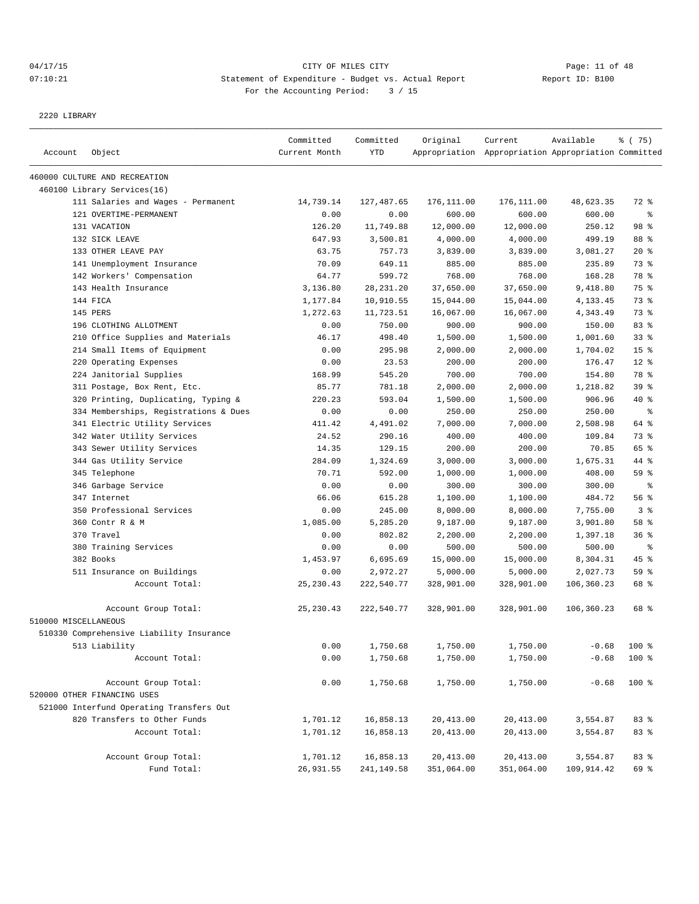CITY OF MILES CITY

Statement of Expenditure - Budget vs. Actual Report

For the Accounting Period: 3 / 15

04/17/15 07:10:21 Report ID: B100

2220 LIBRARY

| Account Object | Committed Current Month | Committed YTD | Original Appropriation | Current Appropriation | Available Appropriation | % ( 75) Committed |
|---|---|---|---|---|---|---|
| 460000 CULTURE AND RECREATION | | | | | | |
| 460100 Library Services(16) | | | | | | |
| 111 Salaries and Wages - Permanent | 14,739.14 | 127,487.65 | 176,111.00 | 176,111.00 | 48,623.35 | 72 % |
| 121 OVERTIME-PERMANENT | 0.00 | 0.00 | 600.00 | 600.00 | 600.00 | % |
| 131 VACATION | 126.20 | 11,749.88 | 12,000.00 | 12,000.00 | 250.12 | 98 % |
| 132 SICK LEAVE | 647.93 | 3,500.81 | 4,000.00 | 4,000.00 | 499.19 | 88 % |
| 133 OTHER LEAVE PAY | 63.75 | 757.73 | 3,839.00 | 3,839.00 | 3,081.27 | 20 % |
| 141 Unemployment Insurance | 70.09 | 649.11 | 885.00 | 885.00 | 235.89 | 73 % |
| 142 Workers' Compensation | 64.77 | 599.72 | 768.00 | 768.00 | 168.28 | 78 % |
| 143 Health Insurance | 3,136.80 | 28,231.20 | 37,650.00 | 37,650.00 | 9,418.80 | 75 % |
| 144 FICA | 1,177.84 | 10,910.55 | 15,044.00 | 15,044.00 | 4,133.45 | 73 % |
| 145 PERS | 1,272.63 | 11,723.51 | 16,067.00 | 16,067.00 | 4,343.49 | 73 % |
| 196 CLOTHING ALLOTMENT | 0.00 | 750.00 | 900.00 | 900.00 | 150.00 | 83 % |
| 210 Office Supplies and Materials | 46.17 | 498.40 | 1,500.00 | 1,500.00 | 1,001.60 | 33 % |
| 214 Small Items of Equipment | 0.00 | 295.98 | 2,000.00 | 2,000.00 | 1,704.02 | 15 % |
| 220 Operating Expenses | 0.00 | 23.53 | 200.00 | 200.00 | 176.47 | 12 % |
| 224 Janitorial Supplies | 168.99 | 545.20 | 700.00 | 700.00 | 154.80 | 78 % |
| 311 Postage, Box Rent, Etc. | 85.77 | 781.18 | 2,000.00 | 2,000.00 | 1,218.82 | 39 % |
| 320 Printing, Duplicating, Typing & | 220.23 | 593.04 | 1,500.00 | 1,500.00 | 906.96 | 40 % |
| 334 Memberships, Registrations & Dues | 0.00 | 0.00 | 250.00 | 250.00 | 250.00 | % |
| 341 Electric Utility Services | 411.42 | 4,491.02 | 7,000.00 | 7,000.00 | 2,508.98 | 64 % |
| 342 Water Utility Services | 24.52 | 290.16 | 400.00 | 400.00 | 109.84 | 73 % |
| 343 Sewer Utility Services | 14.35 | 129.15 | 200.00 | 200.00 | 70.85 | 65 % |
| 344 Gas Utility Service | 284.09 | 1,324.69 | 3,000.00 | 3,000.00 | 1,675.31 | 44 % |
| 345 Telephone | 70.71 | 592.00 | 1,000.00 | 1,000.00 | 408.00 | 59 % |
| 346 Garbage Service | 0.00 | 0.00 | 300.00 | 300.00 | 300.00 | % |
| 347 Internet | 66.06 | 615.28 | 1,100.00 | 1,100.00 | 484.72 | 56 % |
| 350 Professional Services | 0.00 | 245.00 | 8,000.00 | 8,000.00 | 7,755.00 | 3 % |
| 360 Contr R & M | 1,085.00 | 5,285.20 | 9,187.00 | 9,187.00 | 3,901.80 | 58 % |
| 370 Travel | 0.00 | 802.82 | 2,200.00 | 2,200.00 | 1,397.18 | 36 % |
| 380 Training Services | 0.00 | 0.00 | 500.00 | 500.00 | 500.00 | % |
| 382 Books | 1,453.97 | 6,695.69 | 15,000.00 | 15,000.00 | 8,304.31 | 45 % |
| 511 Insurance on Buildings | 0.00 | 2,972.27 | 5,000.00 | 5,000.00 | 2,027.73 | 59 % |
| Account Total: | 25,230.43 | 222,540.77 | 328,901.00 | 328,901.00 | 106,360.23 | 68 % |
| Account Group Total: | 25,230.43 | 222,540.77 | 328,901.00 | 328,901.00 | 106,360.23 | 68 % |
| 510000 MISCELLANEOUS | | | | | | |
| 510330 Comprehensive Liability Insurance | | | | | | |
| 513 Liability | 0.00 | 1,750.68 | 1,750.00 | 1,750.00 | -0.68 | 100 % |
| Account Total: | 0.00 | 1,750.68 | 1,750.00 | 1,750.00 | -0.68 | 100 % |
| Account Group Total: | 0.00 | 1,750.68 | 1,750.00 | 1,750.00 | -0.68 | 100 % |
| 520000 OTHER FINANCING USES | | | | | | |
| 521000 Interfund Operating Transfers Out | | | | | | |
| 820 Transfers to Other Funds | 1,701.12 | 16,858.13 | 20,413.00 | 20,413.00 | 3,554.87 | 83 % |
| Account Total: | 1,701.12 | 16,858.13 | 20,413.00 | 20,413.00 | 3,554.87 | 83 % |
| Account Group Total: | 1,701.12 | 16,858.13 | 20,413.00 | 20,413.00 | 3,554.87 | 83 % |
| Fund Total: | 26,931.55 | 241,149.58 | 351,064.00 | 351,064.00 | 109,914.42 | 69 % |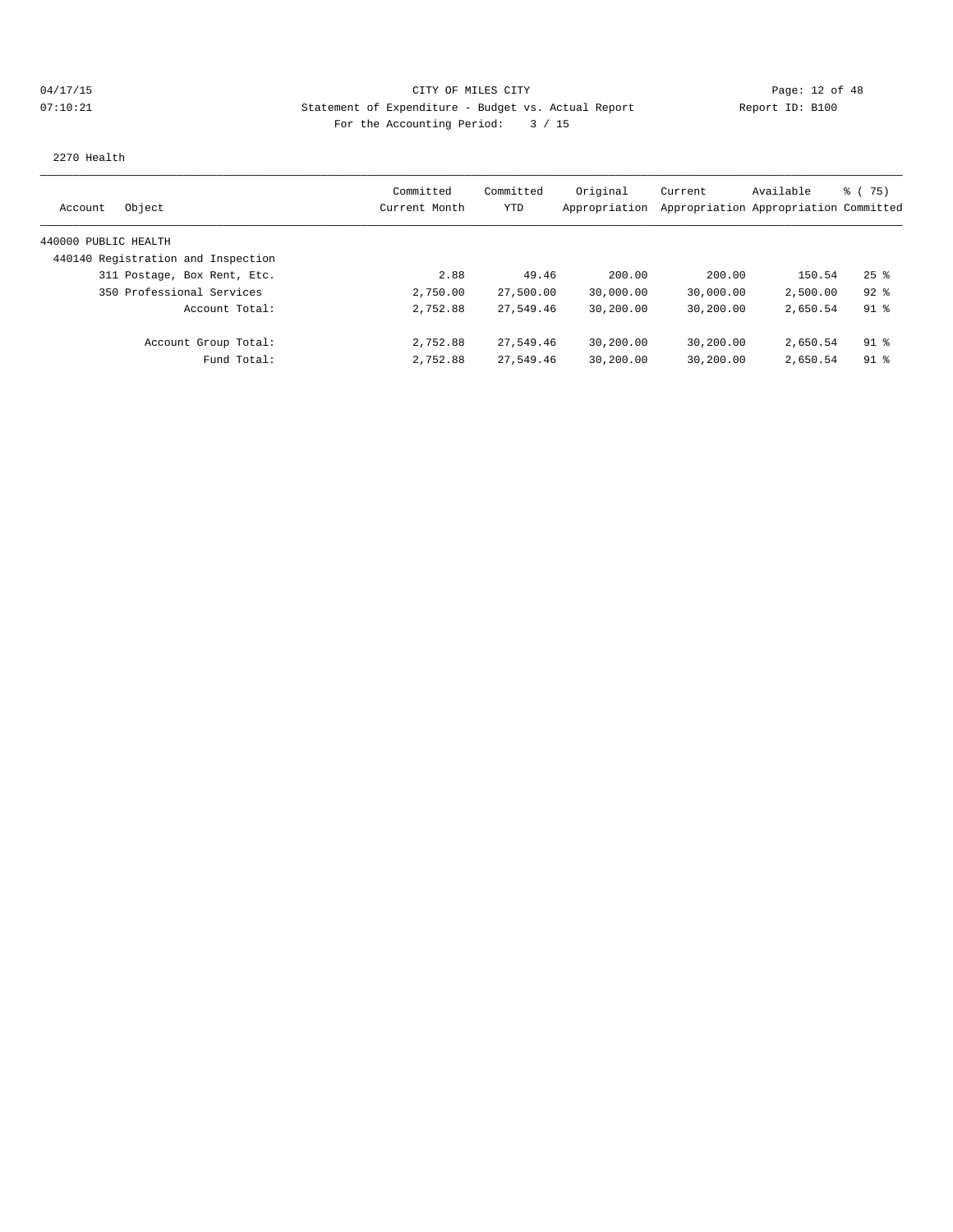CITY OF MILES CITY

Statement of Expenditure - Budget vs. Actual Report

Report ID: B100

For the Accounting Period: 3 / 15

04/17/15
07:10:21

2270 Health

| Account Object | Committed Current Month | Committed YTD | Original Appropriation | Current Appropriation | Available Appropriation | % ( 75) Committed |
|---|---|---|---|---|---|---|
| 440000 PUBLIC HEALTH | | | | | | |
| 440140 Registration and Inspection | | | | | | |
| 311 Postage, Box Rent, Etc. | 2.88 | 49.46 | 200.00 | 200.00 | 150.54 | 25 % |
| 350 Professional Services | 2,750.00 | 27,500.00 | 30,000.00 | 30,000.00 | 2,500.00 | 92 % |
| Account Total: | 2,752.88 | 27,549.46 | 30,200.00 | 30,200.00 | 2,650.54 | 91 % |
| Account Group Total: | 2,752.88 | 27,549.46 | 30,200.00 | 30,200.00 | 2,650.54 | 91 % |
| Fund Total: | 2,752.88 | 27,549.46 | 30,200.00 | 30,200.00 | 2,650.54 | 91 % |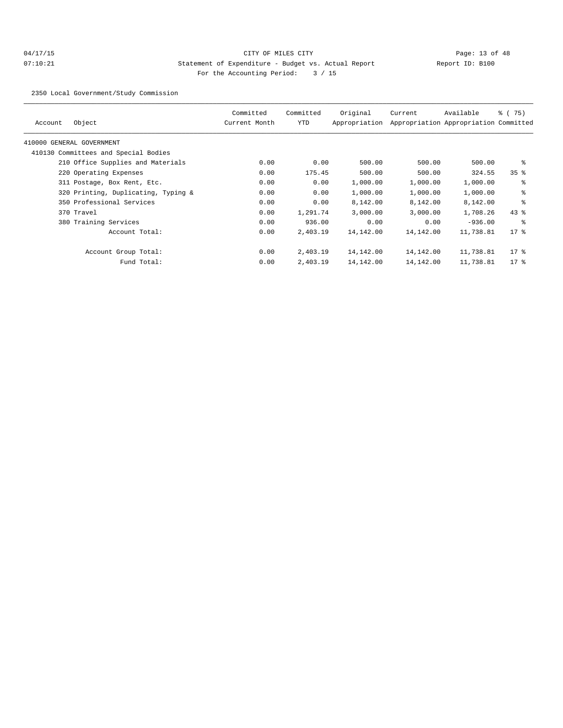CITY OF MILES CITY

Statement of Expenditure - Budget vs. Actual Report

Report ID: B100

For the Accounting Period: 3 / 15

04/17/15 07:10:21

2350 Local Government/Study Commission

| Account | Object | Committed Current Month | Committed YTD | Original Appropriation | Current Appropriation | Available Appropriation | % ( 75) Committed |
|---|---|---|---|---|---|---|---|
| 410000 GENERAL GOVERNMENT | | | | | | | |
| 410130 Committees and Special Bodies | | | | | | | |
| | 210 Office Supplies and Materials | 0.00 | 0.00 | 500.00 | 500.00 | 500.00 | % |
| | 220 Operating Expenses | 0.00 | 175.45 | 500.00 | 500.00 | 324.55 | 35 % |
| | 311 Postage, Box Rent, Etc. | 0.00 | 0.00 | 1,000.00 | 1,000.00 | 1,000.00 | % |
| | 320 Printing, Duplicating, Typing & | 0.00 | 0.00 | 1,000.00 | 1,000.00 | 1,000.00 | % |
| | 350 Professional Services | 0.00 | 0.00 | 8,142.00 | 8,142.00 | 8,142.00 | % |
| | 370 Travel | 0.00 | 1,291.74 | 3,000.00 | 3,000.00 | 1,708.26 | 43 % |
| | 380 Training Services | 0.00 | 936.00 | 0.00 | 0.00 | -936.00 | % |
| | Account Total: | 0.00 | 2,403.19 | 14,142.00 | 14,142.00 | 11,738.81 | 17 % |
| | Account Group Total: | 0.00 | 2,403.19 | 14,142.00 | 14,142.00 | 11,738.81 | 17 % |
| | Fund Total: | 0.00 | 2,403.19 | 14,142.00 | 14,142.00 | 11,738.81 | 17 % |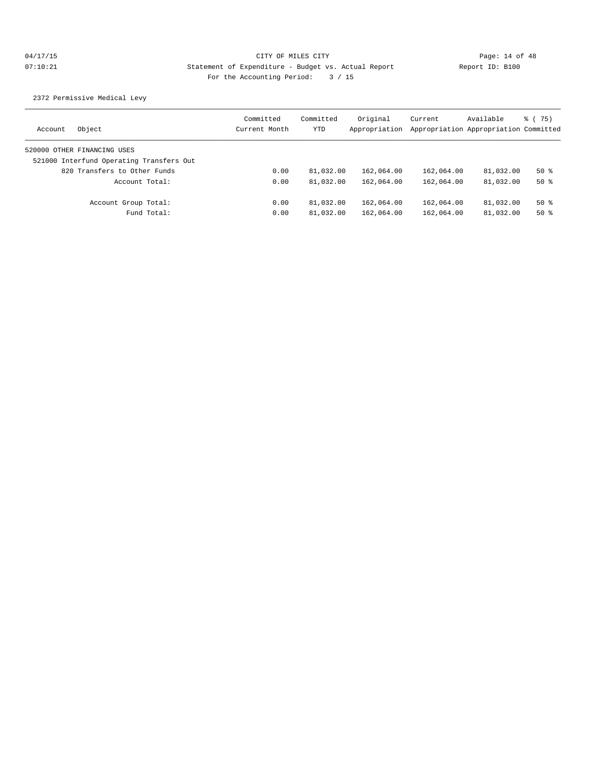CITY OF MILES CITY

Statement of Expenditure - Budget vs. Actual Report

Report ID: B100

For the Accounting Period: 3 / 15

04/17/15
07:10:21

2372 Permissive Medical Levy

| Account Object | Committed Current Month | Committed YTD | Original Appropriation | Current Appropriation | Available Appropriation | % ( 75) Committed |
|---|---|---|---|---|---|---|
| 520000 OTHER FINANCING USES | | | | | | |
| 521000 Interfund Operating Transfers Out | | | | | | |
| 820 Transfers to Other Funds | 0.00 | 81,032.00 | 162,064.00 | 162,064.00 | 81,032.00 | 50 % |
| Account Total: | 0.00 | 81,032.00 | 162,064.00 | 162,064.00 | 81,032.00 | 50 % |
| Account Group Total: | 0.00 | 81,032.00 | 162,064.00 | 162,064.00 | 81,032.00 | 50 % |
| Fund Total: | 0.00 | 81,032.00 | 162,064.00 | 162,064.00 | 81,032.00 | 50 % |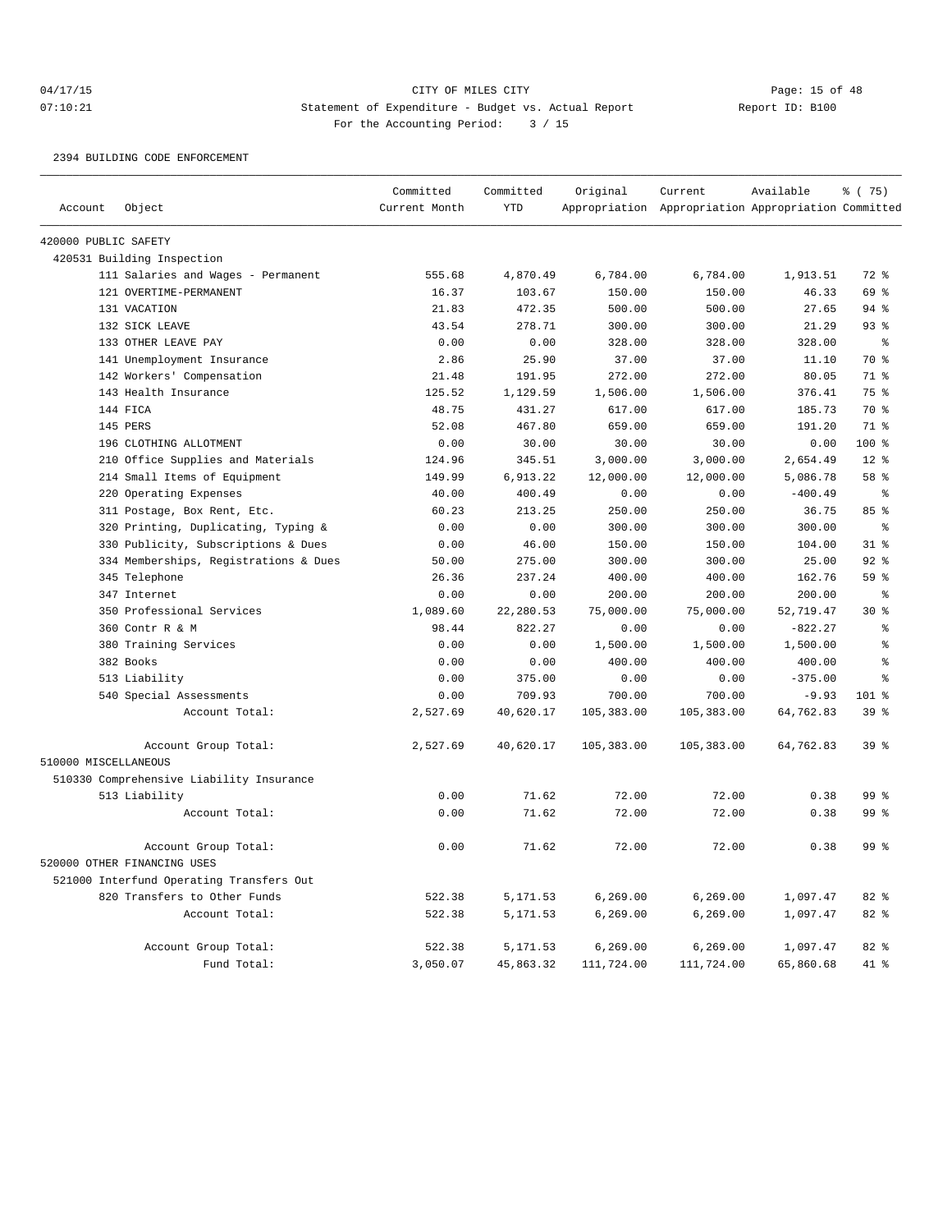CITY OF MILES CITY
Statement of Expenditure - Budget vs. Actual Report
For the Accounting Period: 3 / 15

04/17/15
07:10:21

Report ID: B100

2394 BUILDING CODE ENFORCEMENT

| Account | Object | Committed Current Month | Committed YTD | Original Appropriation | Current Appropriation | Available Appropriation | % ( 75) Committed |
|---|---|---|---|---|---|---|---|
| 420000 PUBLIC SAFETY | | | | | | | |
| 420531 Building Inspection | | | | | | | |
| | 111 Salaries and Wages - Permanent | 555.68 | 4,870.49 | 6,784.00 | 6,784.00 | 1,913.51 | 72 % |
| | 121 OVERTIME-PERMANENT | 16.37 | 103.67 | 150.00 | 150.00 | 46.33 | 69 % |
| | 131 VACATION | 21.83 | 472.35 | 500.00 | 500.00 | 27.65 | 94 % |
| | 132 SICK LEAVE | 43.54 | 278.71 | 300.00 | 300.00 | 21.29 | 93 % |
| | 133 OTHER LEAVE PAY | 0.00 | 0.00 | 328.00 | 328.00 | 328.00 | % |
| | 141 Unemployment Insurance | 2.86 | 25.90 | 37.00 | 37.00 | 11.10 | 70 % |
| | 142 Workers' Compensation | 21.48 | 191.95 | 272.00 | 272.00 | 80.05 | 71 % |
| | 143 Health Insurance | 125.52 | 1,129.59 | 1,506.00 | 1,506.00 | 376.41 | 75 % |
| | 144 FICA | 48.75 | 431.27 | 617.00 | 617.00 | 185.73 | 70 % |
| | 145 PERS | 52.08 | 467.80 | 659.00 | 659.00 | 191.20 | 71 % |
| | 196 CLOTHING ALLOTMENT | 0.00 | 30.00 | 30.00 | 30.00 | 0.00 | 100 % |
| | 210 Office Supplies and Materials | 124.96 | 345.51 | 3,000.00 | 3,000.00 | 2,654.49 | 12 % |
| | 214 Small Items of Equipment | 149.99 | 6,913.22 | 12,000.00 | 12,000.00 | 5,086.78 | 58 % |
| | 220 Operating Expenses | 40.00 | 400.49 | 0.00 | 0.00 | -400.49 | % |
| | 311 Postage, Box Rent, Etc. | 60.23 | 213.25 | 250.00 | 250.00 | 36.75 | 85 % |
| | 320 Printing, Duplicating, Typing & | 0.00 | 0.00 | 300.00 | 300.00 | 300.00 | % |
| | 330 Publicity, Subscriptions & Dues | 0.00 | 46.00 | 150.00 | 150.00 | 104.00 | 31 % |
| | 334 Memberships, Registrations & Dues | 50.00 | 275.00 | 300.00 | 300.00 | 25.00 | 92 % |
| | 345 Telephone | 26.36 | 237.24 | 400.00 | 400.00 | 162.76 | 59 % |
| | 347 Internet | 0.00 | 0.00 | 200.00 | 200.00 | 200.00 | % |
| | 350 Professional Services | 1,089.60 | 22,280.53 | 75,000.00 | 75,000.00 | 52,719.47 | 30 % |
| | 360 Contr R & M | 98.44 | 822.27 | 0.00 | 0.00 | -822.27 | % |
| | 380 Training Services | 0.00 | 0.00 | 1,500.00 | 1,500.00 | 1,500.00 | % |
| | 382 Books | 0.00 | 0.00 | 400.00 | 400.00 | 400.00 | % |
| | 513 Liability | 0.00 | 375.00 | 0.00 | 0.00 | -375.00 | % |
| | 540 Special Assessments | 0.00 | 709.93 | 700.00 | 700.00 | -9.93 | 101 % |
| | Account Total: | 2,527.69 | 40,620.17 | 105,383.00 | 105,383.00 | 64,762.83 | 39 % |
| | Account Group Total: | 2,527.69 | 40,620.17 | 105,383.00 | 105,383.00 | 64,762.83 | 39 % |
| 510000 MISCELLANEOUS | | | | | | | |
| 510330 Comprehensive Liability Insurance | | | | | | | |
| | 513 Liability | 0.00 | 71.62 | 72.00 | 72.00 | 0.38 | 99 % |
| | Account Total: | 0.00 | 71.62 | 72.00 | 72.00 | 0.38 | 99 % |
| | Account Group Total: | 0.00 | 71.62 | 72.00 | 72.00 | 0.38 | 99 % |
| 520000 OTHER FINANCING USES | | | | | | | |
| 521000 Interfund Operating Transfers Out | | | | | | | |
| | 820 Transfers to Other Funds | 522.38 | 5,171.53 | 6,269.00 | 6,269.00 | 1,097.47 | 82 % |
| | Account Total: | 522.38 | 5,171.53 | 6,269.00 | 6,269.00 | 1,097.47 | 82 % |
| | Account Group Total: | 522.38 | 5,171.53 | 6,269.00 | 6,269.00 | 1,097.47 | 82 % |
| | Fund Total: | 3,050.07 | 45,863.32 | 111,724.00 | 111,724.00 | 65,860.68 | 41 % |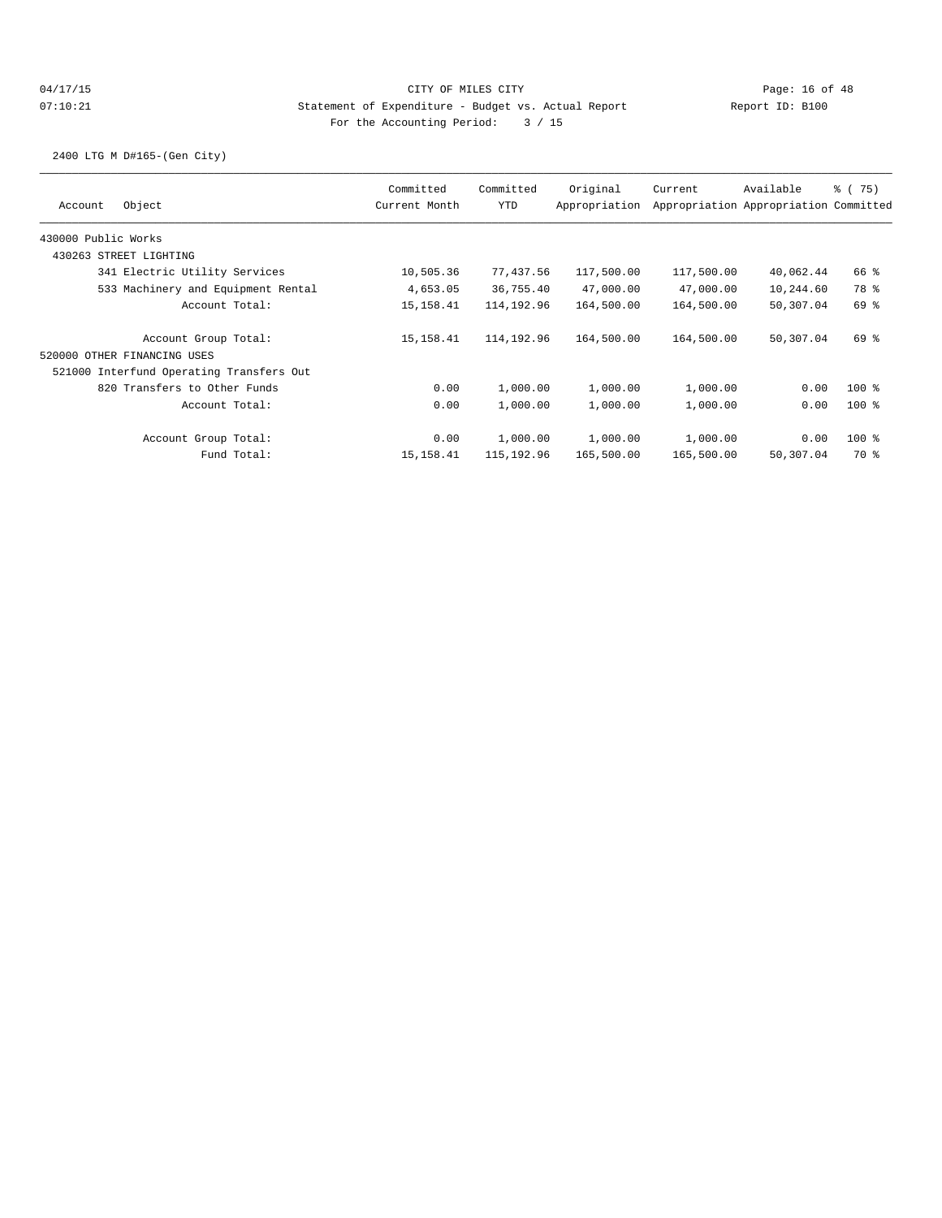CITY OF MILES CITY

Statement of Expenditure - Budget vs. Actual Report

Report ID: B100

For the Accounting Period: 3 / 15

2400 LTG M D#165-(Gen City)

| Account | Object | Committed Current Month | Committed YTD | Original Appropriation | Current Appropriation | Available Appropriation | % ( 75) Committed |
|---|---|---|---|---|---|---|---|
| 430000 Public Works | | | | | | | |
| 430263 STREET LIGHTING | | | | | | | |
| | 341 Electric Utility Services | 10,505.36 | 77,437.56 | 117,500.00 | 117,500.00 | 40,062.44 | 66 % |
| | 533 Machinery and Equipment Rental | 4,653.05 | 36,755.40 | 47,000.00 | 47,000.00 | 10,244.60 | 78 % |
| | Account Total: | 15,158.41 | 114,192.96 | 164,500.00 | 164,500.00 | 50,307.04 | 69 % |
| | Account Group Total: | 15,158.41 | 114,192.96 | 164,500.00 | 164,500.00 | 50,307.04 | 69 % |
| 520000 OTHER FINANCING USES | | | | | | | |
| 521000 Interfund Operating Transfers Out | | | | | | | |
| | 820 Transfers to Other Funds | 0.00 | 1,000.00 | 1,000.00 | 1,000.00 | 0.00 | 100 % |
| | Account Total: | 0.00 | 1,000.00 | 1,000.00 | 1,000.00 | 0.00 | 100 % |
| | Account Group Total: | 0.00 | 1,000.00 | 1,000.00 | 1,000.00 | 0.00 | 100 % |
| | Fund Total: | 15,158.41 | 115,192.96 | 165,500.00 | 165,500.00 | 50,307.04 | 70 % |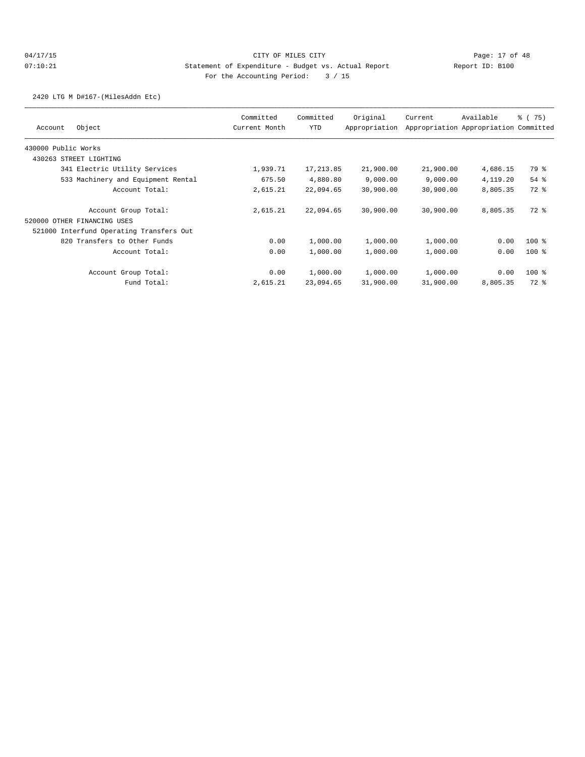CITY OF MILES CITY

Statement of Expenditure - Budget vs. Actual Report

Report ID: B100

For the Accounting Period: 3 / 15

04/17/15 07:10:21

2420 LTG M D#167-(MilesAddn Etc)

| Account Object | Committed Current Month | Committed YTD | Original Appropriation | Current Appropriation | Available Appropriation | % ( 75) Committed |
|---|---|---|---|---|---|---|
| 430000 Public Works | | | | | | |
| 430263 STREET LIGHTING | | | | | | |
| 341 Electric Utility Services | 1,939.71 | 17,213.85 | 21,900.00 | 21,900.00 | 4,686.15 | 79 % |
| 533 Machinery and Equipment Rental | 675.50 | 4,880.80 | 9,000.00 | 9,000.00 | 4,119.20 | 54 % |
| Account Total: | 2,615.21 | 22,094.65 | 30,900.00 | 30,900.00 | 8,805.35 | 72 % |
| Account Group Total: | 2,615.21 | 22,094.65 | 30,900.00 | 30,900.00 | 8,805.35 | 72 % |
| 520000 OTHER FINANCING USES | | | | | | |
| 521000 Interfund Operating Transfers Out | | | | | | |
| 820 Transfers to Other Funds | 0.00 | 1,000.00 | 1,000.00 | 1,000.00 | 0.00 | 100 % |
| Account Total: | 0.00 | 1,000.00 | 1,000.00 | 1,000.00 | 0.00 | 100 % |
| Account Group Total: | 0.00 | 1,000.00 | 1,000.00 | 1,000.00 | 0.00 | 100 % |
| Fund Total: | 2,615.21 | 23,094.65 | 31,900.00 | 31,900.00 | 8,805.35 | 72 % |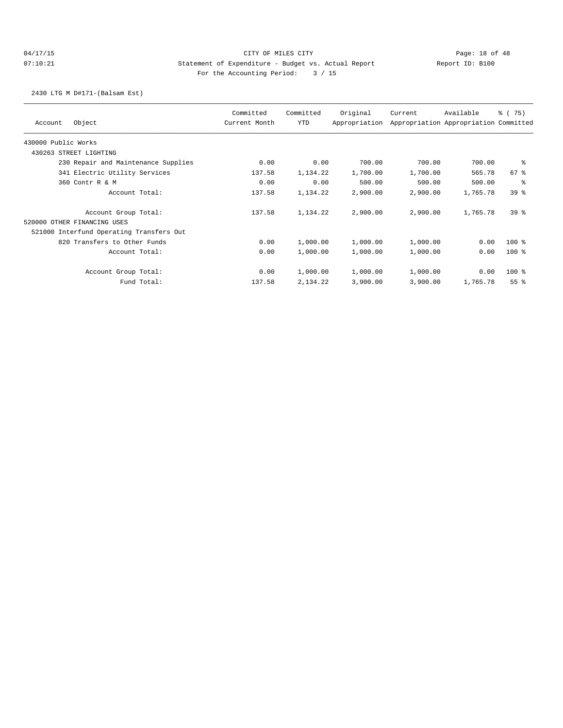CITY OF MILES CITY

Statement of Expenditure - Budget vs. Actual Report

Report ID: B100

For the Accounting Period: 3 / 15

04/17/15
07:10:21

2430 LTG M D#171-(Balsam Est)

| Account | Object | Committed Current Month | Committed YTD | Original Appropriation | Current Appropriation | Available Appropriation | % ( 75) Committed |
|---|---|---|---|---|---|---|---|
| 430000 Public Works | | | | | | | |
| 430263 STREET LIGHTING | | | | | | | |
| | 230 Repair and Maintenance Supplies | 0.00 | 0.00 | 700.00 | 700.00 | 700.00 | % |
| | 341 Electric Utility Services | 137.58 | 1,134.22 | 1,700.00 | 1,700.00 | 565.78 | 67 % |
| | 360 Contr R & M | 0.00 | 0.00 | 500.00 | 500.00 | 500.00 | % |
| | Account Total: | 137.58 | 1,134.22 | 2,900.00 | 2,900.00 | 1,765.78 | 39 % |
| | Account Group Total: | 137.58 | 1,134.22 | 2,900.00 | 2,900.00 | 1,765.78 | 39 % |
| 520000 OTHER FINANCING USES | | | | | | | |
| 521000 Interfund Operating Transfers Out | | | | | | | |
| | 820 Transfers to Other Funds | 0.00 | 1,000.00 | 1,000.00 | 1,000.00 | 0.00 | 100 % |
| | Account Total: | 0.00 | 1,000.00 | 1,000.00 | 1,000.00 | 0.00 | 100 % |
| | Account Group Total: | 0.00 | 1,000.00 | 1,000.00 | 1,000.00 | 0.00 | 100 % |
| | Fund Total: | 137.58 | 2,134.22 | 3,900.00 | 3,900.00 | 1,765.78 | 55 % |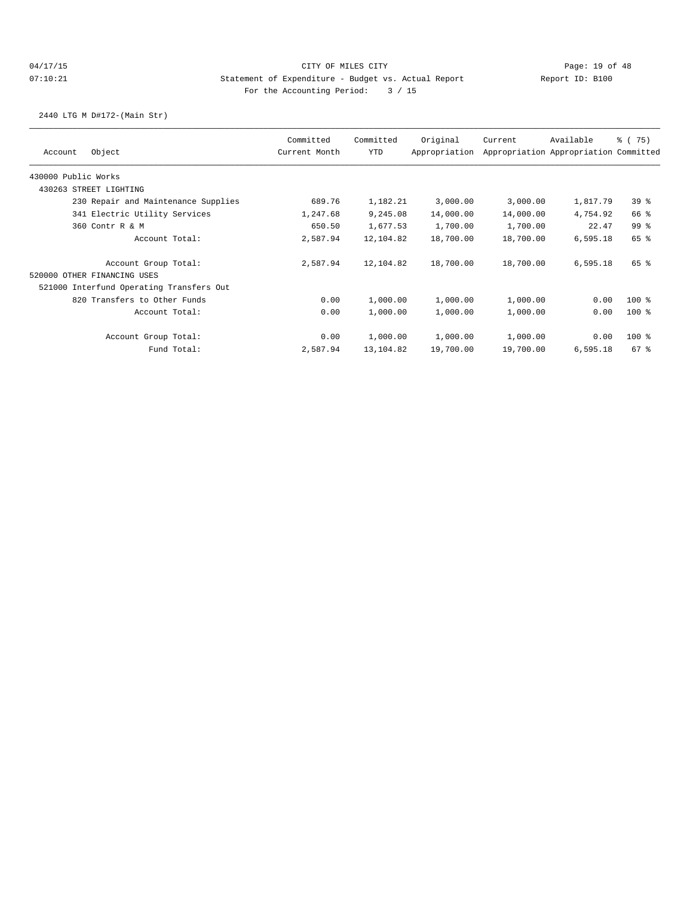CITY OF MILES CITY

Statement of Expenditure - Budget vs. Actual Report

Report ID: B100

For the Accounting Period: 3 / 15

04/17/15
07:10:21

2440 LTG M D#172-(Main Str)

| Account Object | Committed Current Month | Committed YTD | Original Appropriation | Current Appropriation | Available Appropriation | % ( 75) Committed |
|---|---|---|---|---|---|---|
| 430000 Public Works | | | | | | |
| 430263 STREET LIGHTING | | | | | | |
| 230 Repair and Maintenance Supplies | 689.76 | 1,182.21 | 3,000.00 | 3,000.00 | 1,817.79 | 39 % |
| 341 Electric Utility Services | 1,247.68 | 9,245.08 | 14,000.00 | 14,000.00 | 4,754.92 | 66 % |
| 360 Contr R & M | 650.50 | 1,677.53 | 1,700.00 | 1,700.00 | 22.47 | 99 % |
| Account Total: | 2,587.94 | 12,104.82 | 18,700.00 | 18,700.00 | 6,595.18 | 65 % |
| Account Group Total: | 2,587.94 | 12,104.82 | 18,700.00 | 18,700.00 | 6,595.18 | 65 % |
| 520000 OTHER FINANCING USES | | | | | | |
| 521000 Interfund Operating Transfers Out | | | | | | |
| 820 Transfers to Other Funds | 0.00 | 1,000.00 | 1,000.00 | 1,000.00 | 0.00 | 100 % |
| Account Total: | 0.00 | 1,000.00 | 1,000.00 | 1,000.00 | 0.00 | 100 % |
| Account Group Total: | 0.00 | 1,000.00 | 1,000.00 | 1,000.00 | 0.00 | 100 % |
| Fund Total: | 2,587.94 | 13,104.82 | 19,700.00 | 19,700.00 | 6,595.18 | 67 % |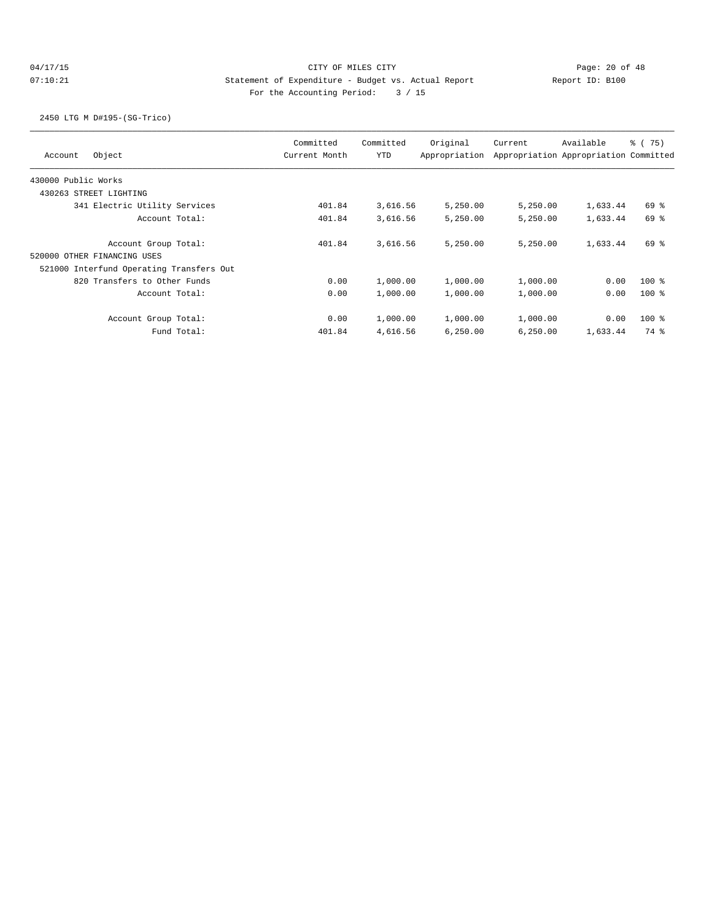CITY OF MILES CITY

Statement of Expenditure - Budget vs. Actual Report

Report ID: B100

For the Accounting Period: 3 / 15

04/17/15
07:10:21

2450 LTG M D#195-(SG-Trico)

| Account Object | Committed Current Month | Committed YTD | Original Appropriation | Current Appropriation | Available Appropriation | % ( 75) Committed |
|---|---|---|---|---|---|---|
| 430000 Public Works | | | | | | |
| 430263 STREET LIGHTING | | | | | | |
| 341 Electric Utility Services | 401.84 | 3,616.56 | 5,250.00 | 5,250.00 | 1,633.44 | 69 % |
| Account Total: | 401.84 | 3,616.56 | 5,250.00 | 5,250.00 | 1,633.44 | 69 % |
| Account Group Total: | 401.84 | 3,616.56 | 5,250.00 | 5,250.00 | 1,633.44 | 69 % |
| 520000 OTHER FINANCING USES | | | | | | |
| 521000 Interfund Operating Transfers Out | | | | | | |
| 820 Transfers to Other Funds | 0.00 | 1,000.00 | 1,000.00 | 1,000.00 | 0.00 | 100 % |
| Account Total: | 0.00 | 1,000.00 | 1,000.00 | 1,000.00 | 0.00 | 100 % |
| Account Group Total: | 0.00 | 1,000.00 | 1,000.00 | 1,000.00 | 0.00 | 100 % |
| Fund Total: | 401.84 | 4,616.56 | 6,250.00 | 6,250.00 | 1,633.44 | 74 % |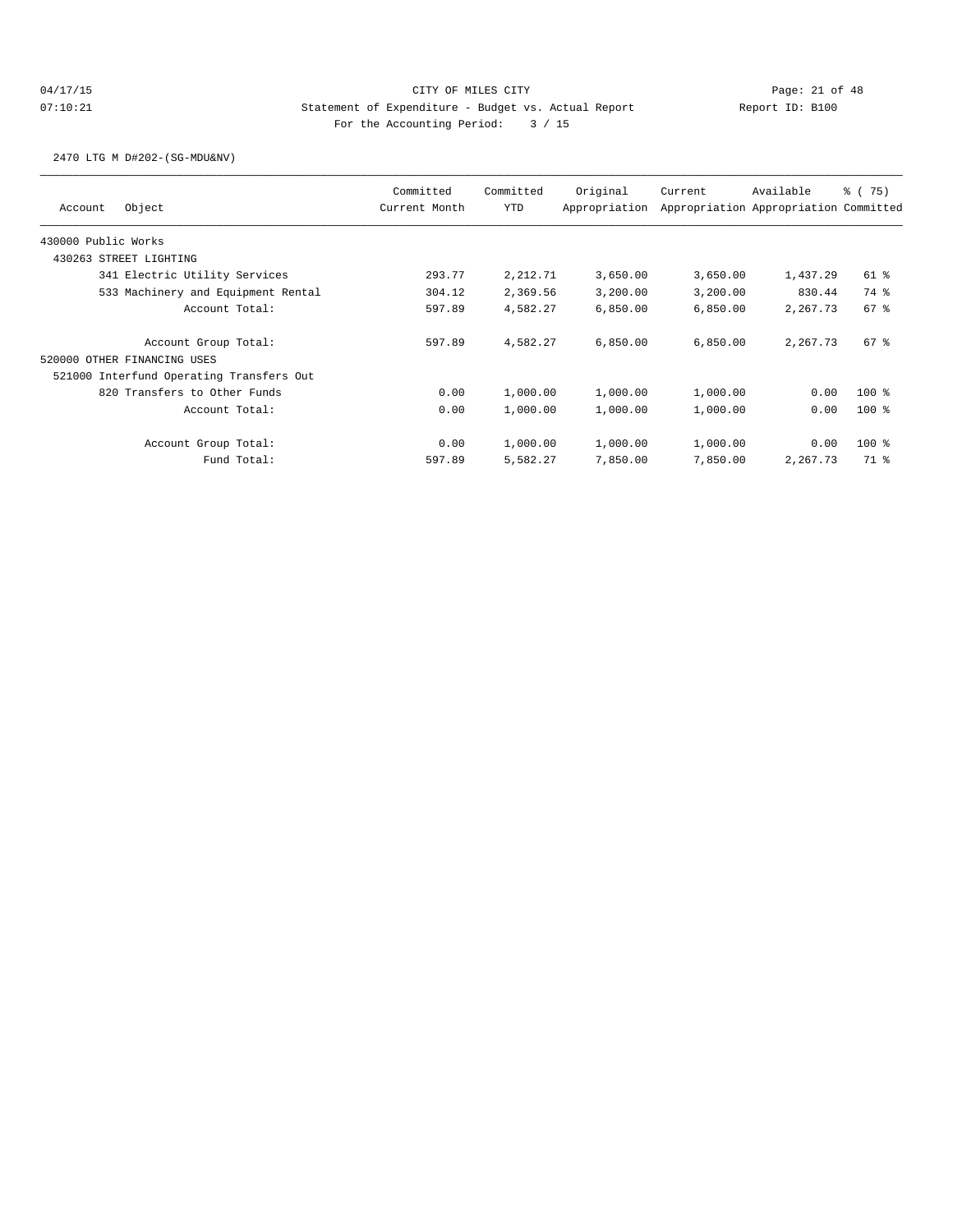CITY OF MILES CITY

Statement of Expenditure - Budget vs. Actual Report

For the Accounting Period: 3 / 15

04/17/15 07:10:21 Report ID: B100

2470 LTG M D#202-(SG-MDU&NV)

| Account Object | Committed Current Month | Committed YTD | Original Appropriation | Current Appropriation | Available Appropriation | % ( 75) Committed |
|---|---|---|---|---|---|---|
| 430000 Public Works | | | | | | |
| 430263 STREET LIGHTING | | | | | | |
| 341 Electric Utility Services | 293.77 | 2,212.71 | 3,650.00 | 3,650.00 | 1,437.29 | 61 % |
| 533 Machinery and Equipment Rental | 304.12 | 2,369.56 | 3,200.00 | 3,200.00 | 830.44 | 74 % |
| Account Total: | 597.89 | 4,582.27 | 6,850.00 | 6,850.00 | 2,267.73 | 67 % |
| Account Group Total: | 597.89 | 4,582.27 | 6,850.00 | 6,850.00 | 2,267.73 | 67 % |
| 520000 OTHER FINANCING USES | | | | | | |
| 521000 Interfund Operating Transfers Out | | | | | | |
| 820 Transfers to Other Funds | 0.00 | 1,000.00 | 1,000.00 | 1,000.00 | 0.00 | 100 % |
| Account Total: | 0.00 | 1,000.00 | 1,000.00 | 1,000.00 | 0.00 | 100 % |
| Account Group Total: | 0.00 | 1,000.00 | 1,000.00 | 1,000.00 | 0.00 | 100 % |
| Fund Total: | 597.89 | 5,582.27 | 7,850.00 | 7,850.00 | 2,267.73 | 71 % |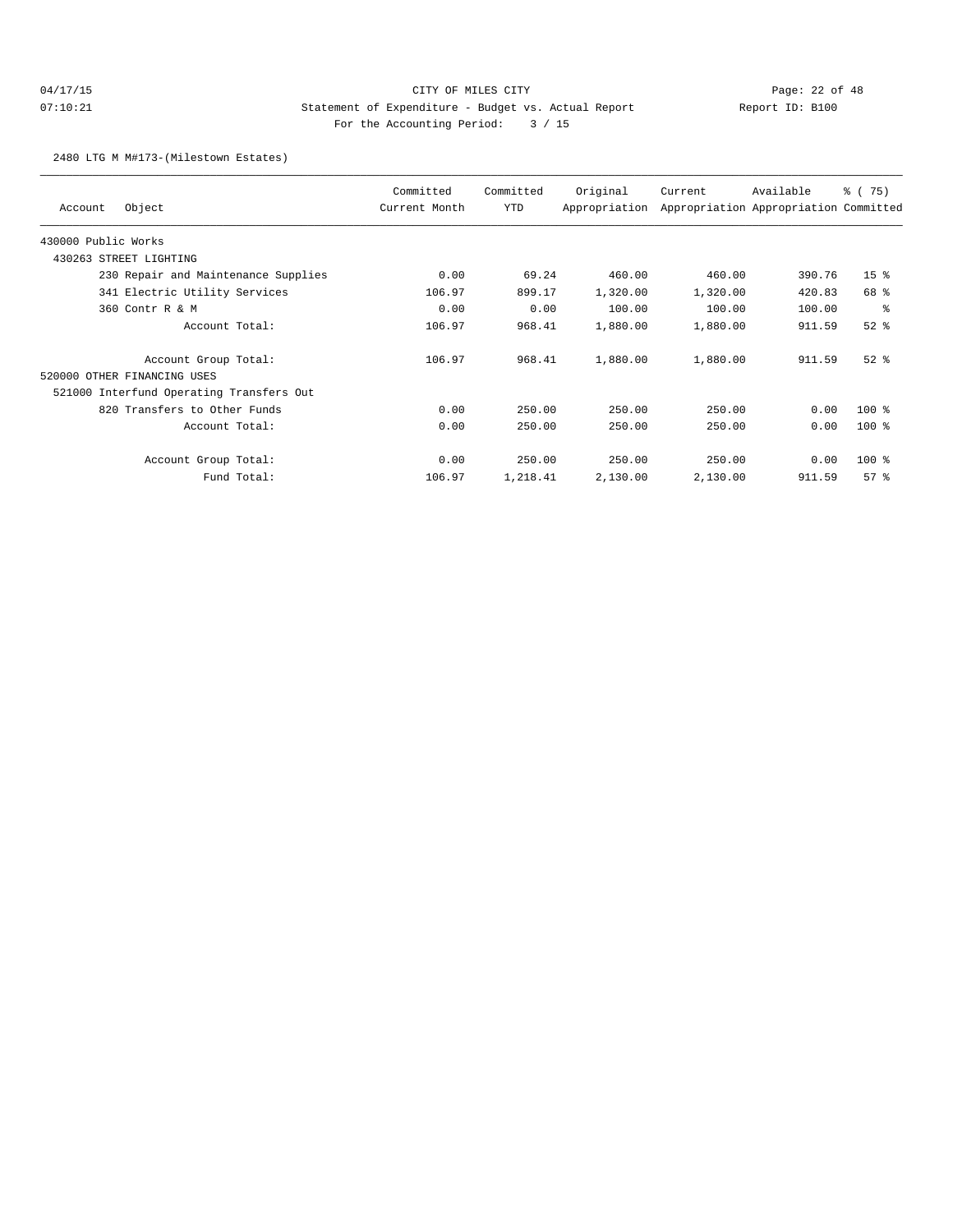CITY OF MILES CITY

Statement of Expenditure - Budget vs. Actual Report

Report ID: B100

For the Accounting Period: 3 / 15

04/17/15
07:10:21

2480 LTG M M#173-(Milestown Estates)

| Account | Object | Committed Current Month | Committed YTD | Original Appropriation | Current Appropriation | Available Appropriation | % ( 75) Committed |
|---|---|---|---|---|---|---|---|
| 430000 Public Works | | | | | | | |
| 430263 STREET LIGHTING | | | | | | | |
| | 230 Repair and Maintenance Supplies | 0.00 | 69.24 | 460.00 | 460.00 | 390.76 | 15 % |
| | 341 Electric Utility Services | 106.97 | 899.17 | 1,320.00 | 1,320.00 | 420.83 | 68 % |
| | 360 Contr R & M | 0.00 | 0.00 | 100.00 | 100.00 | 100.00 | % |
| | Account Total: | 106.97 | 968.41 | 1,880.00 | 1,880.00 | 911.59 | 52 % |
| | Account Group Total: | 106.97 | 968.41 | 1,880.00 | 1,880.00 | 911.59 | 52 % |
| 520000 OTHER FINANCING USES | | | | | | | |
| 521000 Interfund Operating Transfers Out | | | | | | | |
| | 820 Transfers to Other Funds | 0.00 | 250.00 | 250.00 | 250.00 | 0.00 | 100 % |
| | Account Total: | 0.00 | 250.00 | 250.00 | 250.00 | 0.00 | 100 % |
| | Account Group Total: | 0.00 | 250.00 | 250.00 | 250.00 | 0.00 | 100 % |
| | Fund Total: | 106.97 | 1,218.41 | 2,130.00 | 2,130.00 | 911.59 | 57 % |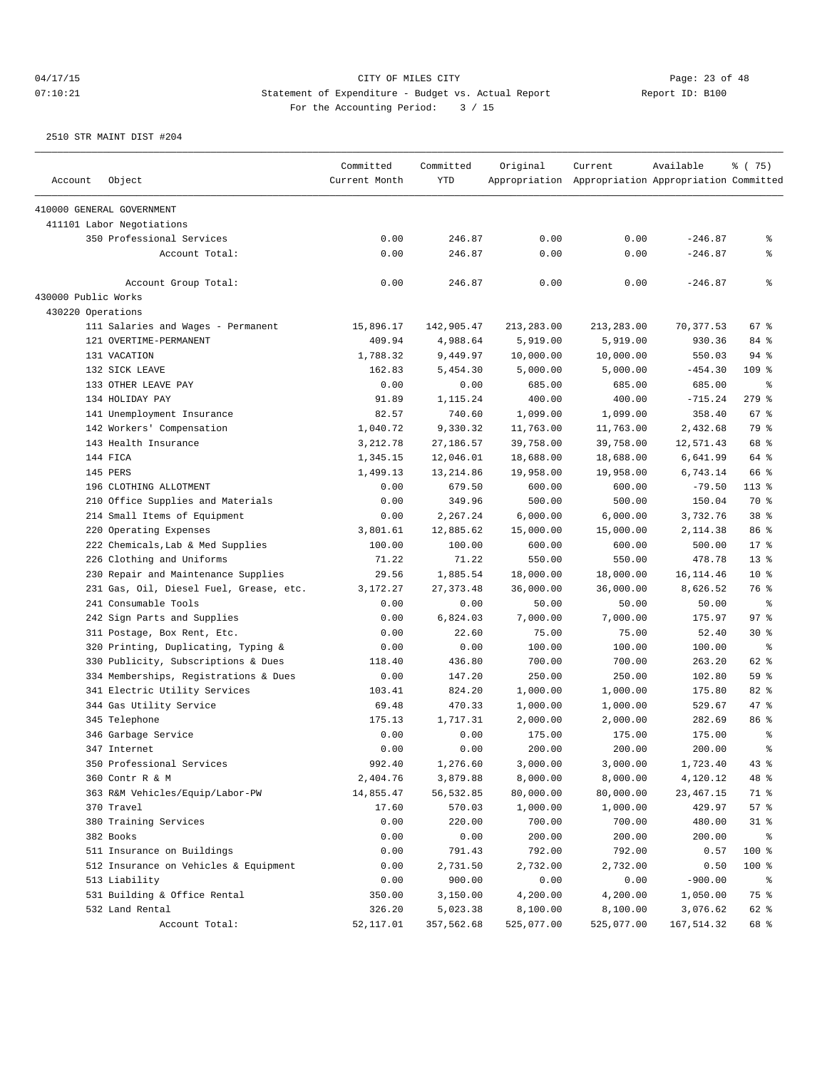CITY OF MILES CITY
Statement of Expenditure - Budget vs. Actual Report
For the Accounting Period: 3 / 15

04/17/15
07:10:21
Report ID: B100

2510 STR MAINT DIST #204

| Account | Object | Committed Current Month | Committed YTD | Original Appropriation | Current Appropriation | Available Appropriation | % ( 75) Committed |
|---|---|---|---|---|---|---|---|
| 410000 GENERAL GOVERNMENT | | | | | | | |
| 411101 Labor Negotiations | | | | | | | |
| | 350 Professional Services | 0.00 | 246.87 | 0.00 | 0.00 | -246.87 | % |
| | Account Total: | 0.00 | 246.87 | 0.00 | 0.00 | -246.87 | % |
| | Account Group Total: | 0.00 | 246.87 | 0.00 | 0.00 | -246.87 | % |
| 430000 Public Works | | | | | | | |
| 430220 Operations | | | | | | | |
| | 111 Salaries and Wages - Permanent | 15,896.17 | 142,905.47 | 213,283.00 | 213,283.00 | 70,377.53 | 67 % |
| | 121 OVERTIME-PERMANENT | 409.94 | 4,988.64 | 5,919.00 | 5,919.00 | 930.36 | 84 % |
| | 131 VACATION | 1,788.32 | 9,449.97 | 10,000.00 | 10,000.00 | 550.03 | 94 % |
| | 132 SICK LEAVE | 162.83 | 5,454.30 | 5,000.00 | 5,000.00 | -454.30 | 109 % |
| | 133 OTHER LEAVE PAY | 0.00 | 0.00 | 685.00 | 685.00 | 685.00 | % |
| | 134 HOLIDAY PAY | 91.89 | 1,115.24 | 400.00 | 400.00 | -715.24 | 279 % |
| | 141 Unemployment Insurance | 82.57 | 740.60 | 1,099.00 | 1,099.00 | 358.40 | 67 % |
| | 142 Workers' Compensation | 1,040.72 | 9,330.32 | 11,763.00 | 11,763.00 | 2,432.68 | 79 % |
| | 143 Health Insurance | 3,212.78 | 27,186.57 | 39,758.00 | 39,758.00 | 12,571.43 | 68 % |
| | 144 FICA | 1,345.15 | 12,046.01 | 18,688.00 | 18,688.00 | 6,641.99 | 64 % |
| | 145 PERS | 1,499.13 | 13,214.86 | 19,958.00 | 19,958.00 | 6,743.14 | 66 % |
| | 196 CLOTHING ALLOTMENT | 0.00 | 679.50 | 600.00 | 600.00 | -79.50 | 113 % |
| | 210 Office Supplies and Materials | 0.00 | 349.96 | 500.00 | 500.00 | 150.04 | 70 % |
| | 214 Small Items of Equipment | 0.00 | 2,267.24 | 6,000.00 | 6,000.00 | 3,732.76 | 38 % |
| | 220 Operating Expenses | 3,801.61 | 12,885.62 | 15,000.00 | 15,000.00 | 2,114.38 | 86 % |
| | 222 Chemicals,Lab & Med Supplies | 100.00 | 100.00 | 600.00 | 600.00 | 500.00 | 17 % |
| | 226 Clothing and Uniforms | 71.22 | 71.22 | 550.00 | 550.00 | 478.78 | 13 % |
| | 230 Repair and Maintenance Supplies | 29.56 | 1,885.54 | 18,000.00 | 18,000.00 | 16,114.46 | 10 % |
| | 231 Gas, Oil, Diesel Fuel, Grease, etc. | 3,172.27 | 27,373.48 | 36,000.00 | 36,000.00 | 8,626.52 | 76 % |
| | 241 Consumable Tools | 0.00 | 0.00 | 50.00 | 50.00 | 50.00 | % |
| | 242 Sign Parts and Supplies | 0.00 | 6,824.03 | 7,000.00 | 7,000.00 | 175.97 | 97 % |
| | 311 Postage, Box Rent, Etc. | 0.00 | 22.60 | 75.00 | 75.00 | 52.40 | 30 % |
| | 320 Printing, Duplicating, Typing & | 0.00 | 0.00 | 100.00 | 100.00 | 100.00 | % |
| | 330 Publicity, Subscriptions & Dues | 118.40 | 436.80 | 700.00 | 700.00 | 263.20 | 62 % |
| | 334 Memberships, Registrations & Dues | 0.00 | 147.20 | 250.00 | 250.00 | 102.80 | 59 % |
| | 341 Electric Utility Services | 103.41 | 824.20 | 1,000.00 | 1,000.00 | 175.80 | 82 % |
| | 344 Gas Utility Service | 69.48 | 470.33 | 1,000.00 | 1,000.00 | 529.67 | 47 % |
| | 345 Telephone | 175.13 | 1,717.31 | 2,000.00 | 2,000.00 | 282.69 | 86 % |
| | 346 Garbage Service | 0.00 | 0.00 | 175.00 | 175.00 | 175.00 | % |
| | 347 Internet | 0.00 | 0.00 | 200.00 | 200.00 | 200.00 | % |
| | 350 Professional Services | 992.40 | 1,276.60 | 3,000.00 | 3,000.00 | 1,723.40 | 43 % |
| | 360 Contr R & M | 2,404.76 | 3,879.88 | 8,000.00 | 8,000.00 | 4,120.12 | 48 % |
| | 363 R&M Vehicles/Equip/Labor-PW | 14,855.47 | 56,532.85 | 80,000.00 | 80,000.00 | 23,467.15 | 71 % |
| | 370 Travel | 17.60 | 570.03 | 1,000.00 | 1,000.00 | 429.97 | 57 % |
| | 380 Training Services | 0.00 | 220.00 | 700.00 | 700.00 | 480.00 | 31 % |
| | 382 Books | 0.00 | 0.00 | 200.00 | 200.00 | 200.00 | % |
| | 511 Insurance on Buildings | 0.00 | 791.43 | 792.00 | 792.00 | 0.57 | 100 % |
| | 512 Insurance on Vehicles & Equipment | 0.00 | 2,731.50 | 2,732.00 | 2,732.00 | 0.50 | 100 % |
| | 513 Liability | 0.00 | 900.00 | 0.00 | 0.00 | -900.00 | % |
| | 531 Building & Office Rental | 350.00 | 3,150.00 | 4,200.00 | 4,200.00 | 1,050.00 | 75 % |
| | 532 Land Rental | 326.20 | 5,023.38 | 8,100.00 | 8,100.00 | 3,076.62 | 62 % |
| | Account Total: | 52,117.01 | 357,562.68 | 525,077.00 | 525,077.00 | 167,514.32 | 68 % |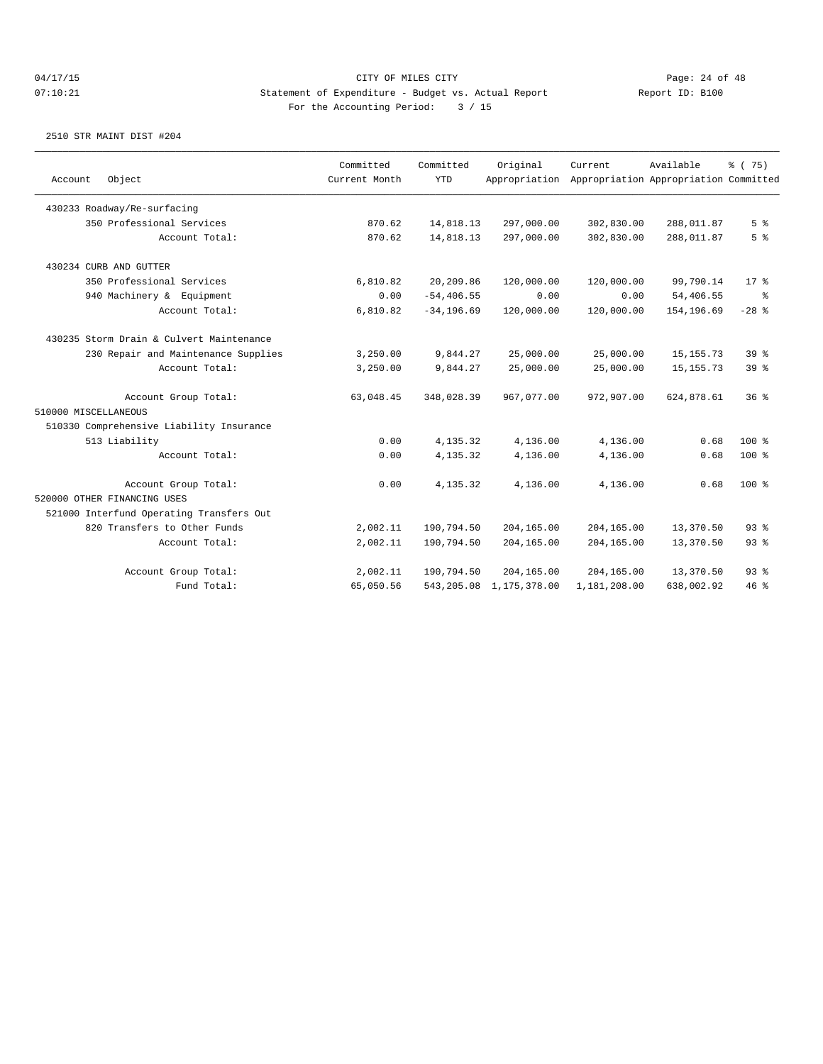CITY OF MILES CITY

Statement of Expenditure - Budget vs. Actual Report

Report ID: B100

For the Accounting Period: 3 / 15

04/17/15
07:10:21

2510 STR MAINT DIST #204

| Account Object | Committed Current Month | Committed YTD | Original Appropriation | Current Appropriation | Available Appropriation | % ( 75) Committed |
|---|---|---|---|---|---|---|
| 430233 Roadway/Re-surfacing | | | | | | |
| 350 Professional Services | 870.62 | 14,818.13 | 297,000.00 | 302,830.00 | 288,011.87 | 5 % |
| Account Total: | 870.62 | 14,818.13 | 297,000.00 | 302,830.00 | 288,011.87 | 5 % |
| 430234 CURB AND GUTTER | | | | | | |
| 350 Professional Services | 6,810.82 | 20,209.86 | 120,000.00 | 120,000.00 | 99,790.14 | 17 % |
| 940 Machinery & Equipment | 0.00 | -54,406.55 | 0.00 | 0.00 | 54,406.55 | % |
| Account Total: | 6,810.82 | -34,196.69 | 120,000.00 | 120,000.00 | 154,196.69 | -28 % |
| 430235 Storm Drain & Culvert Maintenance | | | | | | |
| 230 Repair and Maintenance Supplies | 3,250.00 | 9,844.27 | 25,000.00 | 25,000.00 | 15,155.73 | 39 % |
| Account Total: | 3,250.00 | 9,844.27 | 25,000.00 | 25,000.00 | 15,155.73 | 39 % |
| Account Group Total: | 63,048.45 | 348,028.39 | 967,077.00 | 972,907.00 | 624,878.61 | 36 % |
| 510000 MISCELLANEOUS | | | | | | |
| 510330 Comprehensive Liability Insurance | | | | | | |
| 513 Liability | 0.00 | 4,135.32 | 4,136.00 | 4,136.00 | 0.68 | 100 % |
| Account Total: | 0.00 | 4,135.32 | 4,136.00 | 4,136.00 | 0.68 | 100 % |
| Account Group Total: | 0.00 | 4,135.32 | 4,136.00 | 4,136.00 | 0.68 | 100 % |
| 520000 OTHER FINANCING USES | | | | | | |
| 521000 Interfund Operating Transfers Out | | | | | | |
| 820 Transfers to Other Funds | 2,002.11 | 190,794.50 | 204,165.00 | 204,165.00 | 13,370.50 | 93 % |
| Account Total: | 2,002.11 | 190,794.50 | 204,165.00 | 204,165.00 | 13,370.50 | 93 % |
| Account Group Total: | 2,002.11 | 190,794.50 | 204,165.00 | 204,165.00 | 13,370.50 | 93 % |
| Fund Total: | 65,050.56 | 543,205.08 | 1,175,378.00 | 1,181,208.00 | 638,002.92 | 46 % |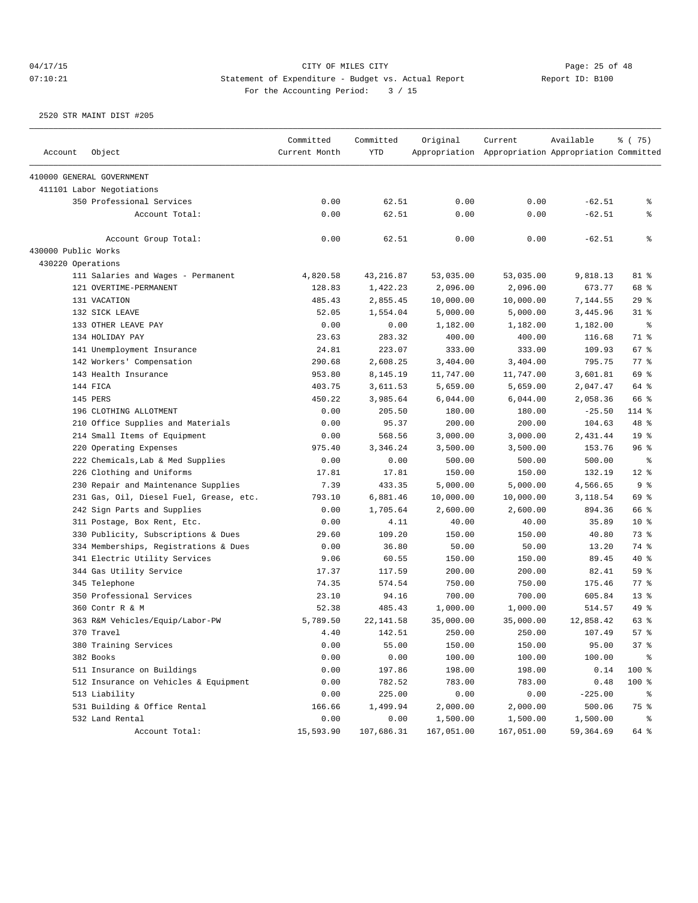CITY OF MILES CITY

Statement of Expenditure - Budget vs. Actual Report

Report ID: B100

For the Accounting Period: 3 / 15

04/17/15
07:10:21

2520 STR MAINT DIST #205

| Account | Object | Committed Current Month | Committed YTD | Original Appropriation | Current Appropriation | Available Appropriation | % ( 75) Committed |
|---|---|---|---|---|---|---|---|
| 410000 GENERAL GOVERNMENT | | | | | | | |
| 411101 Labor Negotiations | | | | | | | |
| | 350 Professional Services | 0.00 | 62.51 | 0.00 | 0.00 | -62.51 | % |
| | Account Total: | 0.00 | 62.51 | 0.00 | 0.00 | -62.51 | % |
| | Account Group Total: | 0.00 | 62.51 | 0.00 | 0.00 | -62.51 | % |
| 430000 Public Works | | | | | | | |
| 430220 Operations | | | | | | | |
| | 111 Salaries and Wages - Permanent | 4,820.58 | 43,216.87 | 53,035.00 | 53,035.00 | 9,818.13 | 81 % |
| | 121 OVERTIME-PERMANENT | 128.83 | 1,422.23 | 2,096.00 | 2,096.00 | 673.77 | 68 % |
| | 131 VACATION | 485.43 | 2,855.45 | 10,000.00 | 10,000.00 | 7,144.55 | 29 % |
| | 132 SICK LEAVE | 52.05 | 1,554.04 | 5,000.00 | 5,000.00 | 3,445.96 | 31 % |
| | 133 OTHER LEAVE PAY | 0.00 | 0.00 | 1,182.00 | 1,182.00 | 1,182.00 | % |
| | 134 HOLIDAY PAY | 23.63 | 283.32 | 400.00 | 400.00 | 116.68 | 71 % |
| | 141 Unemployment Insurance | 24.81 | 223.07 | 333.00 | 333.00 | 109.93 | 67 % |
| | 142 Workers' Compensation | 290.68 | 2,608.25 | 3,404.00 | 3,404.00 | 795.75 | 77 % |
| | 143 Health Insurance | 953.80 | 8,145.19 | 11,747.00 | 11,747.00 | 3,601.81 | 69 % |
| | 144 FICA | 403.75 | 3,611.53 | 5,659.00 | 5,659.00 | 2,047.47 | 64 % |
| | 145 PERS | 450.22 | 3,985.64 | 6,044.00 | 6,044.00 | 2,058.36 | 66 % |
| | 196 CLOTHING ALLOTMENT | 0.00 | 205.50 | 180.00 | 180.00 | -25.50 | 114 % |
| | 210 Office Supplies and Materials | 0.00 | 95.37 | 200.00 | 200.00 | 104.63 | 48 % |
| | 214 Small Items of Equipment | 0.00 | 568.56 | 3,000.00 | 3,000.00 | 2,431.44 | 19 % |
| | 220 Operating Expenses | 975.40 | 3,346.24 | 3,500.00 | 3,500.00 | 153.76 | 96 % |
| | 222 Chemicals,Lab & Med Supplies | 0.00 | 0.00 | 500.00 | 500.00 | 500.00 | % |
| | 226 Clothing and Uniforms | 17.81 | 17.81 | 150.00 | 150.00 | 132.19 | 12 % |
| | 230 Repair and Maintenance Supplies | 7.39 | 433.35 | 5,000.00 | 5,000.00 | 4,566.65 | 9 % |
| | 231 Gas, Oil, Diesel Fuel, Grease, etc. | 793.10 | 6,881.46 | 10,000.00 | 10,000.00 | 3,118.54 | 69 % |
| | 242 Sign Parts and Supplies | 0.00 | 1,705.64 | 2,600.00 | 2,600.00 | 894.36 | 66 % |
| | 311 Postage, Box Rent, Etc. | 0.00 | 4.11 | 40.00 | 40.00 | 35.89 | 10 % |
| | 330 Publicity, Subscriptions & Dues | 29.60 | 109.20 | 150.00 | 150.00 | 40.80 | 73 % |
| | 334 Memberships, Registrations & Dues | 0.00 | 36.80 | 50.00 | 50.00 | 13.20 | 74 % |
| | 341 Electric Utility Services | 9.06 | 60.55 | 150.00 | 150.00 | 89.45 | 40 % |
| | 344 Gas Utility Service | 17.37 | 117.59 | 200.00 | 200.00 | 82.41 | 59 % |
| | 345 Telephone | 74.35 | 574.54 | 750.00 | 750.00 | 175.46 | 77 % |
| | 350 Professional Services | 23.10 | 94.16 | 700.00 | 700.00 | 605.84 | 13 % |
| | 360 Contr R & M | 52.38 | 485.43 | 1,000.00 | 1,000.00 | 514.57 | 49 % |
| | 363 R&M Vehicles/Equip/Labor-PW | 5,789.50 | 22,141.58 | 35,000.00 | 35,000.00 | 12,858.42 | 63 % |
| | 370 Travel | 4.40 | 142.51 | 250.00 | 250.00 | 107.49 | 57 % |
| | 380 Training Services | 0.00 | 55.00 | 150.00 | 150.00 | 95.00 | 37 % |
| | 382 Books | 0.00 | 0.00 | 100.00 | 100.00 | 100.00 | % |
| | 511 Insurance on Buildings | 0.00 | 197.86 | 198.00 | 198.00 | 0.14 | 100 % |
| | 512 Insurance on Vehicles & Equipment | 0.00 | 782.52 | 783.00 | 783.00 | 0.48 | 100 % |
| | 513 Liability | 0.00 | 225.00 | 0.00 | 0.00 | -225.00 | % |
| | 531 Building & Office Rental | 166.66 | 1,499.94 | 2,000.00 | 2,000.00 | 500.06 | 75 % |
| | 532 Land Rental | 0.00 | 0.00 | 1,500.00 | 1,500.00 | 1,500.00 | % |
| | Account Total: | 15,593.90 | 107,686.31 | 167,051.00 | 167,051.00 | 59,364.69 | 64 % |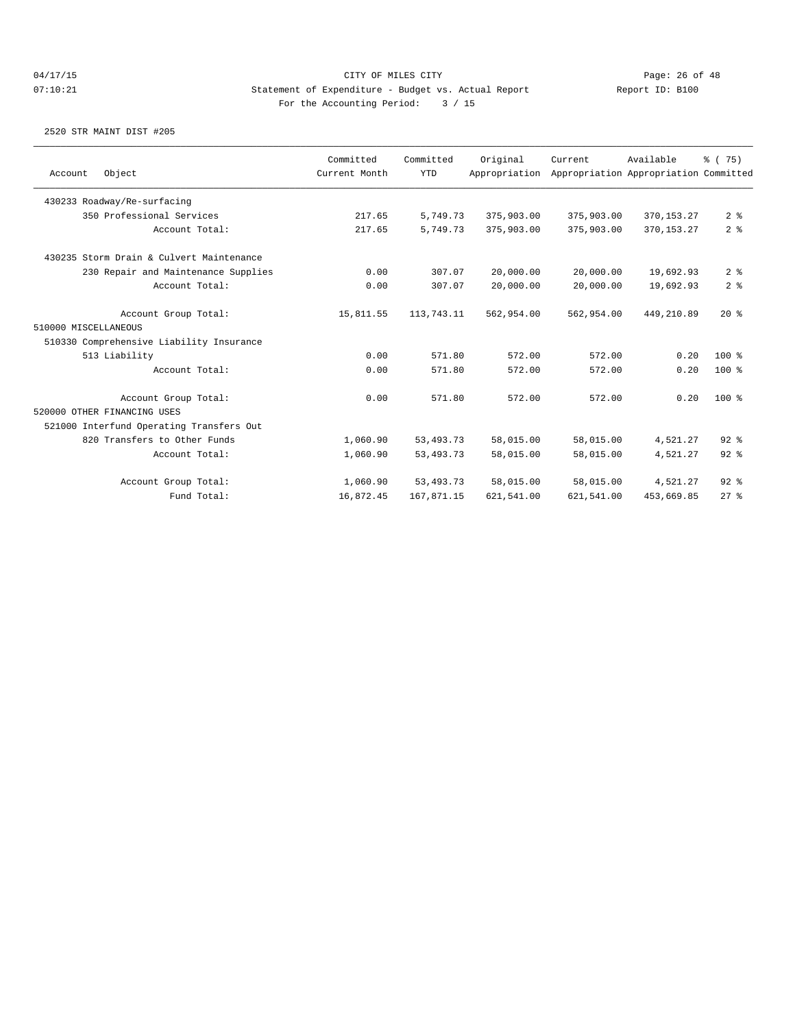CITY OF MILES CITY

Statement of Expenditure - Budget vs. Actual Report

Report ID: B100

For the Accounting Period: 3 / 15

2520 STR MAINT DIST #205

| Account Object | Committed Current Month | Committed YTD | Original Appropriation | Current Appropriation | Available Appropriation | % ( 75) Committed |
|---|---|---|---|---|---|---|
| 430233 Roadway/Re-surfacing | | | | | | |
| 350 Professional Services | 217.65 | 5,749.73 | 375,903.00 | 375,903.00 | 370,153.27 | 2 % |
| Account Total: | 217.65 | 5,749.73 | 375,903.00 | 375,903.00 | 370,153.27 | 2 % |
| 430235 Storm Drain & Culvert Maintenance | | | | | | |
| 230 Repair and Maintenance Supplies | 0.00 | 307.07 | 20,000.00 | 20,000.00 | 19,692.93 | 2 % |
| Account Total: | 0.00 | 307.07 | 20,000.00 | 20,000.00 | 19,692.93 | 2 % |
| Account Group Total: | 15,811.55 | 113,743.11 | 562,954.00 | 562,954.00 | 449,210.89 | 20 % |
| 510000 MISCELLANEOUS | | | | | | |
| 510330 Comprehensive Liability Insurance | | | | | | |
| 513 Liability | 0.00 | 571.80 | 572.00 | 572.00 | 0.20 | 100 % |
| Account Total: | 0.00 | 571.80 | 572.00 | 572.00 | 0.20 | 100 % |
| Account Group Total: | 0.00 | 571.80 | 572.00 | 572.00 | 0.20 | 100 % |
| 520000 OTHER FINANCING USES | | | | | | |
| 521000 Interfund Operating Transfers Out | | | | | | |
| 820 Transfers to Other Funds | 1,060.90 | 53,493.73 | 58,015.00 | 58,015.00 | 4,521.27 | 92 % |
| Account Total: | 1,060.90 | 53,493.73 | 58,015.00 | 58,015.00 | 4,521.27 | 92 % |
| Account Group Total: | 1,060.90 | 53,493.73 | 58,015.00 | 58,015.00 | 4,521.27 | 92 % |
| Fund Total: | 16,872.45 | 167,871.15 | 621,541.00 | 621,541.00 | 453,669.85 | 27 % |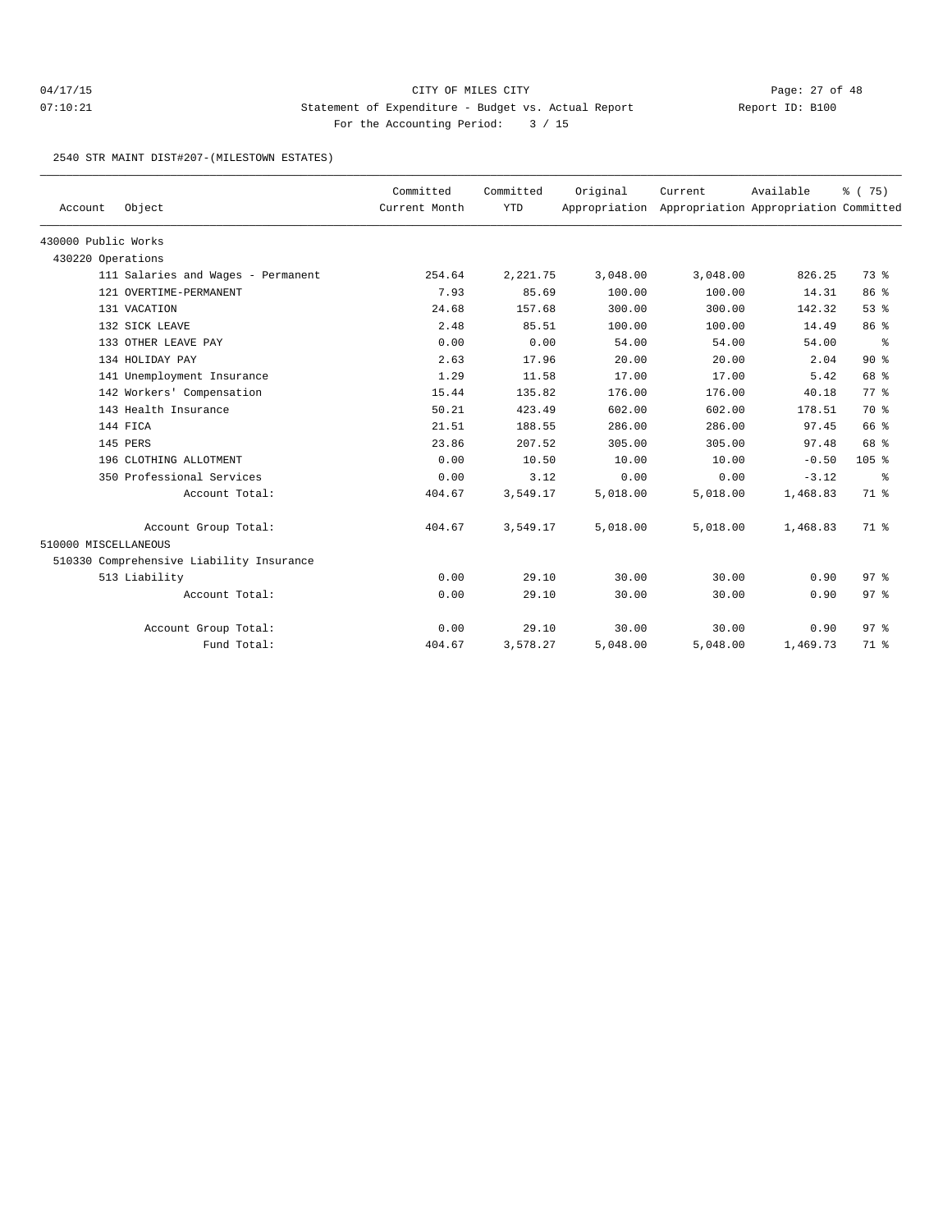CITY OF MILES CITY

Statement of Expenditure - Budget vs. Actual Report

For the Accounting Period: 3 / 15

04/17/15 07:10:21 Report ID: B100

2540 STR MAINT DIST#207-(MILESTOWN ESTATES)

| Account | Object | Committed Current Month | Committed YTD | Original Appropriation | Current Appropriation | Available Appropriation | % ( 75) Committed |
|---|---|---|---|---|---|---|---|
| 430000 Public Works | | | | | | | |
| 430220 Operations | | | | | | | |
| | 111 Salaries and Wages - Permanent | 254.64 | 2,221.75 | 3,048.00 | 3,048.00 | 826.25 | 73 % |
| | 121 OVERTIME-PERMANENT | 7.93 | 85.69 | 100.00 | 100.00 | 14.31 | 86 % |
| | 131 VACATION | 24.68 | 157.68 | 300.00 | 300.00 | 142.32 | 53 % |
| | 132 SICK LEAVE | 2.48 | 85.51 | 100.00 | 100.00 | 14.49 | 86 % |
| | 133 OTHER LEAVE PAY | 0.00 | 0.00 | 54.00 | 54.00 | 54.00 | % |
| | 134 HOLIDAY PAY | 2.63 | 17.96 | 20.00 | 20.00 | 2.04 | 90 % |
| | 141 Unemployment Insurance | 1.29 | 11.58 | 17.00 | 17.00 | 5.42 | 68 % |
| | 142 Workers' Compensation | 15.44 | 135.82 | 176.00 | 176.00 | 40.18 | 77 % |
| | 143 Health Insurance | 50.21 | 423.49 | 602.00 | 602.00 | 178.51 | 70 % |
| | 144 FICA | 21.51 | 188.55 | 286.00 | 286.00 | 97.45 | 66 % |
| | 145 PERS | 23.86 | 207.52 | 305.00 | 305.00 | 97.48 | 68 % |
| | 196 CLOTHING ALLOTMENT | 0.00 | 10.50 | 10.00 | 10.00 | -0.50 | 105 % |
| | 350 Professional Services | 0.00 | 3.12 | 0.00 | 0.00 | -3.12 | % |
| | Account Total: | 404.67 | 3,549.17 | 5,018.00 | 5,018.00 | 1,468.83 | 71 % |
| | Account Group Total: | 404.67 | 3,549.17 | 5,018.00 | 5,018.00 | 1,468.83 | 71 % |
| 510000 MISCELLANEOUS | | | | | | | |
| 510330 Comprehensive Liability Insurance | | | | | | | |
| | 513 Liability | 0.00 | 29.10 | 30.00 | 30.00 | 0.90 | 97 % |
| | Account Total: | 0.00 | 29.10 | 30.00 | 30.00 | 0.90 | 97 % |
| | Account Group Total: | 0.00 | 29.10 | 30.00 | 30.00 | 0.90 | 97 % |
| | Fund Total: | 404.67 | 3,578.27 | 5,048.00 | 5,048.00 | 1,469.73 | 71 % |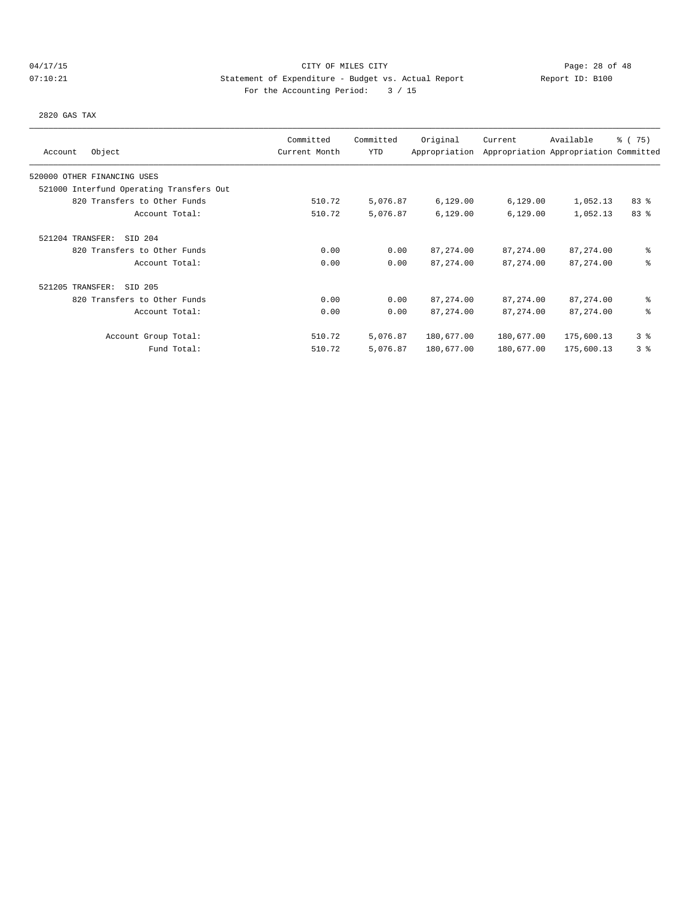CITY OF MILES CITY
Statement of Expenditure - Budget vs. Actual Report
For the Accounting Period: 3 / 15

04/17/15
07:10:21

Report ID: B100

2820 GAS TAX

| Account Object | Committed Current Month | Committed YTD | Original Appropriation | Current Appropriation | Available Appropriation | % ( 75) Committed |
|---|---|---|---|---|---|---|
| 520000 OTHER FINANCING USES | | | | | | |
| 521000 Interfund Operating Transfers Out | | | | | | |
| 820 Transfers to Other Funds | 510.72 | 5,076.87 | 6,129.00 | 6,129.00 | 1,052.13 | 83 % |
| Account Total: | 510.72 | 5,076.87 | 6,129.00 | 6,129.00 | 1,052.13 | 83 % |
| 521204 TRANSFER: SID 204 | | | | | | |
| 820 Transfers to Other Funds | 0.00 | 0.00 | 87,274.00 | 87,274.00 | 87,274.00 | % |
| Account Total: | 0.00 | 0.00 | 87,274.00 | 87,274.00 | 87,274.00 | % |
| 521205 TRANSFER: SID 205 | | | | | | |
| 820 Transfers to Other Funds | 0.00 | 0.00 | 87,274.00 | 87,274.00 | 87,274.00 | % |
| Account Total: | 0.00 | 0.00 | 87,274.00 | 87,274.00 | 87,274.00 | % |
| Account Group Total: | 510.72 | 5,076.87 | 180,677.00 | 180,677.00 | 175,600.13 | 3 % |
| Fund Total: | 510.72 | 5,076.87 | 180,677.00 | 180,677.00 | 175,600.13 | 3 % |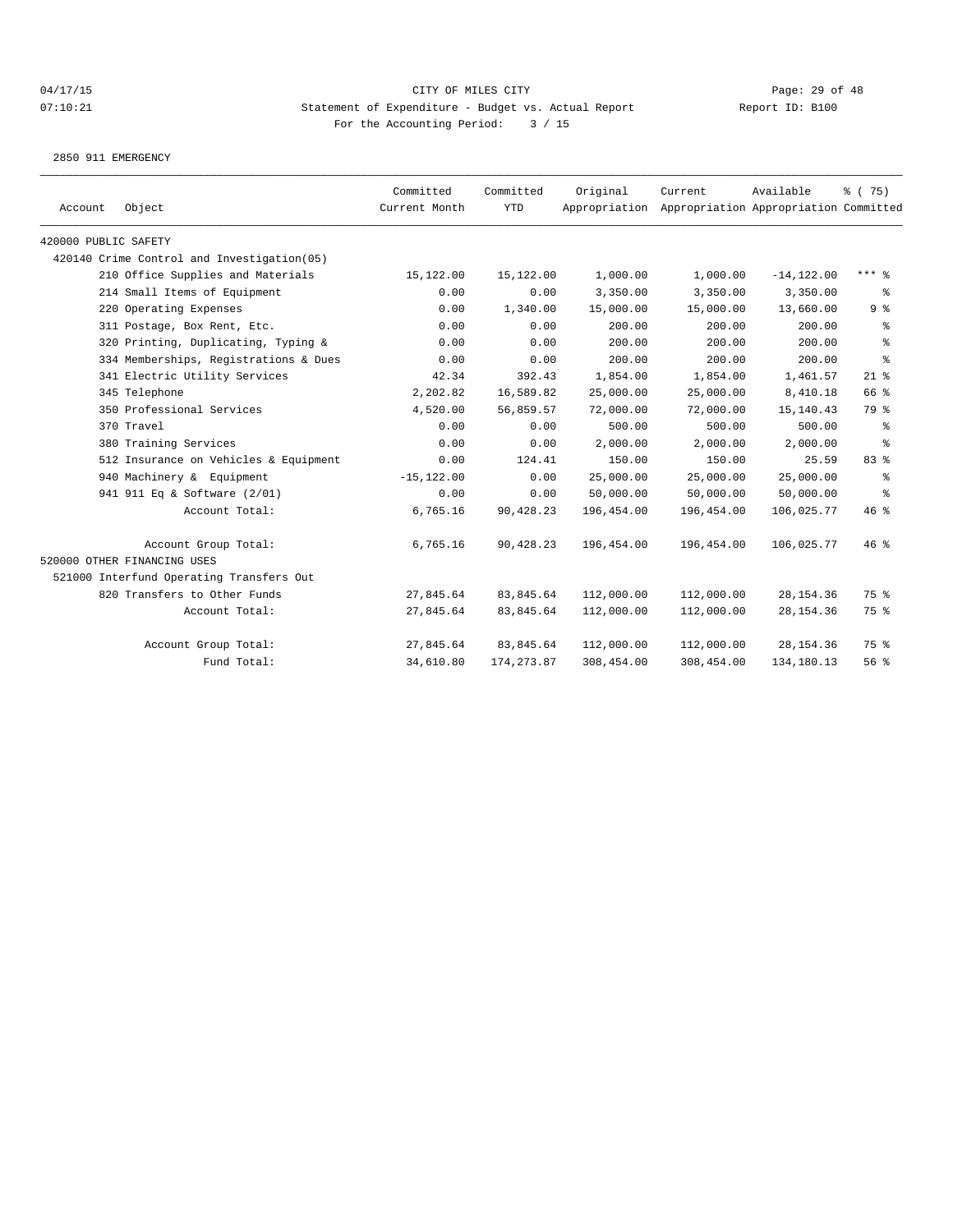CITY OF MILES CITY

Statement of Expenditure - Budget vs. Actual Report

For the Accounting Period: 3 / 15

2850 911 EMERGENCY

| Account | Object | Committed Current Month | Committed YTD | Original Appropriation | Current Appropriation | Available Appropriation | % ( 75) Committed |
|---|---|---|---|---|---|---|---|
| 420000 PUBLIC SAFETY | | | | | | | |
| 420140 Crime Control and Investigation(05) | | | | | | | |
| | 210 Office Supplies and Materials | 15,122.00 | 15,122.00 | 1,000.00 | 1,000.00 | -14,122.00 | *** % |
| | 214 Small Items of Equipment | 0.00 | 0.00 | 3,350.00 | 3,350.00 | 3,350.00 | % |
| | 220 Operating Expenses | 0.00 | 1,340.00 | 15,000.00 | 15,000.00 | 13,660.00 | 9 % |
| | 311 Postage, Box Rent, Etc. | 0.00 | 0.00 | 200.00 | 200.00 | 200.00 | % |
| | 320 Printing, Duplicating, Typing & | 0.00 | 0.00 | 200.00 | 200.00 | 200.00 | % |
| | 334 Memberships, Registrations & Dues | 0.00 | 0.00 | 200.00 | 200.00 | 200.00 | % |
| | 341 Electric Utility Services | 42.34 | 392.43 | 1,854.00 | 1,854.00 | 1,461.57 | 21 % |
| | 345 Telephone | 2,202.82 | 16,589.82 | 25,000.00 | 25,000.00 | 8,410.18 | 66 % |
| | 350 Professional Services | 4,520.00 | 56,859.57 | 72,000.00 | 72,000.00 | 15,140.43 | 79 % |
| | 370 Travel | 0.00 | 0.00 | 500.00 | 500.00 | 500.00 | % |
| | 380 Training Services | 0.00 | 0.00 | 2,000.00 | 2,000.00 | 2,000.00 | % |
| | 512 Insurance on Vehicles & Equipment | 0.00 | 124.41 | 150.00 | 150.00 | 25.59 | 83 % |
| | 940 Machinery & Equipment | -15,122.00 | 0.00 | 25,000.00 | 25,000.00 | 25,000.00 | % |
| | 941 911 Eq & Software (2/01) | 0.00 | 0.00 | 50,000.00 | 50,000.00 | 50,000.00 | % |
| | Account Total: | 6,765.16 | 90,428.23 | 196,454.00 | 196,454.00 | 106,025.77 | 46 % |
| | Account Group Total: | 6,765.16 | 90,428.23 | 196,454.00 | 196,454.00 | 106,025.77 | 46 % |
| 520000 OTHER FINANCING USES | | | | | | | |
| 521000 Interfund Operating Transfers Out | | | | | | | |
| | 820 Transfers to Other Funds | 27,845.64 | 83,845.64 | 112,000.00 | 112,000.00 | 28,154.36 | 75 % |
| | Account Total: | 27,845.64 | 83,845.64 | 112,000.00 | 112,000.00 | 28,154.36 | 75 % |
| | Account Group Total: | 27,845.64 | 83,845.64 | 112,000.00 | 112,000.00 | 28,154.36 | 75 % |
| | Fund Total: | 34,610.80 | 174,273.87 | 308,454.00 | 308,454.00 | 134,180.13 | 56 % |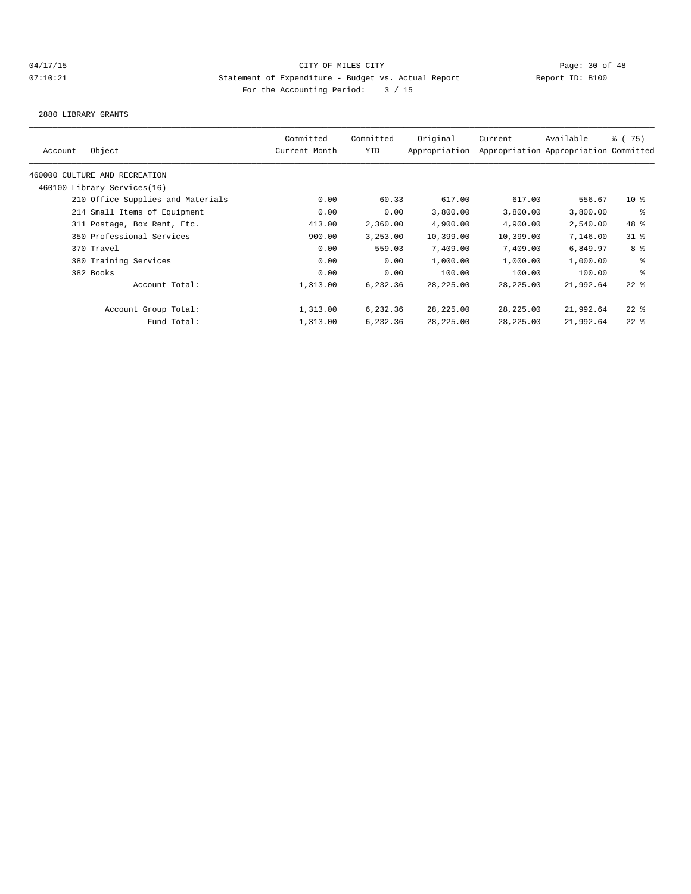CITY OF MILES CITY

Statement of Expenditure - Budget vs. Actual Report

Report ID: B100

For the Accounting Period: 3 / 15

04/17/15
07:10:21

2880 LIBRARY GRANTS

| Account | Object | Committed Current Month | Committed YTD | Original Appropriation | Current Appropriation | Available Appropriation | % ( 75) Committed |
|---|---|---|---|---|---|---|---|
| 460000 CULTURE AND RECREATION | | | | | | | |
| 460100 Library Services(16) | | | | | | | |
| | 210 Office Supplies and Materials | 0.00 | 60.33 | 617.00 | 617.00 | 556.67 | 10 % |
| | 214 Small Items of Equipment | 0.00 | 0.00 | 3,800.00 | 3,800.00 | 3,800.00 | % |
| | 311 Postage, Box Rent, Etc. | 413.00 | 2,360.00 | 4,900.00 | 4,900.00 | 2,540.00 | 48 % |
| | 350 Professional Services | 900.00 | 3,253.00 | 10,399.00 | 10,399.00 | 7,146.00 | 31 % |
| | 370 Travel | 0.00 | 559.03 | 7,409.00 | 7,409.00 | 6,849.97 | 8 % |
| | 380 Training Services | 0.00 | 0.00 | 1,000.00 | 1,000.00 | 1,000.00 | % |
| | 382 Books | 0.00 | 0.00 | 100.00 | 100.00 | 100.00 | % |
| | Account Total: | 1,313.00 | 6,232.36 | 28,225.00 | 28,225.00 | 21,992.64 | 22 % |
| | Account Group Total: | 1,313.00 | 6,232.36 | 28,225.00 | 28,225.00 | 21,992.64 | 22 % |
| | Fund Total: | 1,313.00 | 6,232.36 | 28,225.00 | 28,225.00 | 21,992.64 | 22 % |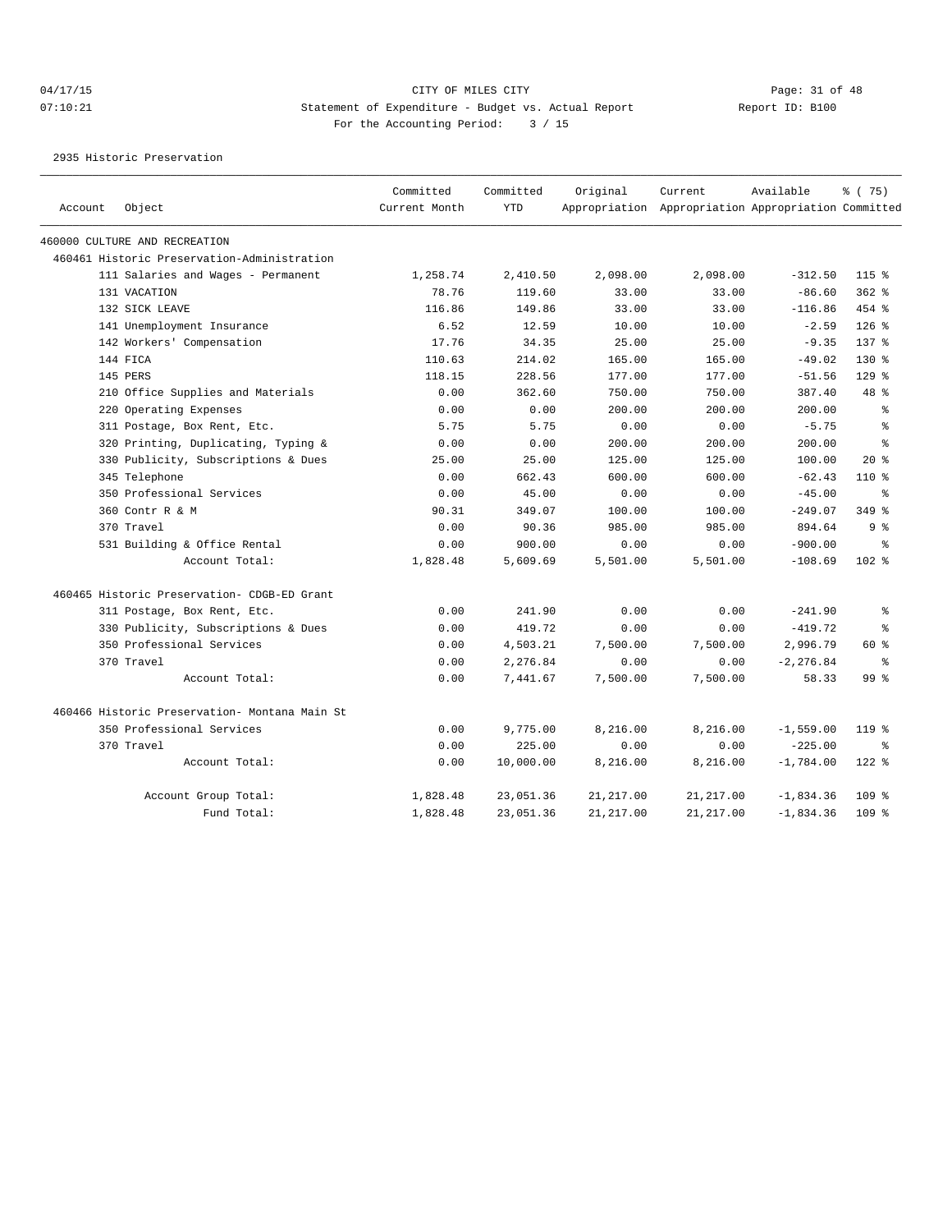CITY OF MILES CITY
Statement of Expenditure - Budget vs. Actual Report
For the Accounting Period: 3 / 15

2935 Historic Preservation

| Account | Object | Committed Current Month | Committed YTD | Original Appropriation | Current Appropriation | Available Appropriation | % ( 75) Committed |
|---|---|---|---|---|---|---|---|
| 460000 CULTURE AND RECREATION | | | | | | | |
| 460461 Historic Preservation-Administration | | | | | | | |
| | 111 Salaries and Wages - Permanent | 1,258.74 | 2,410.50 | 2,098.00 | 2,098.00 | -312.50 | 115 % |
| | 131 VACATION | 78.76 | 119.60 | 33.00 | 33.00 | -86.60 | 362 % |
| | 132 SICK LEAVE | 116.86 | 149.86 | 33.00 | 33.00 | -116.86 | 454 % |
| | 141 Unemployment Insurance | 6.52 | 12.59 | 10.00 | 10.00 | -2.59 | 126 % |
| | 142 Workers' Compensation | 17.76 | 34.35 | 25.00 | 25.00 | -9.35 | 137 % |
| | 144 FICA | 110.63 | 214.02 | 165.00 | 165.00 | -49.02 | 130 % |
| | 145 PERS | 118.15 | 228.56 | 177.00 | 177.00 | -51.56 | 129 % |
| | 210 Office Supplies and Materials | 0.00 | 362.60 | 750.00 | 750.00 | 387.40 | 48 % |
| | 220 Operating Expenses | 0.00 | 0.00 | 200.00 | 200.00 | 200.00 | % |
| | 311 Postage, Box Rent, Etc. | 5.75 | 5.75 | 0.00 | 0.00 | -5.75 | % |
| | 320 Printing, Duplicating, Typing & | 0.00 | 0.00 | 200.00 | 200.00 | 200.00 | % |
| | 330 Publicity, Subscriptions & Dues | 25.00 | 25.00 | 125.00 | 125.00 | 100.00 | 20 % |
| | 345 Telephone | 0.00 | 662.43 | 600.00 | 600.00 | -62.43 | 110 % |
| | 350 Professional Services | 0.00 | 45.00 | 0.00 | 0.00 | -45.00 | % |
| | 360 Contr R & M | 90.31 | 349.07 | 100.00 | 100.00 | -249.07 | 349 % |
| | 370 Travel | 0.00 | 90.36 | 985.00 | 985.00 | 894.64 | 9 % |
| | 531 Building & Office Rental | 0.00 | 900.00 | 0.00 | 0.00 | -900.00 | % |
| | Account Total: | 1,828.48 | 5,609.69 | 5,501.00 | 5,501.00 | -108.69 | 102 % |
| 460465 Historic Preservation- CDGB-ED Grant | | | | | | | |
| | 311 Postage, Box Rent, Etc. | 0.00 | 241.90 | 0.00 | 0.00 | -241.90 | % |
| | 330 Publicity, Subscriptions & Dues | 0.00 | 419.72 | 0.00 | 0.00 | -419.72 | % |
| | 350 Professional Services | 0.00 | 4,503.21 | 7,500.00 | 7,500.00 | 2,996.79 | 60 % |
| | 370 Travel | 0.00 | 2,276.84 | 0.00 | 0.00 | -2,276.84 | % |
| | Account Total: | 0.00 | 7,441.67 | 7,500.00 | 7,500.00 | 58.33 | 99 % |
| 460466 Historic Preservation- Montana Main St | | | | | | | |
| | 350 Professional Services | 0.00 | 9,775.00 | 8,216.00 | 8,216.00 | -1,559.00 | 119 % |
| | 370 Travel | 0.00 | 225.00 | 0.00 | 0.00 | -225.00 | % |
| | Account Total: | 0.00 | 10,000.00 | 8,216.00 | 8,216.00 | -1,784.00 | 122 % |
| | Account Group Total: | 1,828.48 | 23,051.36 | 21,217.00 | 21,217.00 | -1,834.36 | 109 % |
| | Fund Total: | 1,828.48 | 23,051.36 | 21,217.00 | 21,217.00 | -1,834.36 | 109 % |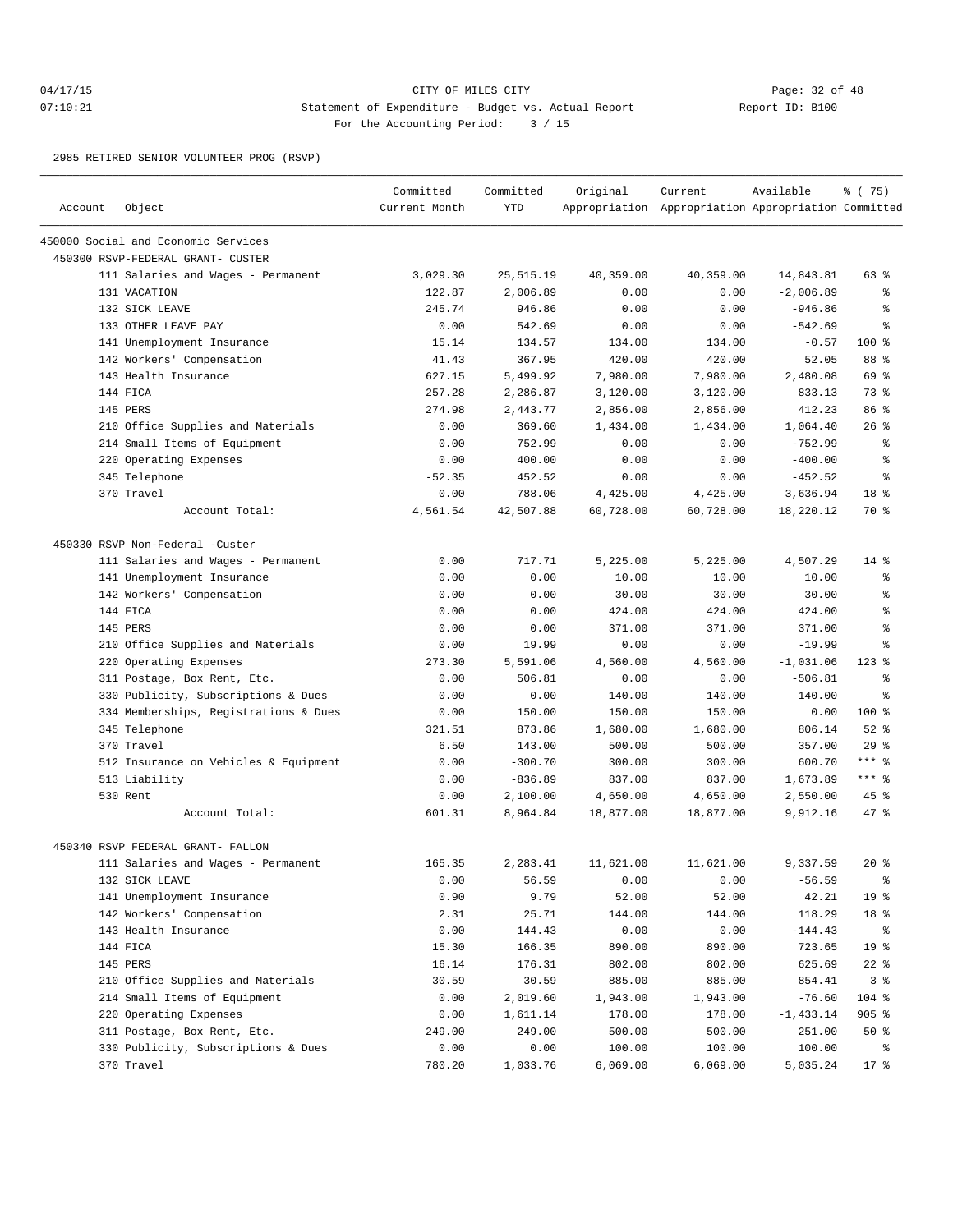CITY OF MILES CITY
Statement of Expenditure - Budget vs. Actual Report
For the Accounting Period: 3 / 15

04/17/15
07:10:21

Report ID: B100

2985 RETIRED SENIOR VOLUNTEER PROG (RSVP)

| Account | Object | Committed Current Month | Committed YTD | Original Appropriation | Current Appropriation | Available Appropriation | % ( 75) Committed |
|---|---|---|---|---|---|---|---|
| 450000 Social and Economic Services | | | | | | | |
| 450300 RSVP-FEDERAL GRANT- CUSTER | | | | | | | |
| | 111 Salaries and Wages - Permanent | 3,029.30 | 25,515.19 | 40,359.00 | 40,359.00 | 14,843.81 | 63 % |
| | 131 VACATION | 122.87 | 2,006.89 | 0.00 | 0.00 | -2,006.89 | % |
| | 132 SICK LEAVE | 245.74 | 946.86 | 0.00 | 0.00 | -946.86 | % |
| | 133 OTHER LEAVE PAY | 0.00 | 542.69 | 0.00 | 0.00 | -542.69 | % |
| | 141 Unemployment Insurance | 15.14 | 134.57 | 134.00 | 134.00 | -0.57 | 100 % |
| | 142 Workers' Compensation | 41.43 | 367.95 | 420.00 | 420.00 | 52.05 | 88 % |
| | 143 Health Insurance | 627.15 | 5,499.92 | 7,980.00 | 7,980.00 | 2,480.08 | 69 % |
| | 144 FICA | 257.28 | 2,286.87 | 3,120.00 | 3,120.00 | 833.13 | 73 % |
| | 145 PERS | 274.98 | 2,443.77 | 2,856.00 | 2,856.00 | 412.23 | 86 % |
| | 210 Office Supplies and Materials | 0.00 | 369.60 | 1,434.00 | 1,434.00 | 1,064.40 | 26 % |
| | 214 Small Items of Equipment | 0.00 | 752.99 | 0.00 | 0.00 | -752.99 | % |
| | 220 Operating Expenses | 0.00 | 400.00 | 0.00 | 0.00 | -400.00 | % |
| | 345 Telephone | -52.35 | 452.52 | 0.00 | 0.00 | -452.52 | % |
| | 370 Travel | 0.00 | 788.06 | 4,425.00 | 4,425.00 | 3,636.94 | 18 % |
| | Account Total: | 4,561.54 | 42,507.88 | 60,728.00 | 60,728.00 | 18,220.12 | 70 % |
| 450330 RSVP Non-Federal -Custer | | | | | | | |
| | 111 Salaries and Wages - Permanent | 0.00 | 717.71 | 5,225.00 | 5,225.00 | 4,507.29 | 14 % |
| | 141 Unemployment Insurance | 0.00 | 0.00 | 10.00 | 10.00 | 10.00 | % |
| | 142 Workers' Compensation | 0.00 | 0.00 | 30.00 | 30.00 | 30.00 | % |
| | 144 FICA | 0.00 | 0.00 | 424.00 | 424.00 | 424.00 | % |
| | 145 PERS | 0.00 | 0.00 | 371.00 | 371.00 | 371.00 | % |
| | 210 Office Supplies and Materials | 0.00 | 19.99 | 0.00 | 0.00 | -19.99 | % |
| | 220 Operating Expenses | 273.30 | 5,591.06 | 4,560.00 | 4,560.00 | -1,031.06 | 123 % |
| | 311 Postage, Box Rent, Etc. | 0.00 | 506.81 | 0.00 | 0.00 | -506.81 | % |
| | 330 Publicity, Subscriptions & Dues | 0.00 | 0.00 | 140.00 | 140.00 | 140.00 | % |
| | 334 Memberships, Registrations & Dues | 0.00 | 150.00 | 150.00 | 150.00 | 0.00 | 100 % |
| | 345 Telephone | 321.51 | 873.86 | 1,680.00 | 1,680.00 | 806.14 | 52 % |
| | 370 Travel | 6.50 | 143.00 | 500.00 | 500.00 | 357.00 | 29 % |
| | 512 Insurance on Vehicles & Equipment | 0.00 | -300.70 | 300.00 | 300.00 | 600.70 | *** % |
| | 513 Liability | 0.00 | -836.89 | 837.00 | 837.00 | 1,673.89 | *** % |
| | 530 Rent | 0.00 | 2,100.00 | 4,650.00 | 4,650.00 | 2,550.00 | 45 % |
| | Account Total: | 601.31 | 8,964.84 | 18,877.00 | 18,877.00 | 9,912.16 | 47 % |
| 450340 RSVP FEDERAL GRANT- FALLON | | | | | | | |
| | 111 Salaries and Wages - Permanent | 165.35 | 2,283.41 | 11,621.00 | 11,621.00 | 9,337.59 | 20 % |
| | 132 SICK LEAVE | 0.00 | 56.59 | 0.00 | 0.00 | -56.59 | % |
| | 141 Unemployment Insurance | 0.90 | 9.79 | 52.00 | 52.00 | 42.21 | 19 % |
| | 142 Workers' Compensation | 2.31 | 25.71 | 144.00 | 144.00 | 118.29 | 18 % |
| | 143 Health Insurance | 0.00 | 144.43 | 0.00 | 0.00 | -144.43 | % |
| | 144 FICA | 15.30 | 166.35 | 890.00 | 890.00 | 723.65 | 19 % |
| | 145 PERS | 16.14 | 176.31 | 802.00 | 802.00 | 625.69 | 22 % |
| | 210 Office Supplies and Materials | 30.59 | 30.59 | 885.00 | 885.00 | 854.41 | 3 % |
| | 214 Small Items of Equipment | 0.00 | 2,019.60 | 1,943.00 | 1,943.00 | -76.60 | 104 % |
| | 220 Operating Expenses | 0.00 | 1,611.14 | 178.00 | 178.00 | -1,433.14 | 905 % |
| | 311 Postage, Box Rent, Etc. | 249.00 | 249.00 | 500.00 | 500.00 | 251.00 | 50 % |
| | 330 Publicity, Subscriptions & Dues | 0.00 | 0.00 | 100.00 | 100.00 | 100.00 | % |
| | 370 Travel | 780.20 | 1,033.76 | 6,069.00 | 6,069.00 | 5,035.24 | 17 % |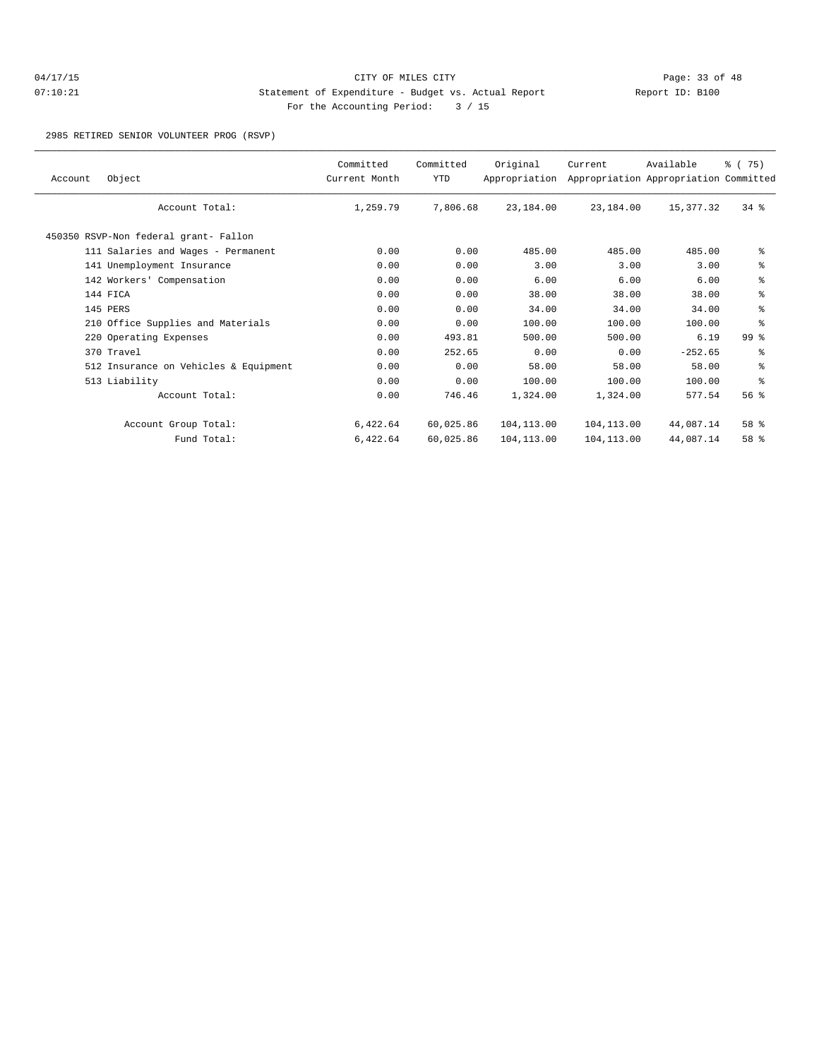CITY OF MILES CITY

Statement of Expenditure - Budget vs. Actual Report

For the Accounting Period: 3 / 15

04/17/15 07:10:21 Report ID: B100

2985 RETIRED SENIOR VOLUNTEER PROG (RSVP)

| Account | Object | Committed Current Month | Committed YTD | Original Appropriation | Current Appropriation | Available Appropriation | % ( 75) Committed |
|---|---|---|---|---|---|---|---|
| | Account Total: | 1,259.79 | 7,806.68 | 23,184.00 | 23,184.00 | 15,377.32 | 34 % |
| 450350 RSVP-Non federal grant- Fallon | | | | | | | |
| | 111 Salaries and Wages - Permanent | 0.00 | 0.00 | 485.00 | 485.00 | 485.00 | % |
| | 141 Unemployment Insurance | 0.00 | 0.00 | 3.00 | 3.00 | 3.00 | % |
| | 142 Workers' Compensation | 0.00 | 0.00 | 6.00 | 6.00 | 6.00 | % |
| | 144 FICA | 0.00 | 0.00 | 38.00 | 38.00 | 38.00 | % |
| | 145 PERS | 0.00 | 0.00 | 34.00 | 34.00 | 34.00 | % |
| | 210 Office Supplies and Materials | 0.00 | 0.00 | 100.00 | 100.00 | 100.00 | % |
| | 220 Operating Expenses | 0.00 | 493.81 | 500.00 | 500.00 | 6.19 | 99 % |
| | 370 Travel | 0.00 | 252.65 | 0.00 | 0.00 | -252.65 | % |
| | 512 Insurance on Vehicles & Equipment | 0.00 | 0.00 | 58.00 | 58.00 | 58.00 | % |
| | 513 Liability | 0.00 | 0.00 | 100.00 | 100.00 | 100.00 | % |
| | Account Total: | 0.00 | 746.46 | 1,324.00 | 1,324.00 | 577.54 | 56 % |
| | Account Group Total: | 6,422.64 | 60,025.86 | 104,113.00 | 104,113.00 | 44,087.14 | 58 % |
| | Fund Total: | 6,422.64 | 60,025.86 | 104,113.00 | 104,113.00 | 44,087.14 | 58 % |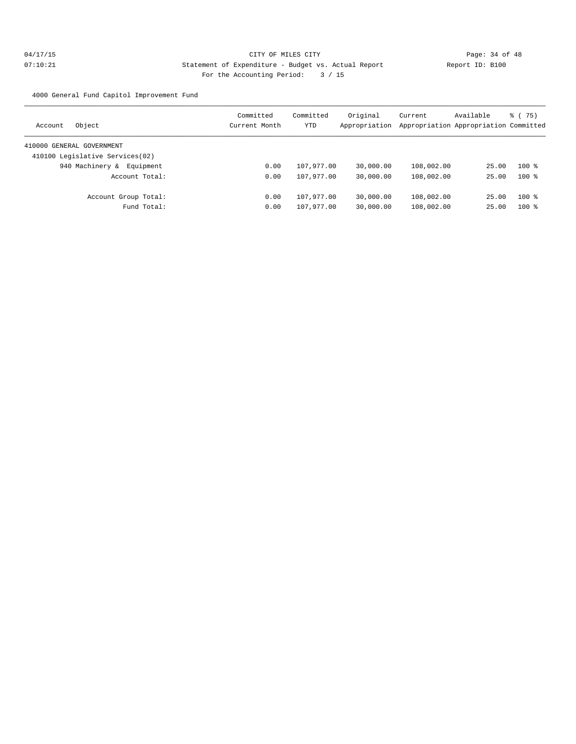CITY OF MILES CITY

Statement of Expenditure - Budget vs. Actual Report

Report ID: B100

For the Accounting Period: 3 / 15

04/17/15
07:10:21

4000 General Fund Capitol Improvement Fund

| Account Object | Committed Current Month | Committed YTD | Original Appropriation | Current Appropriation | Available Appropriation | % ( 75) Committed |
|---|---|---|---|---|---|---|
| 410000 GENERAL GOVERNMENT | | | | | | |
| 410100 Legislative Services(02) | | | | | | |
| 940 Machinery & Equipment | 0.00 | 107,977.00 | 30,000.00 | 108,002.00 | 25.00 | 100 % |
| Account Total: | 0.00 | 107,977.00 | 30,000.00 | 108,002.00 | 25.00 | 100 % |
| Account Group Total: | 0.00 | 107,977.00 | 30,000.00 | 108,002.00 | 25.00 | 100 % |
| Fund Total: | 0.00 | 107,977.00 | 30,000.00 | 108,002.00 | 25.00 | 100 % |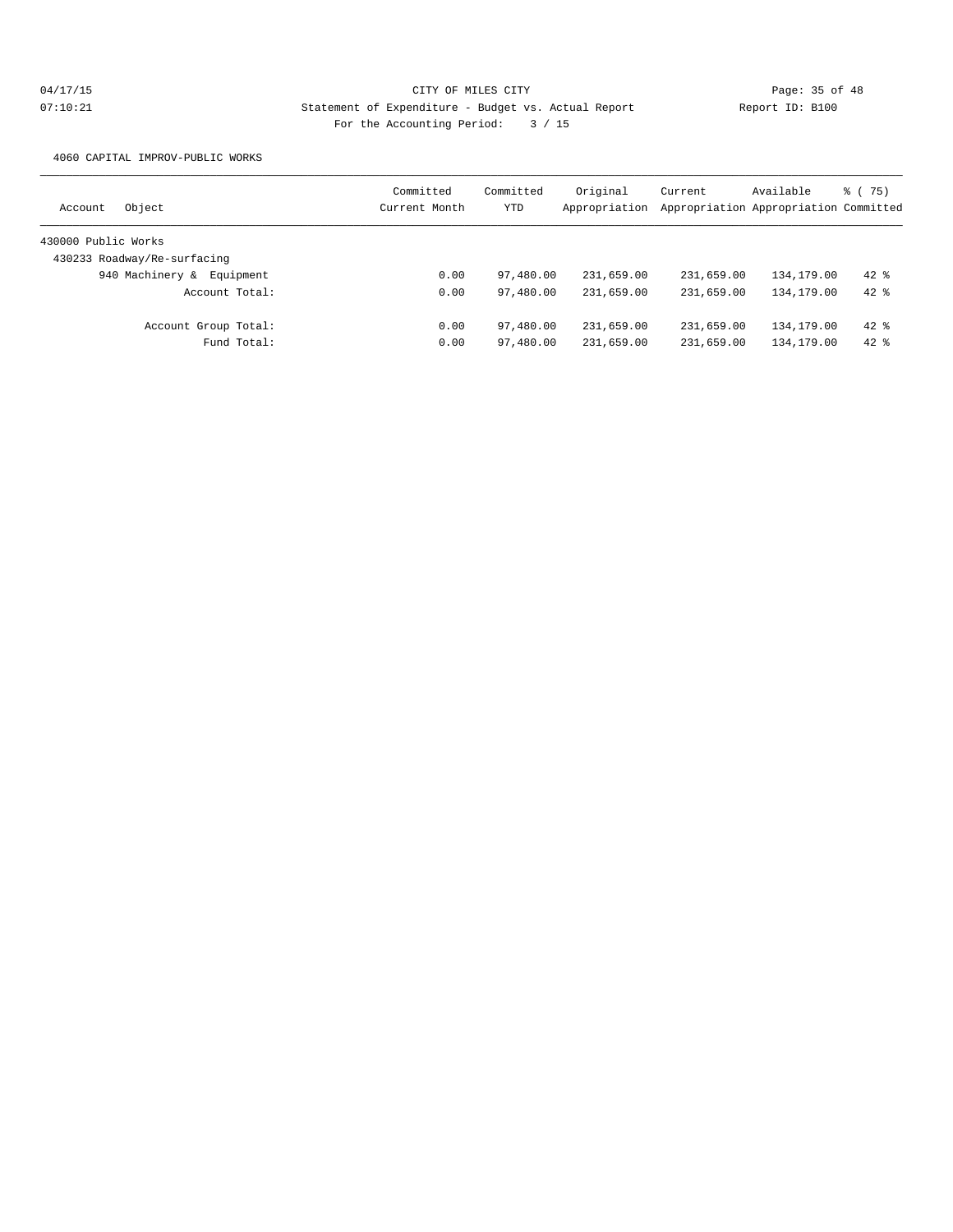CITY OF MILES CITY

Statement of Expenditure - Budget vs. Actual Report

Report ID: B100

For the Accounting Period: 3 / 15

04/17/15
07:10:21

4060 CAPITAL IMPROV-PUBLIC WORKS

| Account | Object | Committed Current Month | Committed YTD | Original Appropriation | Current Appropriation | Available Appropriation | % ( 75) Committed |
|---|---|---|---|---|---|---|---|
| 430000 Public Works | | | | | | | |
| 430233 Roadway/Re-surfacing | | | | | | | |
| | 940 Machinery & Equipment | 0.00 | 97,480.00 | 231,659.00 | 231,659.00 | 134,179.00 | 42 % |
| | Account Total: | 0.00 | 97,480.00 | 231,659.00 | 231,659.00 | 134,179.00 | 42 % |
| | Account Group Total: | 0.00 | 97,480.00 | 231,659.00 | 231,659.00 | 134,179.00 | 42 % |
| | Fund Total: | 0.00 | 97,480.00 | 231,659.00 | 231,659.00 | 134,179.00 | 42 % |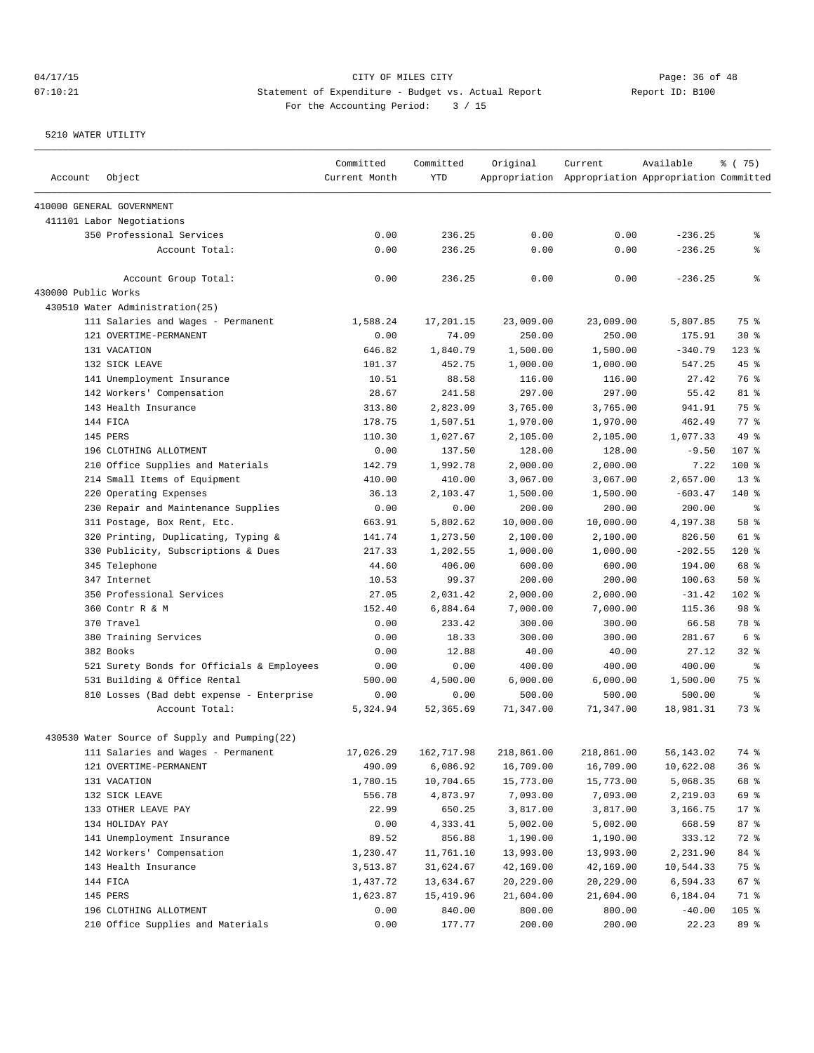CITY OF MILES CITY
Statement of Expenditure - Budget vs. Actual Report
For the Accounting Period: 3 / 15

04/17/15
07:10:21

Report ID: B100

5210 WATER UTILITY

| Account | Object | Committed Current Month | Committed YTD | Original Appropriation | Current Appropriation | Available Appropriation | % ( 75) Committed |
|---|---|---|---|---|---|---|---|
| 410000 GENERAL GOVERNMENT | | | | | | | |
| 411101 Labor Negotiations | | | | | | | |
| | 350 Professional Services | 0.00 | 236.25 | 0.00 | 0.00 | -236.25 | % |
| | Account Total: | 0.00 | 236.25 | 0.00 | 0.00 | -236.25 | % |
| | Account Group Total: | 0.00 | 236.25 | 0.00 | 0.00 | -236.25 | % |
| 430000 Public Works | | | | | | | |
| 430510 Water Administration(25) | | | | | | | |
| | 111 Salaries and Wages - Permanent | 1,588.24 | 17,201.15 | 23,009.00 | 23,009.00 | 5,807.85 | 75 % |
| | 121 OVERTIME-PERMANENT | 0.00 | 74.09 | 250.00 | 250.00 | 175.91 | 30 % |
| | 131 VACATION | 646.82 | 1,840.79 | 1,500.00 | 1,500.00 | -340.79 | 123 % |
| | 132 SICK LEAVE | 101.37 | 452.75 | 1,000.00 | 1,000.00 | 547.25 | 45 % |
| | 141 Unemployment Insurance | 10.51 | 88.58 | 116.00 | 116.00 | 27.42 | 76 % |
| | 142 Workers' Compensation | 28.67 | 241.58 | 297.00 | 297.00 | 55.42 | 81 % |
| | 143 Health Insurance | 313.80 | 2,823.09 | 3,765.00 | 3,765.00 | 941.91 | 75 % |
| | 144 FICA | 178.75 | 1,507.51 | 1,970.00 | 1,970.00 | 462.49 | 77 % |
| | 145 PERS | 110.30 | 1,027.67 | 2,105.00 | 2,105.00 | 1,077.33 | 49 % |
| | 196 CLOTHING ALLOTMENT | 0.00 | 137.50 | 128.00 | 128.00 | -9.50 | 107 % |
| | 210 Office Supplies and Materials | 142.79 | 1,992.78 | 2,000.00 | 2,000.00 | 7.22 | 100 % |
| | 214 Small Items of Equipment | 410.00 | 410.00 | 3,067.00 | 3,067.00 | 2,657.00 | 13 % |
| | 220 Operating Expenses | 36.13 | 2,103.47 | 1,500.00 | 1,500.00 | -603.47 | 140 % |
| | 230 Repair and Maintenance Supplies | 0.00 | 0.00 | 200.00 | 200.00 | 200.00 | % |
| | 311 Postage, Box Rent, Etc. | 663.91 | 5,802.62 | 10,000.00 | 10,000.00 | 4,197.38 | 58 % |
| | 320 Printing, Duplicating, Typing & | 141.74 | 1,273.50 | 2,100.00 | 2,100.00 | 826.50 | 61 % |
| | 330 Publicity, Subscriptions & Dues | 217.33 | 1,202.55 | 1,000.00 | 1,000.00 | -202.55 | 120 % |
| | 345 Telephone | 44.60 | 406.00 | 600.00 | 600.00 | 194.00 | 68 % |
| | 347 Internet | 10.53 | 99.37 | 200.00 | 200.00 | 100.63 | 50 % |
| | 350 Professional Services | 27.05 | 2,031.42 | 2,000.00 | 2,000.00 | -31.42 | 102 % |
| | 360 Contr R & M | 152.40 | 6,884.64 | 7,000.00 | 7,000.00 | 115.36 | 98 % |
| | 370 Travel | 0.00 | 233.42 | 300.00 | 300.00 | 66.58 | 78 % |
| | 380 Training Services | 0.00 | 18.33 | 300.00 | 300.00 | 281.67 | 6 % |
| | 382 Books | 0.00 | 12.88 | 40.00 | 40.00 | 27.12 | 32 % |
| | 521 Surety Bonds for Officials & Employees | 0.00 | 0.00 | 400.00 | 400.00 | 400.00 | % |
| | 531 Building & Office Rental | 500.00 | 4,500.00 | 6,000.00 | 6,000.00 | 1,500.00 | 75 % |
| | 810 Losses (Bad debt expense - Enterprise | 0.00 | 0.00 | 500.00 | 500.00 | 500.00 | % |
| | Account Total: | 5,324.94 | 52,365.69 | 71,347.00 | 71,347.00 | 18,981.31 | 73 % |
| 430530 Water Source of Supply and Pumping(22) | | | | | | | |
| | 111 Salaries and Wages - Permanent | 17,026.29 | 162,717.98 | 218,861.00 | 218,861.00 | 56,143.02 | 74 % |
| | 121 OVERTIME-PERMANENT | 490.09 | 6,086.92 | 16,709.00 | 16,709.00 | 10,622.08 | 36 % |
| | 131 VACATION | 1,780.15 | 10,704.65 | 15,773.00 | 15,773.00 | 5,068.35 | 68 % |
| | 132 SICK LEAVE | 556.78 | 4,873.97 | 7,093.00 | 7,093.00 | 2,219.03 | 69 % |
| | 133 OTHER LEAVE PAY | 22.99 | 650.25 | 3,817.00 | 3,817.00 | 3,166.75 | 17 % |
| | 134 HOLIDAY PAY | 0.00 | 4,333.41 | 5,002.00 | 5,002.00 | 668.59 | 87 % |
| | 141 Unemployment Insurance | 89.52 | 856.88 | 1,190.00 | 1,190.00 | 333.12 | 72 % |
| | 142 Workers' Compensation | 1,230.47 | 11,761.10 | 13,993.00 | 13,993.00 | 2,231.90 | 84 % |
| | 143 Health Insurance | 3,513.87 | 31,624.67 | 42,169.00 | 42,169.00 | 10,544.33 | 75 % |
| | 144 FICA | 1,437.72 | 13,634.67 | 20,229.00 | 20,229.00 | 6,594.33 | 67 % |
| | 145 PERS | 1,623.87 | 15,419.96 | 21,604.00 | 21,604.00 | 6,184.04 | 71 % |
| | 196 CLOTHING ALLOTMENT | 0.00 | 840.00 | 800.00 | 800.00 | -40.00 | 105 % |
| | 210 Office Supplies and Materials | 0.00 | 177.77 | 200.00 | 200.00 | 22.23 | 89 % |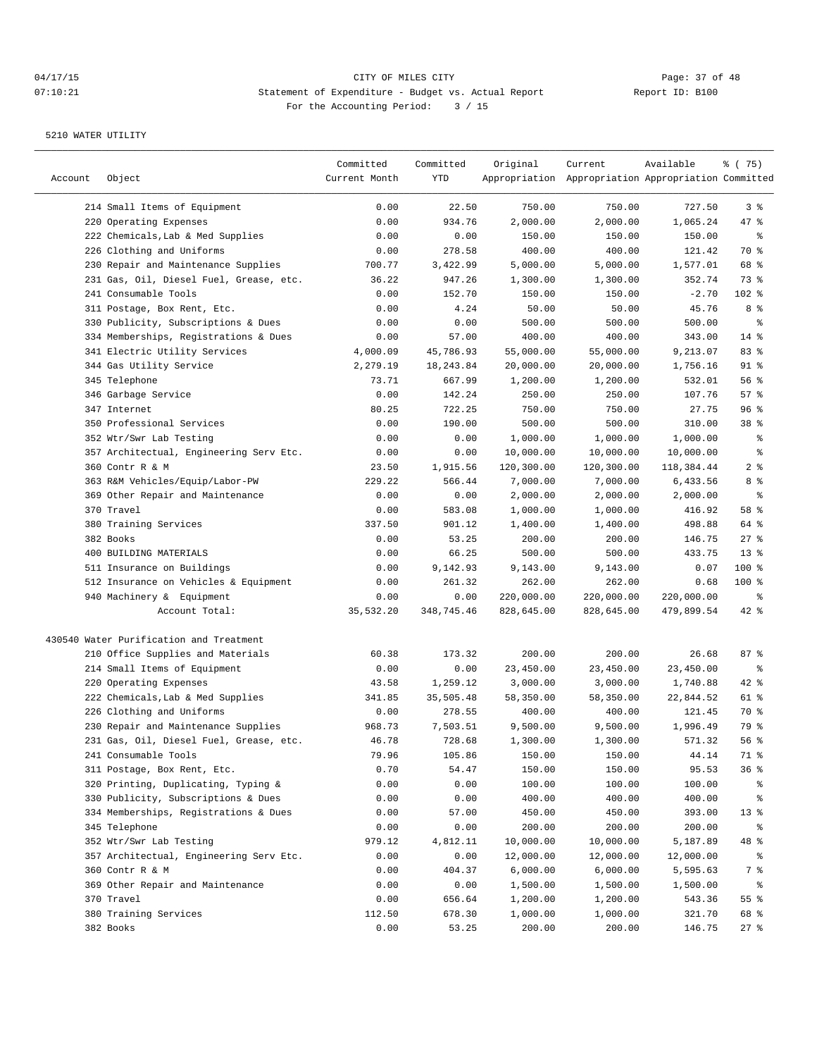CITY OF MILES CITY
Statement of Expenditure - Budget vs. Actual Report
For the Accounting Period: 3 / 15

Report ID: B100

5210 WATER UTILITY

| Account | Object | Committed Current Month | Committed YTD | Original Appropriation | Current Appropriation | Available Appropriation | % ( 75) Committed |
|---|---|---|---|---|---|---|---|
| | 214 Small Items of Equipment | 0.00 | 22.50 | 750.00 | 750.00 | 727.50 | 3 % |
| | 220 Operating Expenses | 0.00 | 934.76 | 2,000.00 | 2,000.00 | 1,065.24 | 47 % |
| | 222 Chemicals,Lab & Med Supplies | 0.00 | 0.00 | 150.00 | 150.00 | 150.00 | % |
| | 226 Clothing and Uniforms | 0.00 | 278.58 | 400.00 | 400.00 | 121.42 | 70 % |
| | 230 Repair and Maintenance Supplies | 700.77 | 3,422.99 | 5,000.00 | 5,000.00 | 1,577.01 | 68 % |
| | 231 Gas, Oil, Diesel Fuel, Grease, etc. | 36.22 | 947.26 | 1,300.00 | 1,300.00 | 352.74 | 73 % |
| | 241 Consumable Tools | 0.00 | 152.70 | 150.00 | 150.00 | -2.70 | 102 % |
| | 311 Postage, Box Rent, Etc. | 0.00 | 4.24 | 50.00 | 50.00 | 45.76 | 8 % |
| | 330 Publicity, Subscriptions & Dues | 0.00 | 0.00 | 500.00 | 500.00 | 500.00 | % |
| | 334 Memberships, Registrations & Dues | 0.00 | 57.00 | 400.00 | 400.00 | 343.00 | 14 % |
| | 341 Electric Utility Services | 4,000.09 | 45,786.93 | 55,000.00 | 55,000.00 | 9,213.07 | 83 % |
| | 344 Gas Utility Service | 2,279.19 | 18,243.84 | 20,000.00 | 20,000.00 | 1,756.16 | 91 % |
| | 345 Telephone | 73.71 | 667.99 | 1,200.00 | 1,200.00 | 532.01 | 56 % |
| | 346 Garbage Service | 0.00 | 142.24 | 250.00 | 250.00 | 107.76 | 57 % |
| | 347 Internet | 80.25 | 722.25 | 750.00 | 750.00 | 27.75 | 96 % |
| | 350 Professional Services | 0.00 | 190.00 | 500.00 | 500.00 | 310.00 | 38 % |
| | 352 Wtr/Swr Lab Testing | 0.00 | 0.00 | 1,000.00 | 1,000.00 | 1,000.00 | % |
| | 357 Architectual, Engineering Serv Etc. | 0.00 | 0.00 | 10,000.00 | 10,000.00 | 10,000.00 | % |
| | 360 Contr R & M | 23.50 | 1,915.56 | 120,300.00 | 120,300.00 | 118,384.44 | 2 % |
| | 363 R&M Vehicles/Equip/Labor-PW | 229.22 | 566.44 | 7,000.00 | 7,000.00 | 6,433.56 | 8 % |
| | 369 Other Repair and Maintenance | 0.00 | 0.00 | 2,000.00 | 2,000.00 | 2,000.00 | % |
| | 370 Travel | 0.00 | 583.08 | 1,000.00 | 1,000.00 | 416.92 | 58 % |
| | 380 Training Services | 337.50 | 901.12 | 1,400.00 | 1,400.00 | 498.88 | 64 % |
| | 382 Books | 0.00 | 53.25 | 200.00 | 200.00 | 146.75 | 27 % |
| | 400 BUILDING MATERIALS | 0.00 | 66.25 | 500.00 | 500.00 | 433.75 | 13 % |
| | 511 Insurance on Buildings | 0.00 | 9,142.93 | 9,143.00 | 9,143.00 | 0.07 | 100 % |
| | 512 Insurance on Vehicles & Equipment | 0.00 | 261.32 | 262.00 | 262.00 | 0.68 | 100 % |
| | 940 Machinery & Equipment | 0.00 | 0.00 | 220,000.00 | 220,000.00 | 220,000.00 | % |
| | Account Total: | 35,532.20 | 348,745.46 | 828,645.00 | 828,645.00 | 479,899.54 | 42 % |
| 430540 | Water Purification and Treatment | | | | | | |
| | 210 Office Supplies and Materials | 60.38 | 173.32 | 200.00 | 200.00 | 26.68 | 87 % |
| | 214 Small Items of Equipment | 0.00 | 0.00 | 23,450.00 | 23,450.00 | 23,450.00 | % |
| | 220 Operating Expenses | 43.58 | 1,259.12 | 3,000.00 | 3,000.00 | 1,740.88 | 42 % |
| | 222 Chemicals,Lab & Med Supplies | 341.85 | 35,505.48 | 58,350.00 | 58,350.00 | 22,844.52 | 61 % |
| | 226 Clothing and Uniforms | 0.00 | 278.55 | 400.00 | 400.00 | 121.45 | 70 % |
| | 230 Repair and Maintenance Supplies | 968.73 | 7,503.51 | 9,500.00 | 9,500.00 | 1,996.49 | 79 % |
| | 231 Gas, Oil, Diesel Fuel, Grease, etc. | 46.78 | 728.68 | 1,300.00 | 1,300.00 | 571.32 | 56 % |
| | 241 Consumable Tools | 79.96 | 105.86 | 150.00 | 150.00 | 44.14 | 71 % |
| | 311 Postage, Box Rent, Etc. | 0.70 | 54.47 | 150.00 | 150.00 | 95.53 | 36 % |
| | 320 Printing, Duplicating, Typing & | 0.00 | 0.00 | 100.00 | 100.00 | 100.00 | % |
| | 330 Publicity, Subscriptions & Dues | 0.00 | 0.00 | 400.00 | 400.00 | 400.00 | % |
| | 334 Memberships, Registrations & Dues | 0.00 | 57.00 | 450.00 | 450.00 | 393.00 | 13 % |
| | 345 Telephone | 0.00 | 0.00 | 200.00 | 200.00 | 200.00 | % |
| | 352 Wtr/Swr Lab Testing | 979.12 | 4,812.11 | 10,000.00 | 10,000.00 | 5,187.89 | 48 % |
| | 357 Architectual, Engineering Serv Etc. | 0.00 | 0.00 | 12,000.00 | 12,000.00 | 12,000.00 | % |
| | 360 Contr R & M | 0.00 | 404.37 | 6,000.00 | 6,000.00 | 5,595.63 | 7 % |
| | 369 Other Repair and Maintenance | 0.00 | 0.00 | 1,500.00 | 1,500.00 | 1,500.00 | % |
| | 370 Travel | 0.00 | 656.64 | 1,200.00 | 1,200.00 | 543.36 | 55 % |
| | 380 Training Services | 112.50 | 678.30 | 1,000.00 | 1,000.00 | 321.70 | 68 % |
| | 382 Books | 0.00 | 53.25 | 200.00 | 200.00 | 146.75 | 27 % |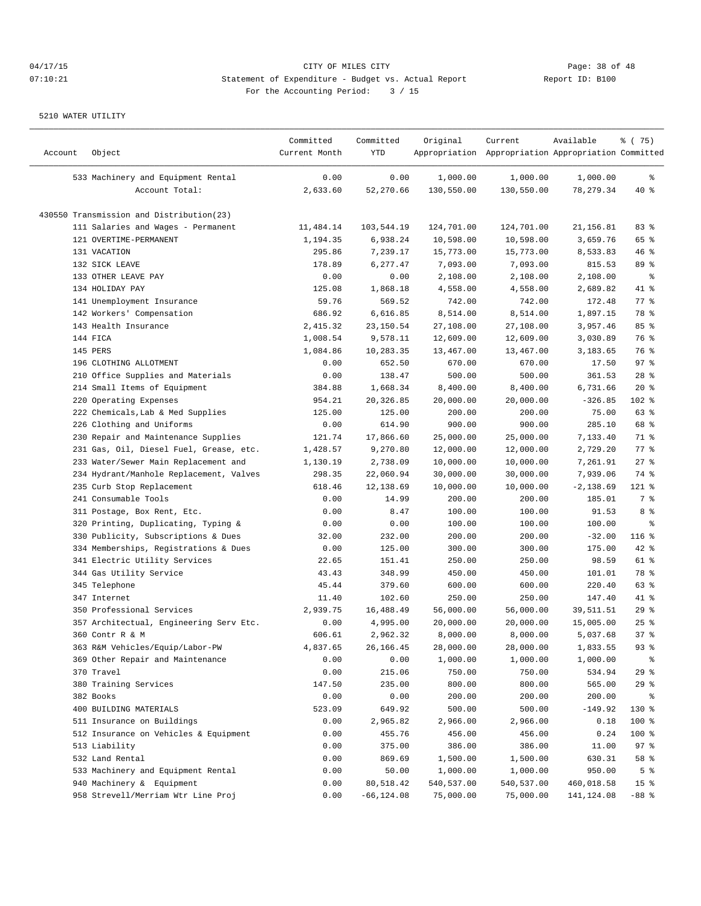CITY OF MILES CITY

Statement of Expenditure - Budget vs. Actual Report

Report ID: B100

For the Accounting Period: 3 / 15

04/17/15
07:10:21

5210 WATER UTILITY

| Account | Object | Committed Current Month | Committed YTD | Original Appropriation | Current Appropriation | Available Appropriation | % ( 75) Committed |
|---|---|---|---|---|---|---|---|
| | 533 Machinery and Equipment Rental | 0.00 | 0.00 | 1,000.00 | 1,000.00 | 1,000.00 | % |
| | Account Total: | 2,633.60 | 52,270.66 | 130,550.00 | 130,550.00 | 78,279.34 | 40 % |
| 430550 Transmission and Distribution(23) | | | | | | | |
| | 111 Salaries and Wages - Permanent | 11,484.14 | 103,544.19 | 124,701.00 | 124,701.00 | 21,156.81 | 83 % |
| | 121 OVERTIME-PERMANENT | 1,194.35 | 6,938.24 | 10,598.00 | 10,598.00 | 3,659.76 | 65 % |
| | 131 VACATION | 295.86 | 7,239.17 | 15,773.00 | 15,773.00 | 8,533.83 | 46 % |
| | 132 SICK LEAVE | 178.89 | 6,277.47 | 7,093.00 | 7,093.00 | 815.53 | 89 % |
| | 133 OTHER LEAVE PAY | 0.00 | 0.00 | 2,108.00 | 2,108.00 | 2,108.00 | % |
| | 134 HOLIDAY PAY | 125.08 | 1,868.18 | 4,558.00 | 4,558.00 | 2,689.82 | 41 % |
| | 141 Unemployment Insurance | 59.76 | 569.52 | 742.00 | 742.00 | 172.48 | 77 % |
| | 142 Workers' Compensation | 686.92 | 6,616.85 | 8,514.00 | 8,514.00 | 1,897.15 | 78 % |
| | 143 Health Insurance | 2,415.32 | 23,150.54 | 27,108.00 | 27,108.00 | 3,957.46 | 85 % |
| | 144 FICA | 1,008.54 | 9,578.11 | 12,609.00 | 12,609.00 | 3,030.89 | 76 % |
| | 145 PERS | 1,084.86 | 10,283.35 | 13,467.00 | 13,467.00 | 3,183.65 | 76 % |
| | 196 CLOTHING ALLOTMENT | 0.00 | 652.50 | 670.00 | 670.00 | 17.50 | 97 % |
| | 210 Office Supplies and Materials | 0.00 | 138.47 | 500.00 | 500.00 | 361.53 | 28 % |
| | 214 Small Items of Equipment | 384.88 | 1,668.34 | 8,400.00 | 8,400.00 | 6,731.66 | 20 % |
| | 220 Operating Expenses | 954.21 | 20,326.85 | 20,000.00 | 20,000.00 | -326.85 | 102 % |
| | 222 Chemicals,Lab & Med Supplies | 125.00 | 125.00 | 200.00 | 200.00 | 75.00 | 63 % |
| | 226 Clothing and Uniforms | 0.00 | 614.90 | 900.00 | 900.00 | 285.10 | 68 % |
| | 230 Repair and Maintenance Supplies | 121.74 | 17,866.60 | 25,000.00 | 25,000.00 | 7,133.40 | 71 % |
| | 231 Gas, Oil, Diesel Fuel, Grease, etc. | 1,428.57 | 9,270.80 | 12,000.00 | 12,000.00 | 2,729.20 | 77 % |
| | 233 Water/Sewer Main Replacement and | 1,130.19 | 2,738.09 | 10,000.00 | 10,000.00 | 7,261.91 | 27 % |
| | 234 Hydrant/Manhole Replacement, Valves | 298.35 | 22,060.94 | 30,000.00 | 30,000.00 | 7,939.06 | 74 % |
| | 235 Curb Stop Replacement | 618.46 | 12,138.69 | 10,000.00 | 10,000.00 | -2,138.69 | 121 % |
| | 241 Consumable Tools | 0.00 | 14.99 | 200.00 | 200.00 | 185.01 | 7 % |
| | 311 Postage, Box Rent, Etc. | 0.00 | 8.47 | 100.00 | 100.00 | 91.53 | 8 % |
| | 320 Printing, Duplicating, Typing & | 0.00 | 0.00 | 100.00 | 100.00 | 100.00 | % |
| | 330 Publicity, Subscriptions & Dues | 32.00 | 232.00 | 200.00 | 200.00 | -32.00 | 116 % |
| | 334 Memberships, Registrations & Dues | 0.00 | 125.00 | 300.00 | 300.00 | 175.00 | 42 % |
| | 341 Electric Utility Services | 22.65 | 151.41 | 250.00 | 250.00 | 98.59 | 61 % |
| | 344 Gas Utility Service | 43.43 | 348.99 | 450.00 | 450.00 | 101.01 | 78 % |
| | 345 Telephone | 45.44 | 379.60 | 600.00 | 600.00 | 220.40 | 63 % |
| | 347 Internet | 11.40 | 102.60 | 250.00 | 250.00 | 147.40 | 41 % |
| | 350 Professional Services | 2,939.75 | 16,488.49 | 56,000.00 | 56,000.00 | 39,511.51 | 29 % |
| | 357 Architectual, Engineering Serv Etc. | 0.00 | 4,995.00 | 20,000.00 | 20,000.00 | 15,005.00 | 25 % |
| | 360 Contr R & M | 606.61 | 2,962.32 | 8,000.00 | 8,000.00 | 5,037.68 | 37 % |
| | 363 R&M Vehicles/Equip/Labor-PW | 4,837.65 | 26,166.45 | 28,000.00 | 28,000.00 | 1,833.55 | 93 % |
| | 369 Other Repair and Maintenance | 0.00 | 0.00 | 1,000.00 | 1,000.00 | 1,000.00 | % |
| | 370 Travel | 0.00 | 215.06 | 750.00 | 750.00 | 534.94 | 29 % |
| | 380 Training Services | 147.50 | 235.00 | 800.00 | 800.00 | 565.00 | 29 % |
| | 382 Books | 0.00 | 0.00 | 200.00 | 200.00 | 200.00 | % |
| | 400 BUILDING MATERIALS | 523.09 | 649.92 | 500.00 | 500.00 | -149.92 | 130 % |
| | 511 Insurance on Buildings | 0.00 | 2,965.82 | 2,966.00 | 2,966.00 | 0.18 | 100 % |
| | 512 Insurance on Vehicles & Equipment | 0.00 | 455.76 | 456.00 | 456.00 | 0.24 | 100 % |
| | 513 Liability | 0.00 | 375.00 | 386.00 | 386.00 | 11.00 | 97 % |
| | 532 Land Rental | 0.00 | 869.69 | 1,500.00 | 1,500.00 | 630.31 | 58 % |
| | 533 Machinery and Equipment Rental | 0.00 | 50.00 | 1,000.00 | 1,000.00 | 950.00 | 5 % |
| | 940 Machinery & Equipment | 0.00 | 80,518.42 | 540,537.00 | 540,537.00 | 460,018.58 | 15 % |
| | 958 Strevell/Merriam Wtr Line Proj | 0.00 | -66,124.08 | 75,000.00 | 75,000.00 | 141,124.08 | -88 % |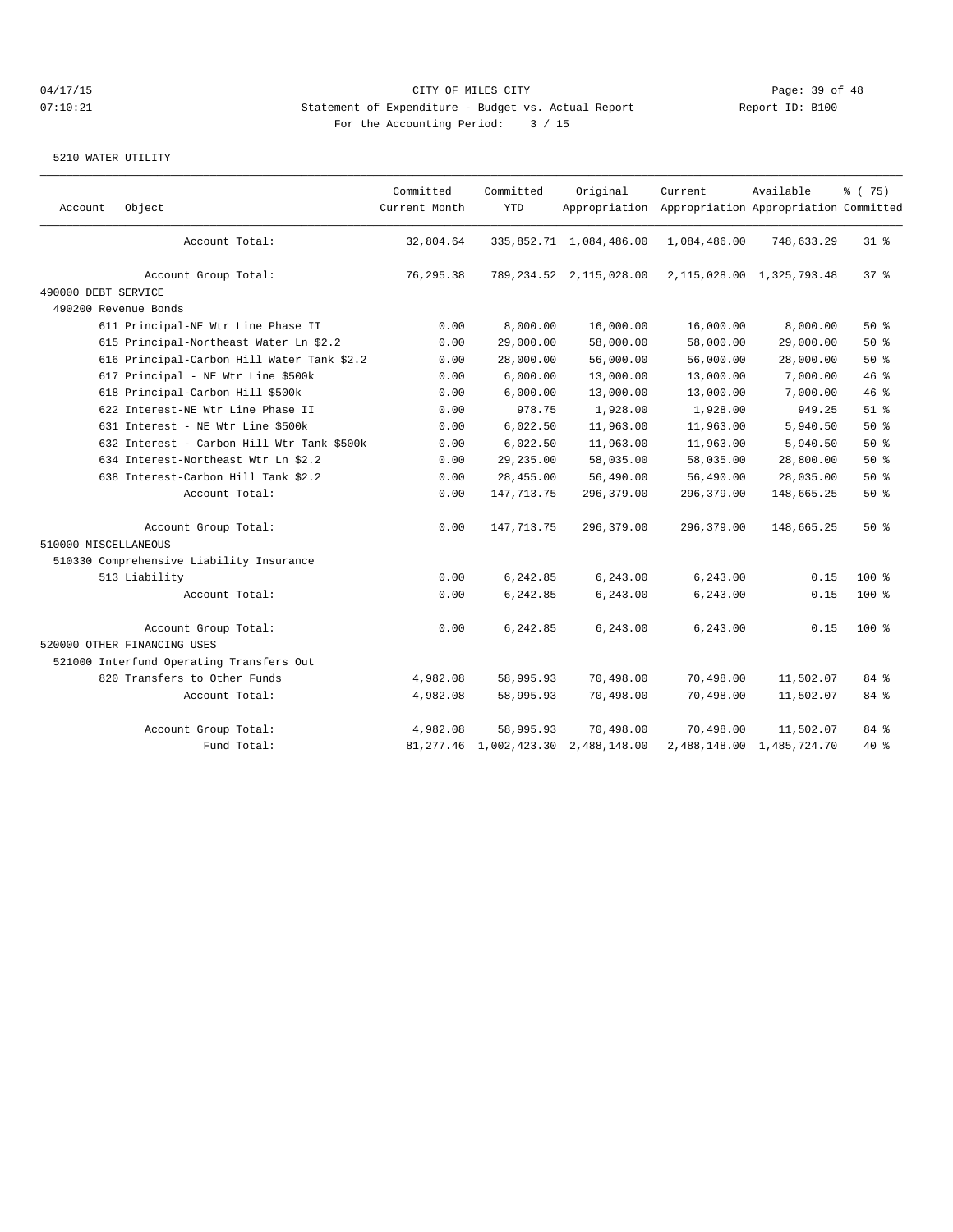CITY OF MILES CITY

Statement of Expenditure - Budget vs. Actual Report

Report ID: B100

For the Accounting Period: 3 / 15

5210 WATER UTILITY

| Account | Object | Committed Current Month | Committed YTD | Original Appropriation | Current Appropriation | Available Appropriation | % ( 75) Committed |
|---|---|---|---|---|---|---|---|
| | Account Total: | 32,804.64 | 335,852.71 | 1,084,486.00 | 1,084,486.00 | 748,633.29 | 31 % |
| | Account Group Total: | 76,295.38 | 789,234.52 | 2,115,028.00 | 2,115,028.00 | 1,325,793.48 | 37 % |
| 490000 DEBT SERVICE | | | | | | | |
| 490200 Revenue Bonds | | | | | | | |
| | 611 Principal-NE Wtr Line Phase II | 0.00 | 8,000.00 | 16,000.00 | 16,000.00 | 8,000.00 | 50 % |
| | 615 Principal-Northeast Water Ln $2.2 | 0.00 | 29,000.00 | 58,000.00 | 58,000.00 | 29,000.00 | 50 % |
| | 616 Principal-Carbon Hill Water Tank $2.2 | 0.00 | 28,000.00 | 56,000.00 | 56,000.00 | 28,000.00 | 50 % |
| | 617 Principal - NE Wtr Line $500k | 0.00 | 6,000.00 | 13,000.00 | 13,000.00 | 7,000.00 | 46 % |
| | 618 Principal-Carbon Hill $500k | 0.00 | 6,000.00 | 13,000.00 | 13,000.00 | 7,000.00 | 46 % |
| | 622 Interest-NE Wtr Line Phase II | 0.00 | 978.75 | 1,928.00 | 1,928.00 | 949.25 | 51 % |
| | 631 Interest - NE Wtr Line $500k | 0.00 | 6,022.50 | 11,963.00 | 11,963.00 | 5,940.50 | 50 % |
| | 632 Interest - Carbon Hill Wtr Tank $500k | 0.00 | 6,022.50 | 11,963.00 | 11,963.00 | 5,940.50 | 50 % |
| | 634 Interest-Northeast Wtr Ln $2.2 | 0.00 | 29,235.00 | 58,035.00 | 58,035.00 | 28,800.00 | 50 % |
| | 638 Interest-Carbon Hill Tank $2.2 | 0.00 | 28,455.00 | 56,490.00 | 56,490.00 | 28,035.00 | 50 % |
| | Account Total: | 0.00 | 147,713.75 | 296,379.00 | 296,379.00 | 148,665.25 | 50 % |
| | Account Group Total: | 0.00 | 147,713.75 | 296,379.00 | 296,379.00 | 148,665.25 | 50 % |
| 510000 MISCELLANEOUS | | | | | | | |
| 510330 Comprehensive Liability Insurance | | | | | | | |
| | 513 Liability | 0.00 | 6,242.85 | 6,243.00 | 6,243.00 | 0.15 | 100 % |
| | Account Total: | 0.00 | 6,242.85 | 6,243.00 | 6,243.00 | 0.15 | 100 % |
| | Account Group Total: | 0.00 | 6,242.85 | 6,243.00 | 6,243.00 | 0.15 | 100 % |
| 520000 OTHER FINANCING USES | | | | | | | |
| 521000 Interfund Operating Transfers Out | | | | | | | |
| | 820 Transfers to Other Funds | 4,982.08 | 58,995.93 | 70,498.00 | 70,498.00 | 11,502.07 | 84 % |
| | Account Total: | 4,982.08 | 58,995.93 | 70,498.00 | 70,498.00 | 11,502.07 | 84 % |
| | Account Group Total: | 4,982.08 | 58,995.93 | 70,498.00 | 70,498.00 | 11,502.07 | 84 % |
| | Fund Total: | 81,277.46 | 1,002,423.30 | 2,488,148.00 | 2,488,148.00 | 1,485,724.70 | 40 % |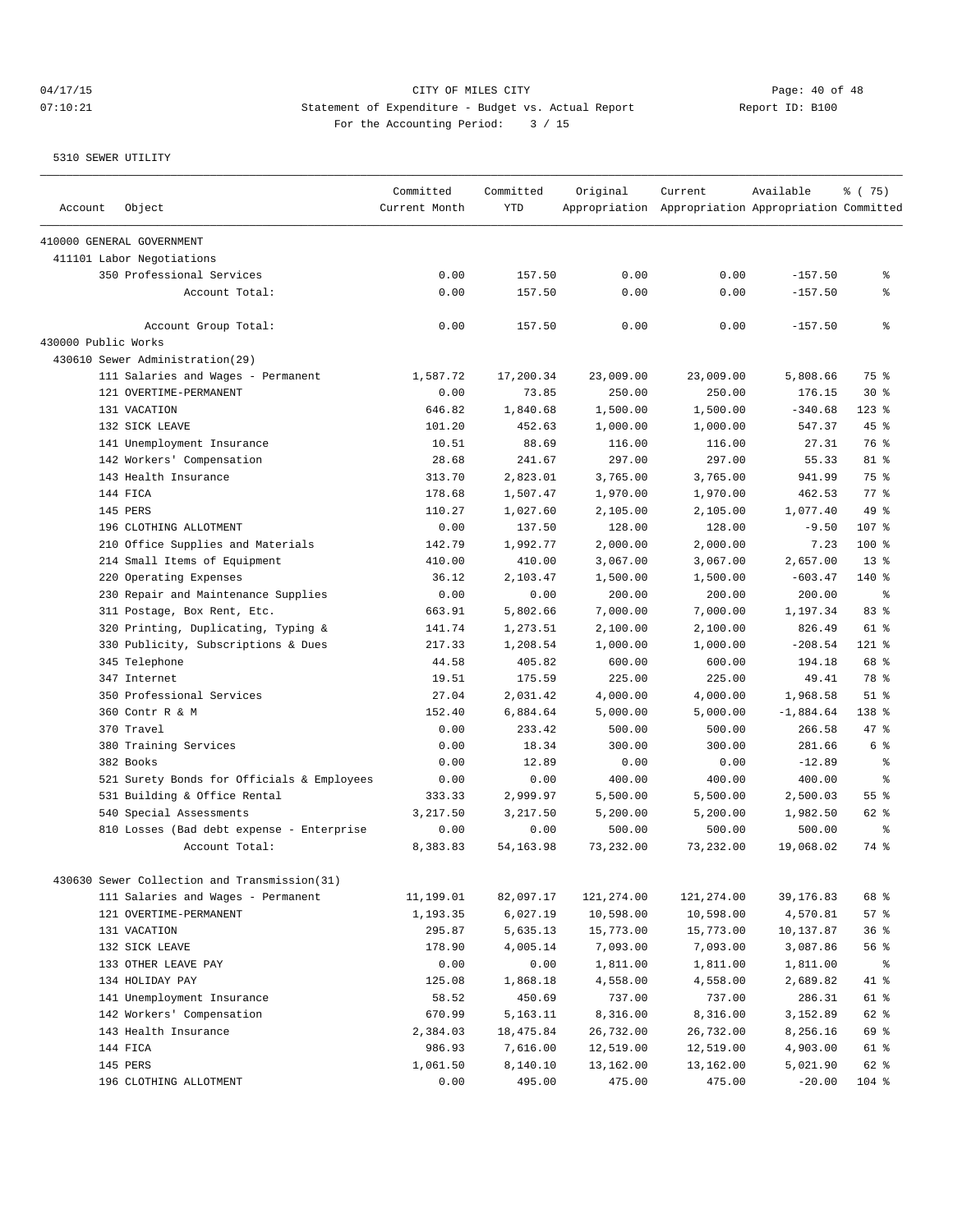CITY OF MILES CITY
Statement of Expenditure - Budget vs. Actual Report
For the Accounting Period: 3 / 15

04/17/15
07:10:21

Report ID: B100

5310 SEWER UTILITY

| Account | Object | Committed Current Month | Committed YTD | Original Appropriation | Current Appropriation | Available Appropriation | % ( 75) Committed |
|---|---|---|---|---|---|---|---|
| 410000 GENERAL GOVERNMENT | | | | | | | |
| 411101 Labor Negotiations | | | | | | | |
| | 350 Professional Services | 0.00 | 157.50 | 0.00 | 0.00 | -157.50 | % |
| | Account Total: | 0.00 | 157.50 | 0.00 | 0.00 | -157.50 | % |
| | Account Group Total: | 0.00 | 157.50 | 0.00 | 0.00 | -157.50 | % |
| 430000 Public Works | | | | | | | |
| 430610 Sewer Administration(29) | | | | | | | |
| | 111 Salaries and Wages - Permanent | 1,587.72 | 17,200.34 | 23,009.00 | 23,009.00 | 5,808.66 | 75 % |
| | 121 OVERTIME-PERMANENT | 0.00 | 73.85 | 250.00 | 250.00 | 176.15 | 30 % |
| | 131 VACATION | 646.82 | 1,840.68 | 1,500.00 | 1,500.00 | -340.68 | 123 % |
| | 132 SICK LEAVE | 101.20 | 452.63 | 1,000.00 | 1,000.00 | 547.37 | 45 % |
| | 141 Unemployment Insurance | 10.51 | 88.69 | 116.00 | 116.00 | 27.31 | 76 % |
| | 142 Workers' Compensation | 28.68 | 241.67 | 297.00 | 297.00 | 55.33 | 81 % |
| | 143 Health Insurance | 313.70 | 2,823.01 | 3,765.00 | 3,765.00 | 941.99 | 75 % |
| | 144 FICA | 178.68 | 1,507.47 | 1,970.00 | 1,970.00 | 462.53 | 77 % |
| | 145 PERS | 110.27 | 1,027.60 | 2,105.00 | 2,105.00 | 1,077.40 | 49 % |
| | 196 CLOTHING ALLOTMENT | 0.00 | 137.50 | 128.00 | 128.00 | -9.50 | 107 % |
| | 210 Office Supplies and Materials | 142.79 | 1,992.77 | 2,000.00 | 2,000.00 | 7.23 | 100 % |
| | 214 Small Items of Equipment | 410.00 | 410.00 | 3,067.00 | 3,067.00 | 2,657.00 | 13 % |
| | 220 Operating Expenses | 36.12 | 2,103.47 | 1,500.00 | 1,500.00 | -603.47 | 140 % |
| | 230 Repair and Maintenance Supplies | 0.00 | 0.00 | 200.00 | 200.00 | 200.00 | % |
| | 311 Postage, Box Rent, Etc. | 663.91 | 5,802.66 | 7,000.00 | 7,000.00 | 1,197.34 | 83 % |
| | 320 Printing, Duplicating, Typing & | 141.74 | 1,273.51 | 2,100.00 | 2,100.00 | 826.49 | 61 % |
| | 330 Publicity, Subscriptions & Dues | 217.33 | 1,208.54 | 1,000.00 | 1,000.00 | -208.54 | 121 % |
| | 345 Telephone | 44.58 | 405.82 | 600.00 | 600.00 | 194.18 | 68 % |
| | 347 Internet | 19.51 | 175.59 | 225.00 | 225.00 | 49.41 | 78 % |
| | 350 Professional Services | 27.04 | 2,031.42 | 4,000.00 | 4,000.00 | 1,968.58 | 51 % |
| | 360 Contr R & M | 152.40 | 6,884.64 | 5,000.00 | 5,000.00 | -1,884.64 | 138 % |
| | 370 Travel | 0.00 | 233.42 | 500.00 | 500.00 | 266.58 | 47 % |
| | 380 Training Services | 0.00 | 18.34 | 300.00 | 300.00 | 281.66 | 6 % |
| | 382 Books | 0.00 | 12.89 | 0.00 | 0.00 | -12.89 | % |
| | 521 Surety Bonds for Officials & Employees | 0.00 | 0.00 | 400.00 | 400.00 | 400.00 | % |
| | 531 Building & Office Rental | 333.33 | 2,999.97 | 5,500.00 | 5,500.00 | 2,500.03 | 55 % |
| | 540 Special Assessments | 3,217.50 | 3,217.50 | 5,200.00 | 5,200.00 | 1,982.50 | 62 % |
| | 810 Losses (Bad debt expense - Enterprise | 0.00 | 0.00 | 500.00 | 500.00 | 500.00 | % |
| | Account Total: | 8,383.83 | 54,163.98 | 73,232.00 | 73,232.00 | 19,068.02 | 74 % |
| 430630 Sewer Collection and Transmission(31) | | | | | | | |
| | 111 Salaries and Wages - Permanent | 11,199.01 | 82,097.17 | 121,274.00 | 121,274.00 | 39,176.83 | 68 % |
| | 121 OVERTIME-PERMANENT | 1,193.35 | 6,027.19 | 10,598.00 | 10,598.00 | 4,570.81 | 57 % |
| | 131 VACATION | 295.87 | 5,635.13 | 15,773.00 | 15,773.00 | 10,137.87 | 36 % |
| | 132 SICK LEAVE | 178.90 | 4,005.14 | 7,093.00 | 7,093.00 | 3,087.86 | 56 % |
| | 133 OTHER LEAVE PAY | 0.00 | 0.00 | 1,811.00 | 1,811.00 | 1,811.00 | % |
| | 134 HOLIDAY PAY | 125.08 | 1,868.18 | 4,558.00 | 4,558.00 | 2,689.82 | 41 % |
| | 141 Unemployment Insurance | 58.52 | 450.69 | 737.00 | 737.00 | 286.31 | 61 % |
| | 142 Workers' Compensation | 670.99 | 5,163.11 | 8,316.00 | 8,316.00 | 3,152.89 | 62 % |
| | 143 Health Insurance | 2,384.03 | 18,475.84 | 26,732.00 | 26,732.00 | 8,256.16 | 69 % |
| | 144 FICA | 986.93 | 7,616.00 | 12,519.00 | 12,519.00 | 4,903.00 | 61 % |
| | 145 PERS | 1,061.50 | 8,140.10 | 13,162.00 | 13,162.00 | 5,021.90 | 62 % |
| | 196 CLOTHING ALLOTMENT | 0.00 | 495.00 | 475.00 | 475.00 | -20.00 | 104 % |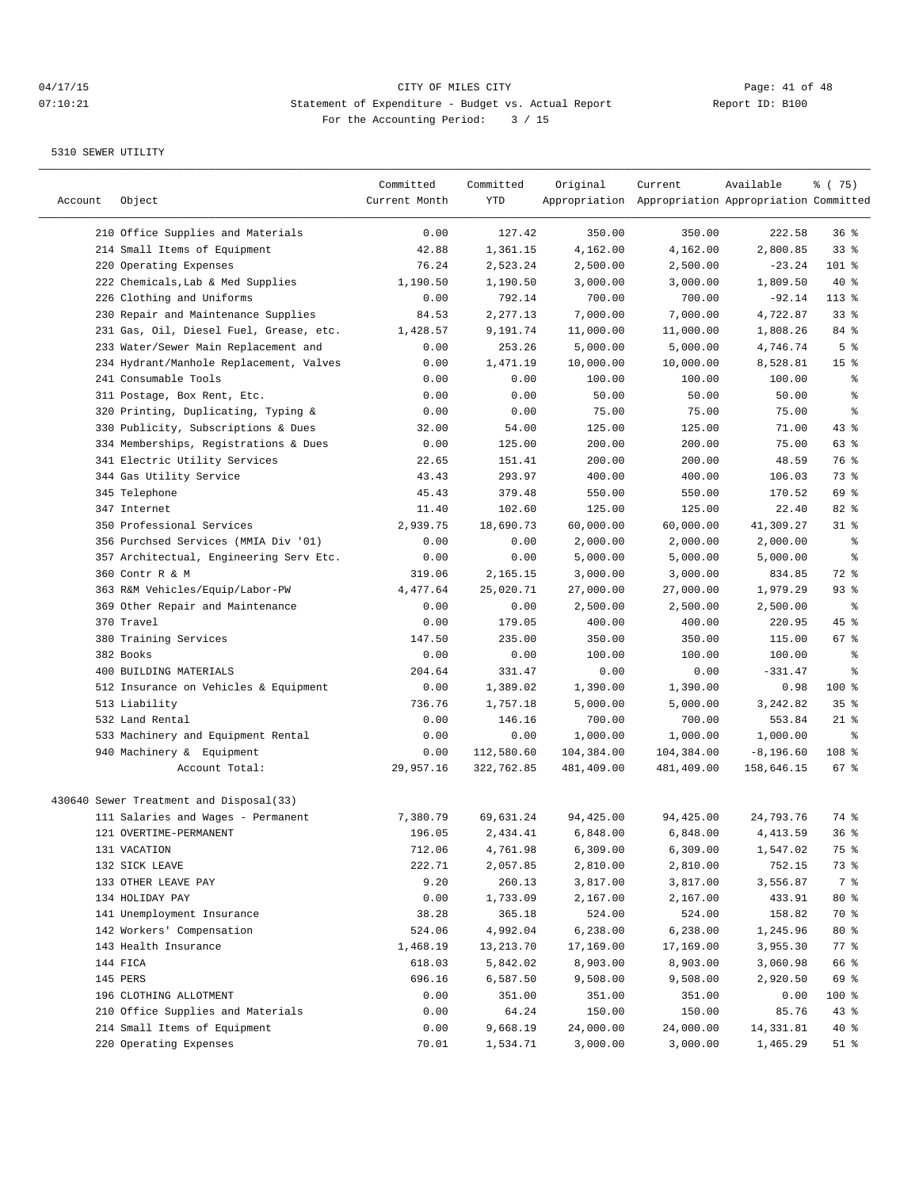CITY OF MILES CITY

Statement of Expenditure - Budget vs. Actual Report

Report ID: B100

For the Accounting Period: 3 / 15

5310 SEWER UTILITY

| Account | Object | Committed Current Month | Committed YTD | Original Appropriation | Current Appropriation | Available Appropriation | % ( 75) Committed |
|---|---|---|---|---|---|---|---|
| | 210 Office Supplies and Materials | 0.00 | 127.42 | 350.00 | 350.00 | 222.58 | 36 % |
| | 214 Small Items of Equipment | 42.88 | 1,361.15 | 4,162.00 | 4,162.00 | 2,800.85 | 33 % |
| | 220 Operating Expenses | 76.24 | 2,523.24 | 2,500.00 | 2,500.00 | -23.24 | 101 % |
| | 222 Chemicals,Lab & Med Supplies | 1,190.50 | 1,190.50 | 3,000.00 | 3,000.00 | 1,809.50 | 40 % |
| | 226 Clothing and Uniforms | 0.00 | 792.14 | 700.00 | 700.00 | -92.14 | 113 % |
| | 230 Repair and Maintenance Supplies | 84.53 | 2,277.13 | 7,000.00 | 7,000.00 | 4,722.87 | 33 % |
| | 231 Gas, Oil, Diesel Fuel, Grease, etc. | 1,428.57 | 9,191.74 | 11,000.00 | 11,000.00 | 1,808.26 | 84 % |
| | 233 Water/Sewer Main Replacement and | 0.00 | 253.26 | 5,000.00 | 5,000.00 | 4,746.74 | 5 % |
| | 234 Hydrant/Manhole Replacement, Valves | 0.00 | 1,471.19 | 10,000.00 | 10,000.00 | 8,528.81 | 15 % |
| | 241 Consumable Tools | 0.00 | 0.00 | 100.00 | 100.00 | 100.00 | % |
| | 311 Postage, Box Rent, Etc. | 0.00 | 0.00 | 50.00 | 50.00 | 50.00 | % |
| | 320 Printing, Duplicating, Typing & | 0.00 | 0.00 | 75.00 | 75.00 | 75.00 | % |
| | 330 Publicity, Subscriptions & Dues | 32.00 | 54.00 | 125.00 | 125.00 | 71.00 | 43 % |
| | 334 Memberships, Registrations & Dues | 0.00 | 125.00 | 200.00 | 200.00 | 75.00 | 63 % |
| | 341 Electric Utility Services | 22.65 | 151.41 | 200.00 | 200.00 | 48.59 | 76 % |
| | 344 Gas Utility Service | 43.43 | 293.97 | 400.00 | 400.00 | 106.03 | 73 % |
| | 345 Telephone | 45.43 | 379.48 | 550.00 | 550.00 | 170.52 | 69 % |
| | 347 Internet | 11.40 | 102.60 | 125.00 | 125.00 | 22.40 | 82 % |
| | 350 Professional Services | 2,939.75 | 18,690.73 | 60,000.00 | 60,000.00 | 41,309.27 | 31 % |
| | 356 Purchsed Services (MMIA Div '01) | 0.00 | 0.00 | 2,000.00 | 2,000.00 | 2,000.00 | % |
| | 357 Architectual, Engineering Serv Etc. | 0.00 | 0.00 | 5,000.00 | 5,000.00 | 5,000.00 | % |
| | 360 Contr R & M | 319.06 | 2,165.15 | 3,000.00 | 3,000.00 | 834.85 | 72 % |
| | 363 R&M Vehicles/Equip/Labor-PW | 4,477.64 | 25,020.71 | 27,000.00 | 27,000.00 | 1,979.29 | 93 % |
| | 369 Other Repair and Maintenance | 0.00 | 0.00 | 2,500.00 | 2,500.00 | 2,500.00 | % |
| | 370 Travel | 0.00 | 179.05 | 400.00 | 400.00 | 220.95 | 45 % |
| | 380 Training Services | 147.50 | 235.00 | 350.00 | 350.00 | 115.00 | 67 % |
| | 382 Books | 0.00 | 0.00 | 100.00 | 100.00 | 100.00 | % |
| | 400 BUILDING MATERIALS | 204.64 | 331.47 | 0.00 | 0.00 | -331.47 | % |
| | 512 Insurance on Vehicles & Equipment | 0.00 | 1,389.02 | 1,390.00 | 1,390.00 | 0.98 | 100 % |
| | 513 Liability | 736.76 | 1,757.18 | 5,000.00 | 5,000.00 | 3,242.82 | 35 % |
| | 532 Land Rental | 0.00 | 146.16 | 700.00 | 700.00 | 553.84 | 21 % |
| | 533 Machinery and Equipment Rental | 0.00 | 0.00 | 1,000.00 | 1,000.00 | 1,000.00 | % |
| | 940 Machinery & Equipment | 0.00 | 112,580.60 | 104,384.00 | 104,384.00 | -8,196.60 | 108 % |
| | Account Total: | 29,957.16 | 322,762.85 | 481,409.00 | 481,409.00 | 158,646.15 | 67 % |
| 430640 Sewer Treatment and Disposal(33) | | | | | | | |
| | 111 Salaries and Wages - Permanent | 7,380.79 | 69,631.24 | 94,425.00 | 94,425.00 | 24,793.76 | 74 % |
| | 121 OVERTIME-PERMANENT | 196.05 | 2,434.41 | 6,848.00 | 6,848.00 | 4,413.59 | 36 % |
| | 131 VACATION | 712.06 | 4,761.98 | 6,309.00 | 6,309.00 | 1,547.02 | 75 % |
| | 132 SICK LEAVE | 222.71 | 2,057.85 | 2,810.00 | 2,810.00 | 752.15 | 73 % |
| | 133 OTHER LEAVE PAY | 9.20 | 260.13 | 3,817.00 | 3,817.00 | 3,556.87 | 7 % |
| | 134 HOLIDAY PAY | 0.00 | 1,733.09 | 2,167.00 | 2,167.00 | 433.91 | 80 % |
| | 141 Unemployment Insurance | 38.28 | 365.18 | 524.00 | 524.00 | 158.82 | 70 % |
| | 142 Workers' Compensation | 524.06 | 4,992.04 | 6,238.00 | 6,238.00 | 1,245.96 | 80 % |
| | 143 Health Insurance | 1,468.19 | 13,213.70 | 17,169.00 | 17,169.00 | 3,955.30 | 77 % |
| | 144 FICA | 618.03 | 5,842.02 | 8,903.00 | 8,903.00 | 3,060.98 | 66 % |
| | 145 PERS | 696.16 | 6,587.50 | 9,508.00 | 9,508.00 | 2,920.50 | 69 % |
| | 196 CLOTHING ALLOTMENT | 0.00 | 351.00 | 351.00 | 351.00 | 0.00 | 100 % |
| | 210 Office Supplies and Materials | 0.00 | 64.24 | 150.00 | 150.00 | 85.76 | 43 % |
| | 214 Small Items of Equipment | 0.00 | 9,668.19 | 24,000.00 | 24,000.00 | 14,331.81 | 40 % |
| | 220 Operating Expenses | 70.01 | 1,534.71 | 3,000.00 | 3,000.00 | 1,465.29 | 51 % |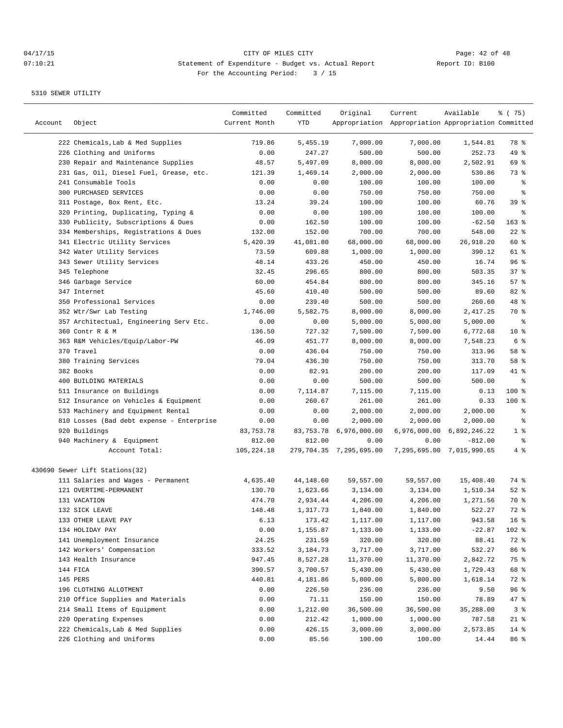CITY OF MILES CITY
Statement of Expenditure - Budget vs. Actual Report
For the Accounting Period: 3 / 15

5310 SEWER UTILITY

| Account | Object | Committed Current Month | Committed YTD | Original Appropriation | Current Appropriation | Available Appropriation | % ( 75) Committed |
|---|---|---|---|---|---|---|---|
| | 222 Chemicals,Lab & Med Supplies | 719.86 | 5,455.19 | 7,000.00 | 7,000.00 | 1,544.81 | 78 % |
| | 226 Clothing and Uniforms | 0.00 | 247.27 | 500.00 | 500.00 | 252.73 | 49 % |
| | 230 Repair and Maintenance Supplies | 48.57 | 5,497.09 | 8,000.00 | 8,000.00 | 2,502.91 | 69 % |
| | 231 Gas, Oil, Diesel Fuel, Grease, etc. | 121.39 | 1,469.14 | 2,000.00 | 2,000.00 | 530.86 | 73 % |
| | 241 Consumable Tools | 0.00 | 0.00 | 100.00 | 100.00 | 100.00 | % |
| | 300 PURCHASED SERVICES | 0.00 | 0.00 | 750.00 | 750.00 | 750.00 | % |
| | 311 Postage, Box Rent, Etc. | 13.24 | 39.24 | 100.00 | 100.00 | 60.76 | 39 % |
| | 320 Printing, Duplicating, Typing & | 0.00 | 0.00 | 100.00 | 100.00 | 100.00 | % |
| | 330 Publicity, Subscriptions & Dues | 0.00 | 162.50 | 100.00 | 100.00 | -62.50 | 163 % |
| | 334 Memberships, Registrations & Dues | 132.00 | 152.00 | 700.00 | 700.00 | 548.00 | 22 % |
| | 341 Electric Utility Services | 5,420.39 | 41,081.80 | 68,000.00 | 68,000.00 | 26,918.20 | 60 % |
| | 342 Water Utility Services | 73.59 | 609.88 | 1,000.00 | 1,000.00 | 390.12 | 61 % |
| | 343 Sewer Utility Services | 48.14 | 433.26 | 450.00 | 450.00 | 16.74 | 96 % |
| | 345 Telephone | 32.45 | 296.65 | 800.00 | 800.00 | 503.35 | 37 % |
| | 346 Garbage Service | 60.00 | 454.84 | 800.00 | 800.00 | 345.16 | 57 % |
| | 347 Internet | 45.60 | 410.40 | 500.00 | 500.00 | 89.60 | 82 % |
| | 350 Professional Services | 0.00 | 239.40 | 500.00 | 500.00 | 260.60 | 48 % |
| | 352 Wtr/Swr Lab Testing | 1,746.00 | 5,582.75 | 8,000.00 | 8,000.00 | 2,417.25 | 70 % |
| | 357 Architectual, Engineering Serv Etc. | 0.00 | 0.00 | 5,000.00 | 5,000.00 | 5,000.00 | % |
| | 360 Contr R & M | 136.50 | 727.32 | 7,500.00 | 7,500.00 | 6,772.68 | 10 % |
| | 363 R&M Vehicles/Equip/Labor-PW | 46.09 | 451.77 | 8,000.00 | 8,000.00 | 7,548.23 | 6 % |
| | 370 Travel | 0.00 | 436.04 | 750.00 | 750.00 | 313.96 | 58 % |
| | 380 Training Services | 79.04 | 436.30 | 750.00 | 750.00 | 313.70 | 58 % |
| | 382 Books | 0.00 | 82.91 | 200.00 | 200.00 | 117.09 | 41 % |
| | 400 BUILDING MATERIALS | 0.00 | 0.00 | 500.00 | 500.00 | 500.00 | % |
| | 511 Insurance on Buildings | 0.00 | 7,114.87 | 7,115.00 | 7,115.00 | 0.13 | 100 % |
| | 512 Insurance on Vehicles & Equipment | 0.00 | 260.67 | 261.00 | 261.00 | 0.33 | 100 % |
| | 533 Machinery and Equipment Rental | 0.00 | 0.00 | 2,000.00 | 2,000.00 | 2,000.00 | % |
| | 810 Losses (Bad debt expense - Enterprise | 0.00 | 0.00 | 2,000.00 | 2,000.00 | 2,000.00 | % |
| | 920 Buildings | 83,753.78 | 83,753.78 | 6,976,000.00 | 6,976,000.00 | 6,892,246.22 | 1 % |
| | 940 Machinery & Equipment | 812.00 | 812.00 | 0.00 | 0.00 | -812.00 | % |
| | Account Total: | 105,224.18 | 279,704.35 | 7,295,695.00 | 7,295,695.00 | 7,015,990.65 | 4 % |
| 430690 Sewer Lift Stations(32) | | | | | | | |
| | 111 Salaries and Wages - Permanent | 4,635.40 | 44,148.60 | 59,557.00 | 59,557.00 | 15,408.40 | 74 % |
| | 121 OVERTIME-PERMANENT | 130.70 | 1,623.66 | 3,134.00 | 3,134.00 | 1,510.34 | 52 % |
| | 131 VACATION | 474.70 | 2,934.44 | 4,206.00 | 4,206.00 | 1,271.56 | 70 % |
| | 132 SICK LEAVE | 148.48 | 1,317.73 | 1,840.00 | 1,840.00 | 522.27 | 72 % |
| | 133 OTHER LEAVE PAY | 6.13 | 173.42 | 1,117.00 | 1,117.00 | 943.58 | 16 % |
| | 134 HOLIDAY PAY | 0.00 | 1,155.87 | 1,133.00 | 1,133.00 | -22.87 | 102 % |
| | 141 Unemployment Insurance | 24.25 | 231.59 | 320.00 | 320.00 | 88.41 | 72 % |
| | 142 Workers' Compensation | 333.52 | 3,184.73 | 3,717.00 | 3,717.00 | 532.27 | 86 % |
| | 143 Health Insurance | 947.45 | 8,527.28 | 11,370.00 | 11,370.00 | 2,842.72 | 75 % |
| | 144 FICA | 390.57 | 3,700.57 | 5,430.00 | 5,430.00 | 1,729.43 | 68 % |
| | 145 PERS | 440.81 | 4,181.86 | 5,800.00 | 5,800.00 | 1,618.14 | 72 % |
| | 196 CLOTHING ALLOTMENT | 0.00 | 226.50 | 236.00 | 236.00 | 9.50 | 96 % |
| | 210 Office Supplies and Materials | 0.00 | 71.11 | 150.00 | 150.00 | 78.89 | 47 % |
| | 214 Small Items of Equipment | 0.00 | 1,212.00 | 36,500.00 | 36,500.00 | 35,288.00 | 3 % |
| | 220 Operating Expenses | 0.00 | 212.42 | 1,000.00 | 1,000.00 | 787.58 | 21 % |
| | 222 Chemicals,Lab & Med Supplies | 0.00 | 426.15 | 3,000.00 | 3,000.00 | 2,573.85 | 14 % |
| | 226 Clothing and Uniforms | 0.00 | 85.56 | 100.00 | 100.00 | 14.44 | 86 % |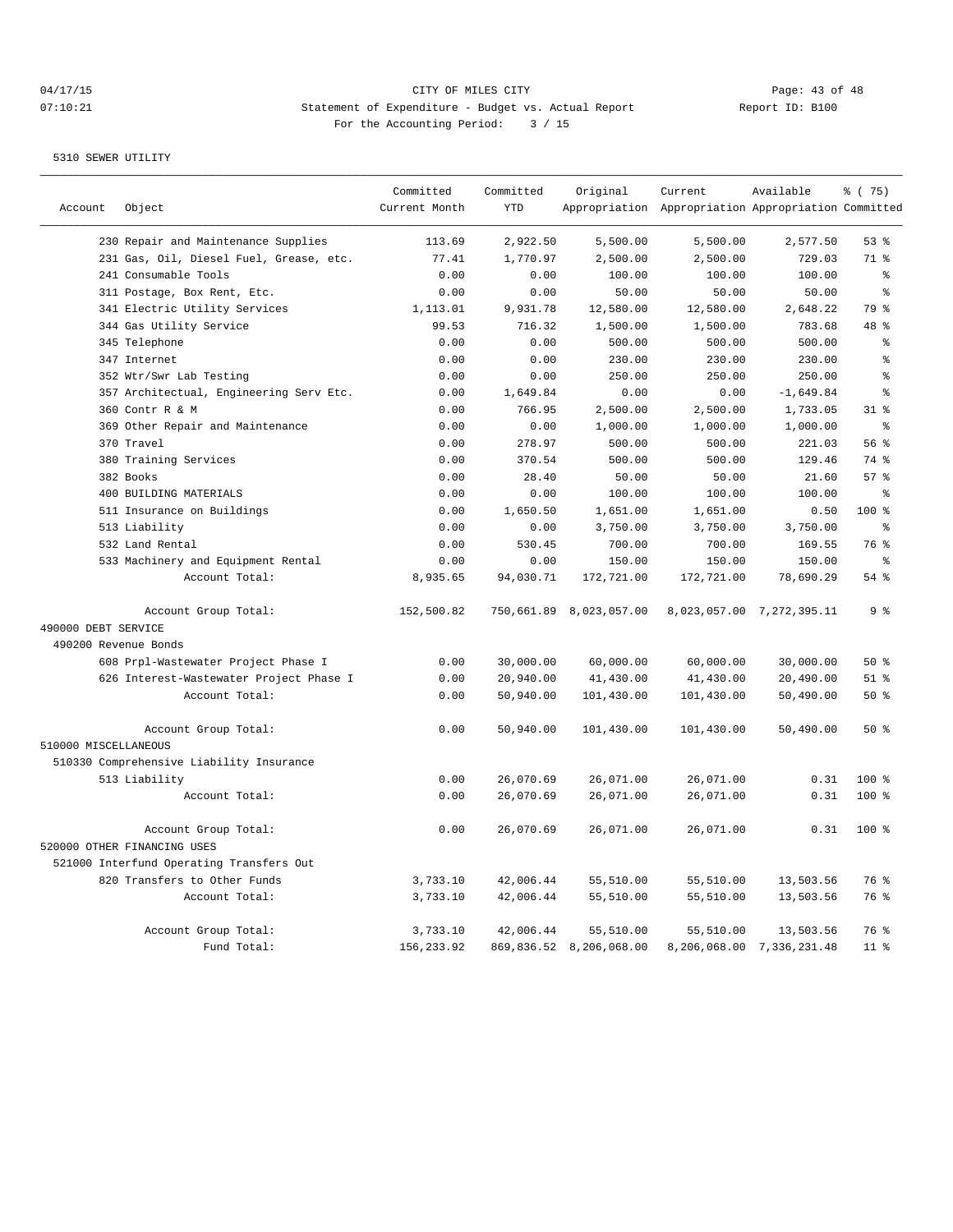CITY OF MILES CITY
Statement of Expenditure - Budget vs. Actual Report
For the Accounting Period: 3 / 15

04/17/15 07:10:21 Report ID: B100

5310 SEWER UTILITY

| Account | Object | Committed Current Month | Committed YTD | Original Appropriation | Current Appropriation | Available Appropriation | % ( 75) Committed |
|---|---|---|---|---|---|---|---|
| | 230 Repair and Maintenance Supplies | 113.69 | 2,922.50 | 5,500.00 | 5,500.00 | 2,577.50 | 53 % |
| | 231 Gas, Oil, Diesel Fuel, Grease, etc. | 77.41 | 1,770.97 | 2,500.00 | 2,500.00 | 729.03 | 71 % |
| | 241 Consumable Tools | 0.00 | 0.00 | 100.00 | 100.00 | 100.00 | % |
| | 311 Postage, Box Rent, Etc. | 0.00 | 0.00 | 50.00 | 50.00 | 50.00 | % |
| | 341 Electric Utility Services | 1,113.01 | 9,931.78 | 12,580.00 | 12,580.00 | 2,648.22 | 79 % |
| | 344 Gas Utility Service | 99.53 | 716.32 | 1,500.00 | 1,500.00 | 783.68 | 48 % |
| | 345 Telephone | 0.00 | 0.00 | 500.00 | 500.00 | 500.00 | % |
| | 347 Internet | 0.00 | 0.00 | 230.00 | 230.00 | 230.00 | % |
| | 352 Wtr/Swr Lab Testing | 0.00 | 0.00 | 250.00 | 250.00 | 250.00 | % |
| | 357 Architectual, Engineering Serv Etc. | 0.00 | 1,649.84 | 0.00 | 0.00 | -1,649.84 | % |
| | 360 Contr R & M | 0.00 | 766.95 | 2,500.00 | 2,500.00 | 1,733.05 | 31 % |
| | 369 Other Repair and Maintenance | 0.00 | 0.00 | 1,000.00 | 1,000.00 | 1,000.00 | % |
| | 370 Travel | 0.00 | 278.97 | 500.00 | 500.00 | 221.03 | 56 % |
| | 380 Training Services | 0.00 | 370.54 | 500.00 | 500.00 | 129.46 | 74 % |
| | 382 Books | 0.00 | 28.40 | 50.00 | 50.00 | 21.60 | 57 % |
| | 400 BUILDING MATERIALS | 0.00 | 0.00 | 100.00 | 100.00 | 100.00 | % |
| | 511 Insurance on Buildings | 0.00 | 1,650.50 | 1,651.00 | 1,651.00 | 0.50 | 100 % |
| | 513 Liability | 0.00 | 0.00 | 3,750.00 | 3,750.00 | 3,750.00 | % |
| | 532 Land Rental | 0.00 | 530.45 | 700.00 | 700.00 | 169.55 | 76 % |
| | 533 Machinery and Equipment Rental | 0.00 | 0.00 | 150.00 | 150.00 | 150.00 | % |
| | Account Total: | 8,935.65 | 94,030.71 | 172,721.00 | 172,721.00 | 78,690.29 | 54 % |
| | Account Group Total: | 152,500.82 | 750,661.89 | 8,023,057.00 | 8,023,057.00 | 7,272,395.11 | 9 % |
| 490000 DEBT SERVICE | | | | | | | |
| 490200 Revenue Bonds | | | | | | | |
| | 608 Prpl-Wastewater Project Phase I | 0.00 | 30,000.00 | 60,000.00 | 60,000.00 | 30,000.00 | 50 % |
| | 626 Interest-Wastewater Project Phase I | 0.00 | 20,940.00 | 41,430.00 | 41,430.00 | 20,490.00 | 51 % |
| | Account Total: | 0.00 | 50,940.00 | 101,430.00 | 101,430.00 | 50,490.00 | 50 % |
| | Account Group Total: | 0.00 | 50,940.00 | 101,430.00 | 101,430.00 | 50,490.00 | 50 % |
| 510000 MISCELLANEOUS | | | | | | | |
| 510330 Comprehensive Liability Insurance | | | | | | | |
| | 513 Liability | 0.00 | 26,070.69 | 26,071.00 | 26,071.00 | 0.31 | 100 % |
| | Account Total: | 0.00 | 26,070.69 | 26,071.00 | 26,071.00 | 0.31 | 100 % |
| | Account Group Total: | 0.00 | 26,070.69 | 26,071.00 | 26,071.00 | 0.31 | 100 % |
| 520000 OTHER FINANCING USES | | | | | | | |
| 521000 Interfund Operating Transfers Out | | | | | | | |
| | 820 Transfers to Other Funds | 3,733.10 | 42,006.44 | 55,510.00 | 55,510.00 | 13,503.56 | 76 % |
| | Account Total: | 3,733.10 | 42,006.44 | 55,510.00 | 55,510.00 | 13,503.56 | 76 % |
| | Account Group Total: | 3,733.10 | 42,006.44 | 55,510.00 | 55,510.00 | 13,503.56 | 76 % |
| | Fund Total: | 156,233.92 | 869,836.52 | 8,206,068.00 | 8,206,068.00 | 7,336,231.48 | 11 % |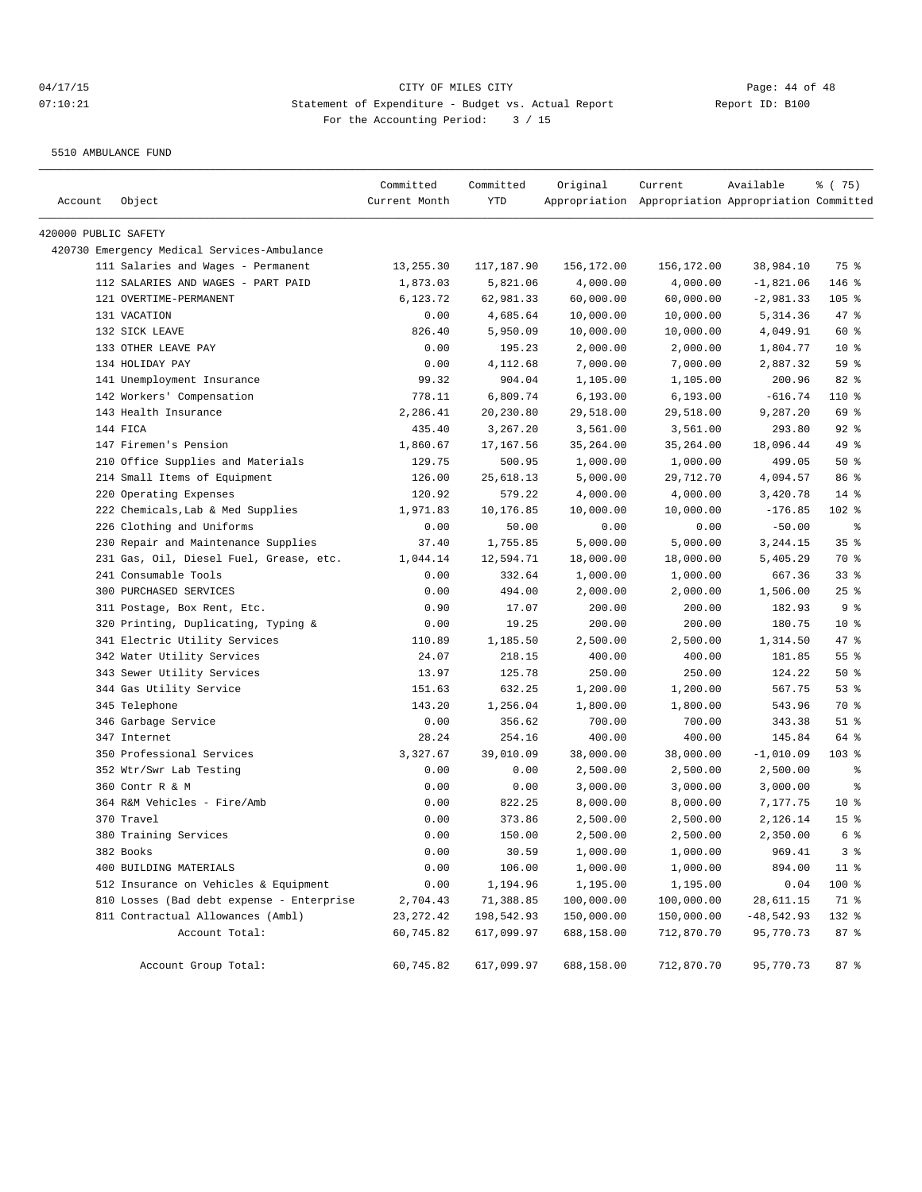CITY OF MILES CITY

Statement of Expenditure - Budget vs. Actual Report

For the Accounting Period: 3 / 15

04/17/15 07:10:21 Report ID: B100

5510 AMBULANCE FUND

| Account | Object | Committed Current Month | Committed YTD | Original Appropriation | Current Appropriation | Available Appropriation | % ( 75) Committed |
|---|---|---|---|---|---|---|---|
| 420000 PUBLIC SAFETY | | | | | | | |
| 420730 Emergency Medical Services-Ambulance | | | | | | | |
| 111 | Salaries and Wages - Permanent | 13,255.30 | 117,187.90 | 156,172.00 | 156,172.00 | 38,984.10 | 75 % |
| 112 | SALARIES AND WAGES - PART PAID | 1,873.03 | 5,821.06 | 4,000.00 | 4,000.00 | -1,821.06 | 146 % |
| 121 | OVERTIME-PERMANENT | 6,123.72 | 62,981.33 | 60,000.00 | 60,000.00 | -2,981.33 | 105 % |
| 131 | VACATION | 0.00 | 4,685.64 | 10,000.00 | 10,000.00 | 5,314.36 | 47 % |
| 132 | SICK LEAVE | 826.40 | 5,950.09 | 10,000.00 | 10,000.00 | 4,049.91 | 60 % |
| 133 | OTHER LEAVE PAY | 0.00 | 195.23 | 2,000.00 | 2,000.00 | 1,804.77 | 10 % |
| 134 | HOLIDAY PAY | 0.00 | 4,112.68 | 7,000.00 | 7,000.00 | 2,887.32 | 59 % |
| 141 | Unemployment Insurance | 99.32 | 904.04 | 1,105.00 | 1,105.00 | 200.96 | 82 % |
| 142 | Workers' Compensation | 778.11 | 6,809.74 | 6,193.00 | 6,193.00 | -616.74 | 110 % |
| 143 | Health Insurance | 2,286.41 | 20,230.80 | 29,518.00 | 29,518.00 | 9,287.20 | 69 % |
| 144 | FICA | 435.40 | 3,267.20 | 3,561.00 | 3,561.00 | 293.80 | 92 % |
| 147 | Firemen's Pension | 1,860.67 | 17,167.56 | 35,264.00 | 35,264.00 | 18,096.44 | 49 % |
| 210 | Office Supplies and Materials | 129.75 | 500.95 | 1,000.00 | 1,000.00 | 499.05 | 50 % |
| 214 | Small Items of Equipment | 126.00 | 25,618.13 | 5,000.00 | 29,712.70 | 4,094.57 | 86 % |
| 220 | Operating Expenses | 120.92 | 579.22 | 4,000.00 | 4,000.00 | 3,420.78 | 14 % |
| 222 | Chemicals,Lab & Med Supplies | 1,971.83 | 10,176.85 | 10,000.00 | 10,000.00 | -176.85 | 102 % |
| 226 | Clothing and Uniforms | 0.00 | 50.00 | 0.00 | 0.00 | -50.00 | % |
| 230 | Repair and Maintenance Supplies | 37.40 | 1,755.85 | 5,000.00 | 5,000.00 | 3,244.15 | 35 % |
| 231 | Gas, Oil, Diesel Fuel, Grease, etc. | 1,044.14 | 12,594.71 | 18,000.00 | 18,000.00 | 5,405.29 | 70 % |
| 241 | Consumable Tools | 0.00 | 332.64 | 1,000.00 | 1,000.00 | 667.36 | 33 % |
| 300 | PURCHASED SERVICES | 0.00 | 494.00 | 2,000.00 | 2,000.00 | 1,506.00 | 25 % |
| 311 | Postage, Box Rent, Etc. | 0.90 | 17.07 | 200.00 | 200.00 | 182.93 | 9 % |
| 320 | Printing, Duplicating, Typing & | 0.00 | 19.25 | 200.00 | 200.00 | 180.75 | 10 % |
| 341 | Electric Utility Services | 110.89 | 1,185.50 | 2,500.00 | 2,500.00 | 1,314.50 | 47 % |
| 342 | Water Utility Services | 24.07 | 218.15 | 400.00 | 400.00 | 181.85 | 55 % |
| 343 | Sewer Utility Services | 13.97 | 125.78 | 250.00 | 250.00 | 124.22 | 50 % |
| 344 | Gas Utility Service | 151.63 | 632.25 | 1,200.00 | 1,200.00 | 567.75 | 53 % |
| 345 | Telephone | 143.20 | 1,256.04 | 1,800.00 | 1,800.00 | 543.96 | 70 % |
| 346 | Garbage Service | 0.00 | 356.62 | 700.00 | 700.00 | 343.38 | 51 % |
| 347 | Internet | 28.24 | 254.16 | 400.00 | 400.00 | 145.84 | 64 % |
| 350 | Professional Services | 3,327.67 | 39,010.09 | 38,000.00 | 38,000.00 | -1,010.09 | 103 % |
| 352 | Wtr/Swr Lab Testing | 0.00 | 0.00 | 2,500.00 | 2,500.00 | 2,500.00 | % |
| 360 | Contr R & M | 0.00 | 0.00 | 3,000.00 | 3,000.00 | 3,000.00 | % |
| 364 | R&M Vehicles - Fire/Amb | 0.00 | 822.25 | 8,000.00 | 8,000.00 | 7,177.75 | 10 % |
| 370 | Travel | 0.00 | 373.86 | 2,500.00 | 2,500.00 | 2,126.14 | 15 % |
| 380 | Training Services | 0.00 | 150.00 | 2,500.00 | 2,500.00 | 2,350.00 | 6 % |
| 382 | Books | 0.00 | 30.59 | 1,000.00 | 1,000.00 | 969.41 | 3 % |
| 400 | BUILDING MATERIALS | 0.00 | 106.00 | 1,000.00 | 1,000.00 | 894.00 | 11 % |
| 512 | Insurance on Vehicles & Equipment | 0.00 | 1,194.96 | 1,195.00 | 1,195.00 | 0.04 | 100 % |
| 810 | Losses (Bad debt expense - Enterprise | 2,704.43 | 71,388.85 | 100,000.00 | 100,000.00 | 28,611.15 | 71 % |
| 811 | Contractual Allowances (Ambl) | 23,272.42 | 198,542.93 | 150,000.00 | 150,000.00 | -48,542.93 | 132 % |
| | Account Total: | 60,745.82 | 617,099.97 | 688,158.00 | 712,870.70 | 95,770.73 | 87 % |
| | Account Group Total: | 60,745.82 | 617,099.97 | 688,158.00 | 712,870.70 | 95,770.73 | 87 % |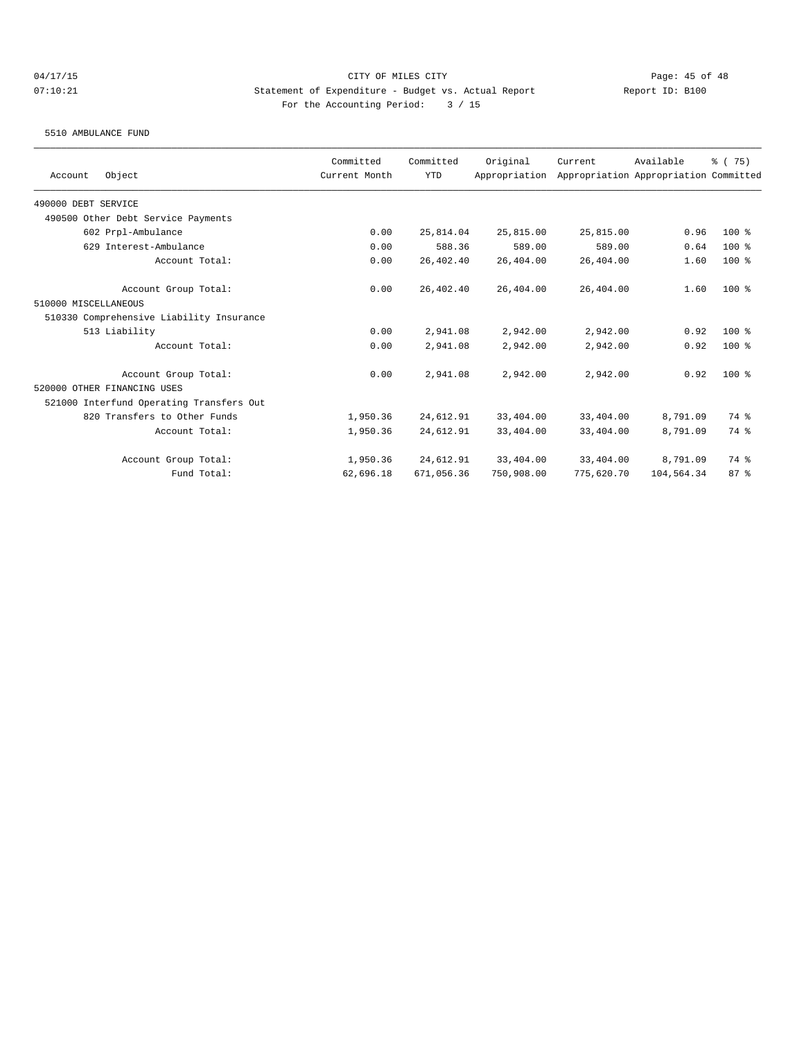CITY OF MILES CITY

Statement of Expenditure - Budget vs. Actual Report

For the Accounting Period: 3 / 15

5510 AMBULANCE FUND

| Account Object | Committed Current Month | Committed YTD | Original Appropriation | Current Appropriation | Available Appropriation | % ( 75) Committed |
|---|---|---|---|---|---|---|
| 490000 DEBT SERVICE | | | | | | |
| 490500 Other Debt Service Payments | | | | | | |
| 602 Prpl-Ambulance | 0.00 | 25,814.04 | 25,815.00 | 25,815.00 | 0.96 | 100 % |
| 629 Interest-Ambulance | 0.00 | 588.36 | 589.00 | 589.00 | 0.64 | 100 % |
| Account Total: | 0.00 | 26,402.40 | 26,404.00 | 26,404.00 | 1.60 | 100 % |
| Account Group Total: | 0.00 | 26,402.40 | 26,404.00 | 26,404.00 | 1.60 | 100 % |
| 510000 MISCELLANEOUS | | | | | | |
| 510330 Comprehensive Liability Insurance | | | | | | |
| 513 Liability | 0.00 | 2,941.08 | 2,942.00 | 2,942.00 | 0.92 | 100 % |
| Account Total: | 0.00 | 2,941.08 | 2,942.00 | 2,942.00 | 0.92 | 100 % |
| Account Group Total: | 0.00 | 2,941.08 | 2,942.00 | 2,942.00 | 0.92 | 100 % |
| 520000 OTHER FINANCING USES | | | | | | |
| 521000 Interfund Operating Transfers Out | | | | | | |
| 820 Transfers to Other Funds | 1,950.36 | 24,612.91 | 33,404.00 | 33,404.00 | 8,791.09 | 74 % |
| Account Total: | 1,950.36 | 24,612.91 | 33,404.00 | 33,404.00 | 8,791.09 | 74 % |
| Account Group Total: | 1,950.36 | 24,612.91 | 33,404.00 | 33,404.00 | 8,791.09 | 74 % |
| Fund Total: | 62,696.18 | 671,056.36 | 750,908.00 | 775,620.70 | 104,564.34 | 87 % |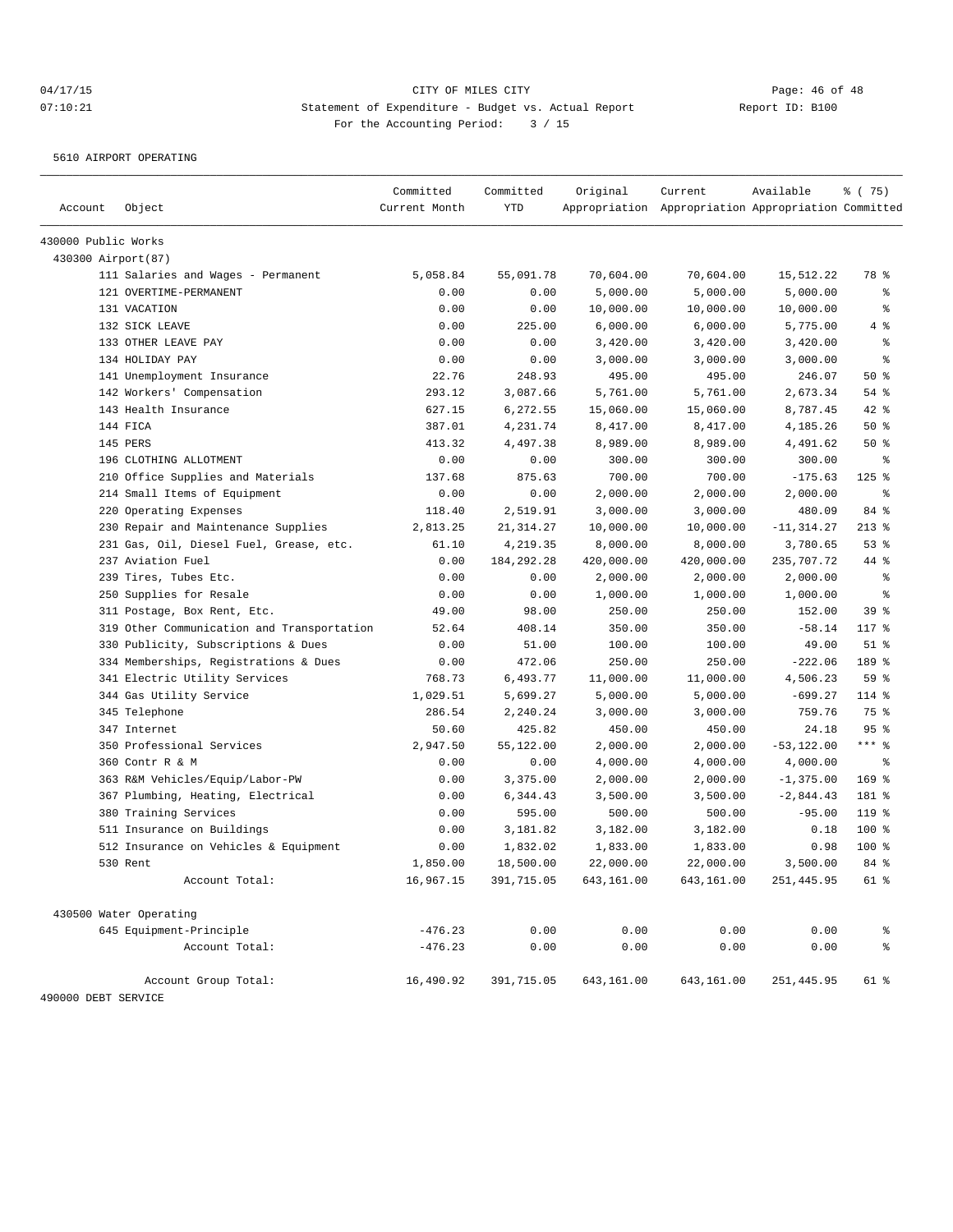CITY OF MILES CITY

Statement of Expenditure - Budget vs. Actual Report

For the Accounting Period: 3 / 15

5610 AIRPORT OPERATING

| Account | Object | Committed Current Month | Committed YTD | Original Appropriation | Current Appropriation | Available Appropriation | % ( 75) Committed |
|---|---|---|---|---|---|---|---|
| 430000 Public Works | | | | | | | |
| 430300 Airport(87) | | | | | | | |
| | 111 Salaries and Wages - Permanent | 5,058.84 | 55,091.78 | 70,604.00 | 70,604.00 | 15,512.22 | 78 % |
| | 121 OVERTIME-PERMANENT | 0.00 | 0.00 | 5,000.00 | 5,000.00 | 5,000.00 | % |
| | 131 VACATION | 0.00 | 0.00 | 10,000.00 | 10,000.00 | 10,000.00 | % |
| | 132 SICK LEAVE | 0.00 | 225.00 | 6,000.00 | 6,000.00 | 5,775.00 | 4 % |
| | 133 OTHER LEAVE PAY | 0.00 | 0.00 | 3,420.00 | 3,420.00 | 3,420.00 | % |
| | 134 HOLIDAY PAY | 0.00 | 0.00 | 3,000.00 | 3,000.00 | 3,000.00 | % |
| | 141 Unemployment Insurance | 22.76 | 248.93 | 495.00 | 495.00 | 246.07 | 50 % |
| | 142 Workers' Compensation | 293.12 | 3,087.66 | 5,761.00 | 5,761.00 | 2,673.34 | 54 % |
| | 143 Health Insurance | 627.15 | 6,272.55 | 15,060.00 | 15,060.00 | 8,787.45 | 42 % |
| | 144 FICA | 387.01 | 4,231.74 | 8,417.00 | 8,417.00 | 4,185.26 | 50 % |
| | 145 PERS | 413.32 | 4,497.38 | 8,989.00 | 8,989.00 | 4,491.62 | 50 % |
| | 196 CLOTHING ALLOTMENT | 0.00 | 0.00 | 300.00 | 300.00 | 300.00 | % |
| | 210 Office Supplies and Materials | 137.68 | 875.63 | 700.00 | 700.00 | -175.63 | 125 % |
| | 214 Small Items of Equipment | 0.00 | 0.00 | 2,000.00 | 2,000.00 | 2,000.00 | % |
| | 220 Operating Expenses | 118.40 | 2,519.91 | 3,000.00 | 3,000.00 | 480.09 | 84 % |
| | 230 Repair and Maintenance Supplies | 2,813.25 | 21,314.27 | 10,000.00 | 10,000.00 | -11,314.27 | 213 % |
| | 231 Gas, Oil, Diesel Fuel, Grease, etc. | 61.10 | 4,219.35 | 8,000.00 | 8,000.00 | 3,780.65 | 53 % |
| | 237 Aviation Fuel | 0.00 | 184,292.28 | 420,000.00 | 420,000.00 | 235,707.72 | 44 % |
| | 239 Tires, Tubes Etc. | 0.00 | 0.00 | 2,000.00 | 2,000.00 | 2,000.00 | % |
| | 250 Supplies for Resale | 0.00 | 0.00 | 1,000.00 | 1,000.00 | 1,000.00 | % |
| | 311 Postage, Box Rent, Etc. | 49.00 | 98.00 | 250.00 | 250.00 | 152.00 | 39 % |
| | 319 Other Communication and Transportation | 52.64 | 408.14 | 350.00 | 350.00 | -58.14 | 117 % |
| | 330 Publicity, Subscriptions & Dues | 0.00 | 51.00 | 100.00 | 100.00 | 49.00 | 51 % |
| | 334 Memberships, Registrations & Dues | 0.00 | 472.06 | 250.00 | 250.00 | -222.06 | 189 % |
| | 341 Electric Utility Services | 768.73 | 6,493.77 | 11,000.00 | 11,000.00 | 4,506.23 | 59 % |
| | 344 Gas Utility Service | 1,029.51 | 5,699.27 | 5,000.00 | 5,000.00 | -699.27 | 114 % |
| | 345 Telephone | 286.54 | 2,240.24 | 3,000.00 | 3,000.00 | 759.76 | 75 % |
| | 347 Internet | 50.60 | 425.82 | 450.00 | 450.00 | 24.18 | 95 % |
| | 350 Professional Services | 2,947.50 | 55,122.00 | 2,000.00 | 2,000.00 | -53,122.00 | *** % |
| | 360 Contr R & M | 0.00 | 0.00 | 4,000.00 | 4,000.00 | 4,000.00 | % |
| | 363 R&M Vehicles/Equip/Labor-PW | 0.00 | 3,375.00 | 2,000.00 | 2,000.00 | -1,375.00 | 169 % |
| | 367 Plumbing, Heating, Electrical | 0.00 | 6,344.43 | 3,500.00 | 3,500.00 | -2,844.43 | 181 % |
| | 380 Training Services | 0.00 | 595.00 | 500.00 | 500.00 | -95.00 | 119 % |
| | 511 Insurance on Buildings | 0.00 | 3,181.82 | 3,182.00 | 3,182.00 | 0.18 | 100 % |
| | 512 Insurance on Vehicles & Equipment | 0.00 | 1,832.02 | 1,833.00 | 1,833.00 | 0.98 | 100 % |
| | 530 Rent | 1,850.00 | 18,500.00 | 22,000.00 | 22,000.00 | 3,500.00 | 84 % |
| | Account Total: | 16,967.15 | 391,715.05 | 643,161.00 | 643,161.00 | 251,445.95 | 61 % |
| 430500 Water Operating | | | | | | | |
| | 645 Equipment-Principle | -476.23 | 0.00 | 0.00 | 0.00 | 0.00 | % |
| | Account Total: | -476.23 | 0.00 | 0.00 | 0.00 | 0.00 | % |
| | Account Group Total: | 16,490.92 | 391,715.05 | 643,161.00 | 643,161.00 | 251,445.95 | 61 % |
| 490000 DEBT SERVICE | | | | | | | |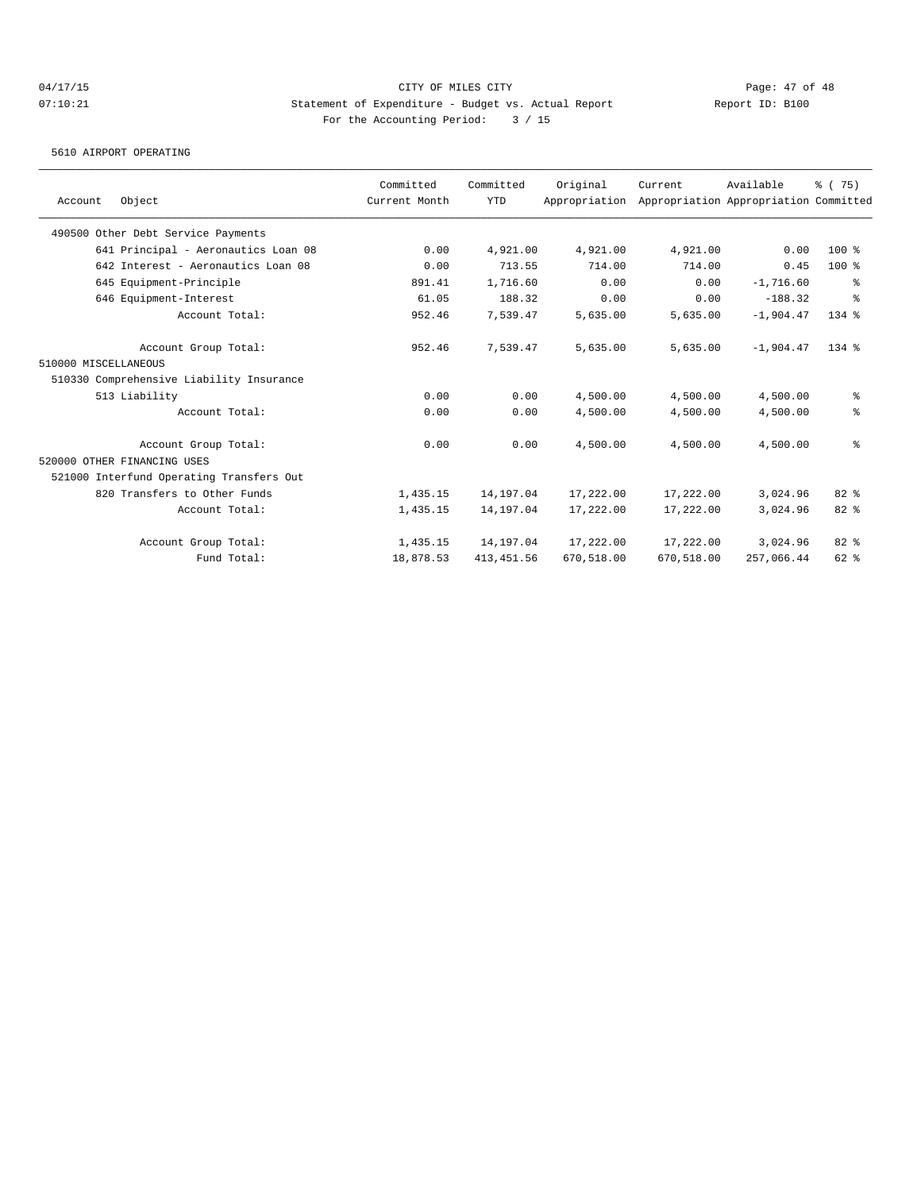CITY OF MILES CITY

Statement of Expenditure - Budget vs. Actual Report

For the Accounting Period: 3 / 15

04/17/15 07:10:21 Report ID: B100

5610 AIRPORT OPERATING

| Account Object | Committed Current Month | Committed YTD | Original Appropriation | Current Appropriation | Available Appropriation | % ( 75) Committed |
|---|---|---|---|---|---|---|
| 490500 Other Debt Service Payments | | | | | | |
| 641 Principal - Aeronautics Loan 08 | 0.00 | 4,921.00 | 4,921.00 | 4,921.00 | 0.00 | 100 % |
| 642 Interest - Aeronautics Loan 08 | 0.00 | 713.55 | 714.00 | 714.00 | 0.45 | 100 % |
| 645 Equipment-Principle | 891.41 | 1,716.60 | 0.00 | 0.00 | -1,716.60 | % |
| 646 Equipment-Interest | 61.05 | 188.32 | 0.00 | 0.00 | -188.32 | % |
| Account Total: | 952.46 | 7,539.47 | 5,635.00 | 5,635.00 | -1,904.47 | 134 % |
| Account Group Total: | 952.46 | 7,539.47 | 5,635.00 | 5,635.00 | -1,904.47 | 134 % |
| 510000 MISCELLANEOUS | | | | | | |
| 510330 Comprehensive Liability Insurance | | | | | | |
| 513 Liability | 0.00 | 0.00 | 4,500.00 | 4,500.00 | 4,500.00 | % |
| Account Total: | 0.00 | 0.00 | 4,500.00 | 4,500.00 | 4,500.00 | % |
| Account Group Total: | 0.00 | 0.00 | 4,500.00 | 4,500.00 | 4,500.00 | % |
| 520000 OTHER FINANCING USES | | | | | | |
| 521000 Interfund Operating Transfers Out | | | | | | |
| 820 Transfers to Other Funds | 1,435.15 | 14,197.04 | 17,222.00 | 17,222.00 | 3,024.96 | 82 % |
| Account Total: | 1,435.15 | 14,197.04 | 17,222.00 | 17,222.00 | 3,024.96 | 82 % |
| Account Group Total: | 1,435.15 | 14,197.04 | 17,222.00 | 17,222.00 | 3,024.96 | 82 % |
| Fund Total: | 18,878.53 | 413,451.56 | 670,518.00 | 670,518.00 | 257,066.44 | 62 % |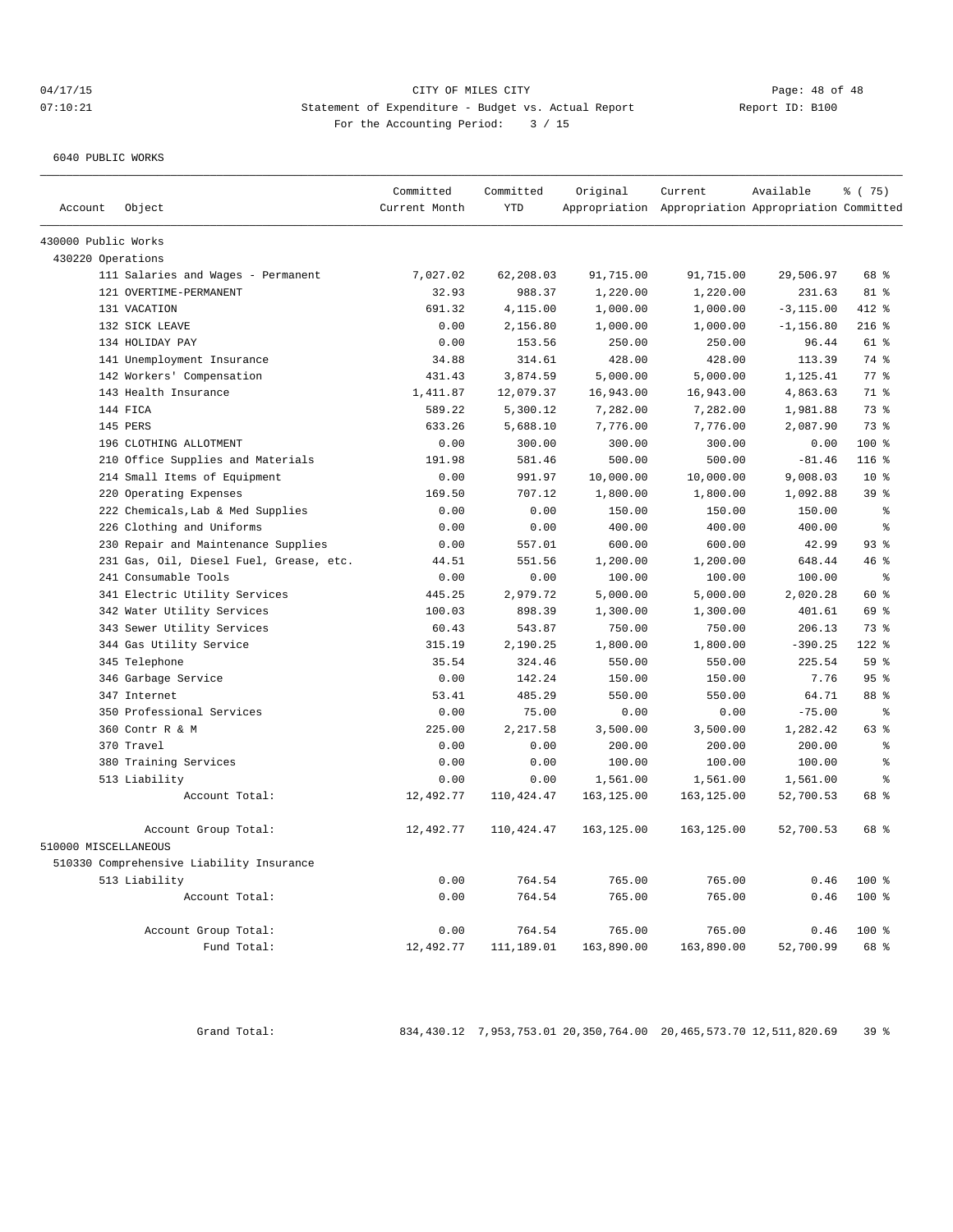CITY OF MILES CITY
Statement of Expenditure - Budget vs. Actual Report
For the Accounting Period: 3 / 15

04/17/15
07:10:21

Report ID: B100

6040 PUBLIC WORKS

| Account | Object | Committed Current Month | Committed YTD | Original Appropriation | Current Appropriation | Available Appropriation | % ( 75) Committed |
|---|---|---|---|---|---|---|---|
| 430000 Public Works | | | | | | | |
| 430220 Operations | | | | | | | |
| | 111 Salaries and Wages - Permanent | 7,027.02 | 62,208.03 | 91,715.00 | 91,715.00 | 29,506.97 | 68 % |
| | 121 OVERTIME-PERMANENT | 32.93 | 988.37 | 1,220.00 | 1,220.00 | 231.63 | 81 % |
| | 131 VACATION | 691.32 | 4,115.00 | 1,000.00 | 1,000.00 | -3,115.00 | 412 % |
| | 132 SICK LEAVE | 0.00 | 2,156.80 | 1,000.00 | 1,000.00 | -1,156.80 | 216 % |
| | 134 HOLIDAY PAY | 0.00 | 153.56 | 250.00 | 250.00 | 96.44 | 61 % |
| | 141 Unemployment Insurance | 34.88 | 314.61 | 428.00 | 428.00 | 113.39 | 74 % |
| | 142 Workers' Compensation | 431.43 | 3,874.59 | 5,000.00 | 5,000.00 | 1,125.41 | 77 % |
| | 143 Health Insurance | 1,411.87 | 12,079.37 | 16,943.00 | 16,943.00 | 4,863.63 | 71 % |
| | 144 FICA | 589.22 | 5,300.12 | 7,282.00 | 7,282.00 | 1,981.88 | 73 % |
| | 145 PERS | 633.26 | 5,688.10 | 7,776.00 | 7,776.00 | 2,087.90 | 73 % |
| | 196 CLOTHING ALLOTMENT | 0.00 | 300.00 | 300.00 | 300.00 | 0.00 | 100 % |
| | 210 Office Supplies and Materials | 191.98 | 581.46 | 500.00 | 500.00 | -81.46 | 116 % |
| | 214 Small Items of Equipment | 0.00 | 991.97 | 10,000.00 | 10,000.00 | 9,008.03 | 10 % |
| | 220 Operating Expenses | 169.50 | 707.12 | 1,800.00 | 1,800.00 | 1,092.88 | 39 % |
| | 222 Chemicals,Lab & Med Supplies | 0.00 | 0.00 | 150.00 | 150.00 | 150.00 | % |
| | 226 Clothing and Uniforms | 0.00 | 0.00 | 400.00 | 400.00 | 400.00 | % |
| | 230 Repair and Maintenance Supplies | 0.00 | 557.01 | 600.00 | 600.00 | 42.99 | 93 % |
| | 231 Gas, Oil, Diesel Fuel, Grease, etc. | 44.51 | 551.56 | 1,200.00 | 1,200.00 | 648.44 | 46 % |
| | 241 Consumable Tools | 0.00 | 0.00 | 100.00 | 100.00 | 100.00 | % |
| | 341 Electric Utility Services | 445.25 | 2,979.72 | 5,000.00 | 5,000.00 | 2,020.28 | 60 % |
| | 342 Water Utility Services | 100.03 | 898.39 | 1,300.00 | 1,300.00 | 401.61 | 69 % |
| | 343 Sewer Utility Services | 60.43 | 543.87 | 750.00 | 750.00 | 206.13 | 73 % |
| | 344 Gas Utility Service | 315.19 | 2,190.25 | 1,800.00 | 1,800.00 | -390.25 | 122 % |
| | 345 Telephone | 35.54 | 324.46 | 550.00 | 550.00 | 225.54 | 59 % |
| | 346 Garbage Service | 0.00 | 142.24 | 150.00 | 150.00 | 7.76 | 95 % |
| | 347 Internet | 53.41 | 485.29 | 550.00 | 550.00 | 64.71 | 88 % |
| | 350 Professional Services | 0.00 | 75.00 | 0.00 | 0.00 | -75.00 | % |
| | 360 Contr R & M | 225.00 | 2,217.58 | 3,500.00 | 3,500.00 | 1,282.42 | 63 % |
| | 370 Travel | 0.00 | 0.00 | 200.00 | 200.00 | 200.00 | % |
| | 380 Training Services | 0.00 | 0.00 | 100.00 | 100.00 | 100.00 | % |
| | 513 Liability | 0.00 | 0.00 | 1,561.00 | 1,561.00 | 1,561.00 | % |
| | Account Total: | 12,492.77 | 110,424.47 | 163,125.00 | 163,125.00 | 52,700.53 | 68 % |
| | Account Group Total: | 12,492.77 | 110,424.47 | 163,125.00 | 163,125.00 | 52,700.53 | 68 % |
| 510000 MISCELLANEOUS | | | | | | | |
| 510330 Comprehensive Liability Insurance | | | | | | | |
| | 513 Liability | 0.00 | 764.54 | 765.00 | 765.00 | 0.46 | 100 % |
| | Account Total: | 0.00 | 764.54 | 765.00 | 765.00 | 0.46 | 100 % |
| | Account Group Total: | 0.00 | 764.54 | 765.00 | 765.00 | 0.46 | 100 % |
| | Fund Total: | 12,492.77 | 111,189.01 | 163,890.00 | 163,890.00 | 52,700.99 | 68 % |
| | Grand Total: | 834,430.12 | 7,953,753.01 | 20,350,764.00 | 20,465,573.70 | 12,511,820.69 | 39 % |